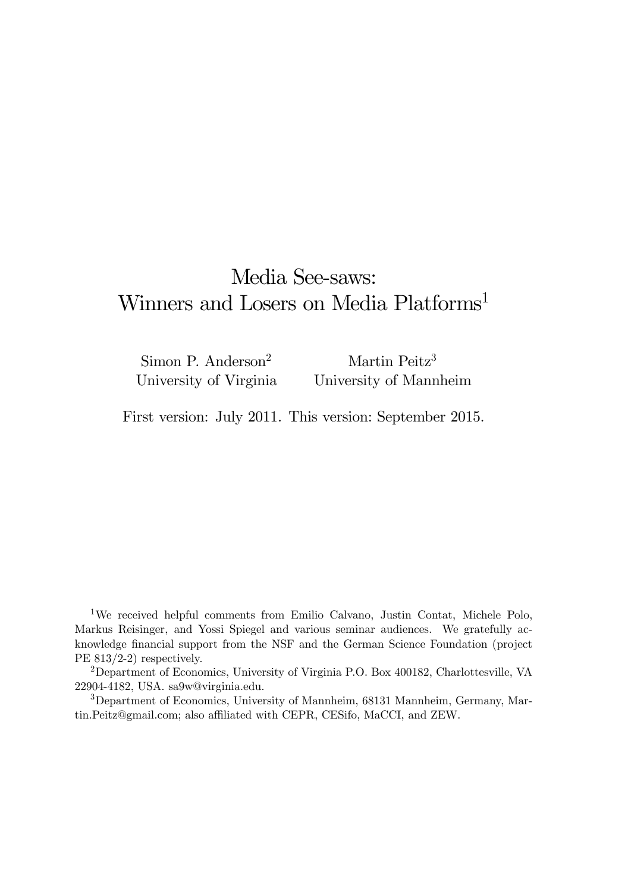# Media See-saws: Winners and Losers on Media Platforms[1]

Simon P. Anderson[2]
University of Virginia

Martin Peitz[3]
University of Mannheim

First version: July 2011. This version: September 2015.

[1] We received helpful comments from Emilio Calvano, Justin Contat, Michele Polo, Markus Reisinger, and Yossi Spiegel and various seminar audiences. We gratefully acknowledge financial support from the NSF and the German Science Foundation (project PE 813/2-2) respectively.

[2] Department of Economics, University of Virginia P.O. Box 400182, Charlottesville, VA 22904-4182, USA. sa9w@virginia.edu.

[3] Department of Economics, University of Mannheim, 68131 Mannheim, Germany, Martin.Peitz@gmail.com; also affiliated with CEPR, CESifo, MaCCI, and ZEW.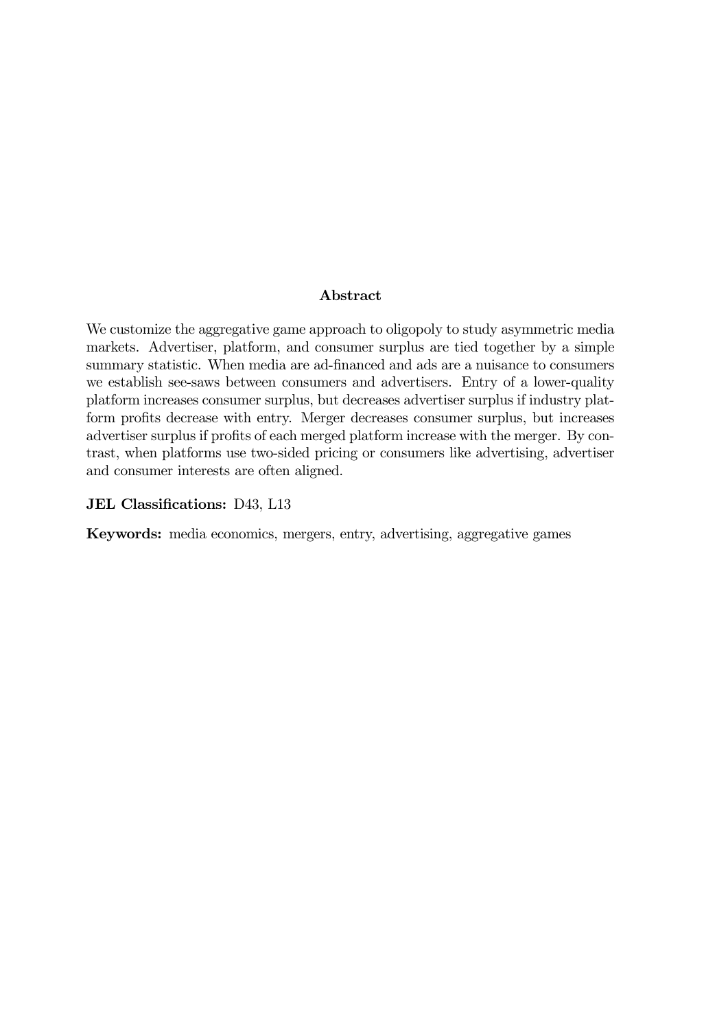## Abstract

We customize the aggregative game approach to oligopoly to study asymmetric media markets. Advertiser, platform, and consumer surplus are tied together by a simple summary statistic. When media are ad-financed and ads are a nuisance to consumers we establish see-saws between consumers and advertisers. Entry of a lower-quality platform increases consumer surplus, but decreases advertiser surplus if industry platform profits decrease with entry. Merger decreases consumer surplus, but increases advertiser surplus if profits of each merged platform increase with the merger. By contrast, when platforms use two-sided pricing or consumers like advertising, advertiser and consumer interests are often aligned.

**JEL Classifications:** D43, L13

**Keywords:** media economics, mergers, entry, advertising, aggregative games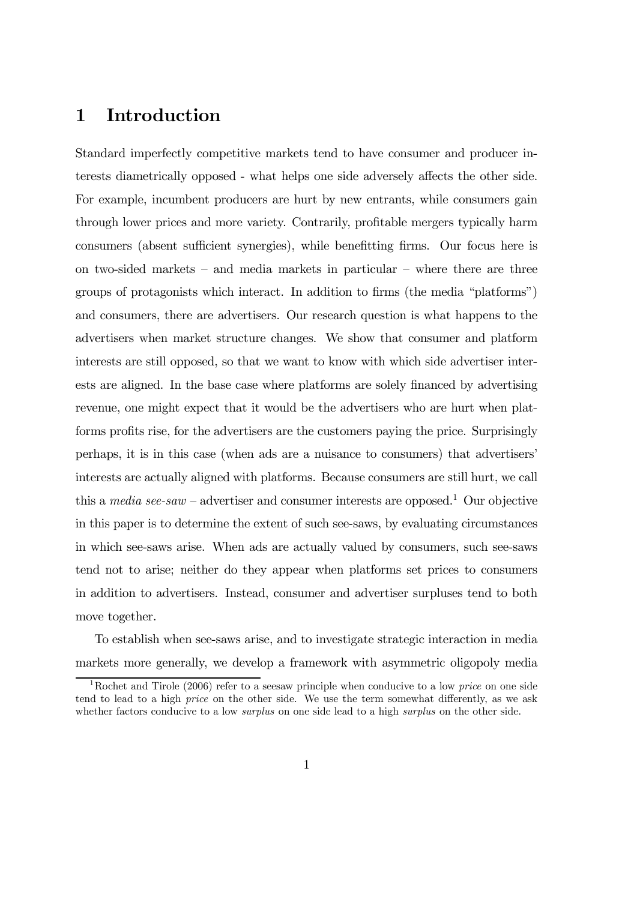# 1 Introduction

Standard imperfectly competitive markets tend to have consumer and producer interests diametrically opposed - what helps one side adversely affects the other side. For example, incumbent producers are hurt by new entrants, while consumers gain through lower prices and more variety. Contrarily, profitable mergers typically harm consumers (absent sufficient synergies), while benefitting firms. Our focus here is on two-sided markets – and media markets in particular – where there are three groups of protagonists which interact. In addition to firms (the media "platforms") and consumers, there are advertisers. Our research question is what happens to the advertisers when market structure changes. We show that consumer and platform interests are still opposed, so that we want to know with which side advertiser interests are aligned. In the base case where platforms are solely financed by advertising revenue, one might expect that it would be the advertisers who are hurt when platforms profits rise, for the advertisers are the customers paying the price. Surprisingly perhaps, it is in this case (when ads are a nuisance to consumers) that advertisers' interests are actually aligned with platforms. Because consumers are still hurt, we call this a *media see-saw* – advertiser and consumer interests are opposed.[1] Our objective in this paper is to determine the extent of such see-saws, by evaluating circumstances in which see-saws arise. When ads are actually valued by consumers, such see-saws tend not to arise; neither do they appear when platforms set prices to consumers in addition to advertisers. Instead, consumer and advertiser surpluses tend to both move together.

To establish when see-saws arise, and to investigate strategic interaction in media markets more generally, we develop a framework with asymmetric oligopoly media

[1] Rochet and Tirole (2006) refer to a seesaw principle when conducive to a low *price* on one side tend to lead to a high *price* on the other side. We use the term somewhat differently, as we ask whether factors conducive to a low *surplus* on one side lead to a high *surplus* on the other side.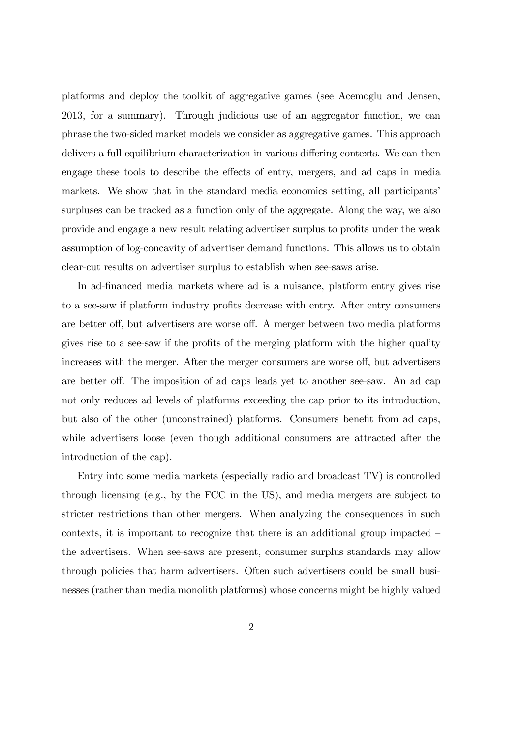platforms and deploy the toolkit of aggregative games (see Acemoglu and Jensen, 2013, for a summary). Through judicious use of an aggregator function, we can phrase the two-sided market models we consider as aggregative games. This approach delivers a full equilibrium characterization in various differing contexts. We can then engage these tools to describe the effects of entry, mergers, and ad caps in media markets. We show that in the standard media economics setting, all participants' surpluses can be tracked as a function only of the aggregate. Along the way, we also provide and engage a new result relating advertiser surplus to profits under the weak assumption of log-concavity of advertiser demand functions. This allows us to obtain clear-cut results on advertiser surplus to establish when see-saws arise.

In ad-financed media markets where ad is a nuisance, platform entry gives rise to a see-saw if platform industry profits decrease with entry. After entry consumers are better off, but advertisers are worse off. A merger between two media platforms gives rise to a see-saw if the profits of the merging platform with the higher quality increases with the merger. After the merger consumers are worse off, but advertisers are better off. The imposition of ad caps leads yet to another see-saw. An ad cap not only reduces ad levels of platforms exceeding the cap prior to its introduction, but also of the other (unconstrained) platforms. Consumers benefit from ad caps, while advertisers loose (even though additional consumers are attracted after the introduction of the cap).

Entry into some media markets (especially radio and broadcast TV) is controlled through licensing (e.g., by the FCC in the US), and media mergers are subject to stricter restrictions than other mergers. When analyzing the consequences in such contexts, it is important to recognize that there is an additional group impacted – the advertisers. When see-saws are present, consumer surplus standards may allow through policies that harm advertisers. Often such advertisers could be small businesses (rather than media monolith platforms) whose concerns might be highly valued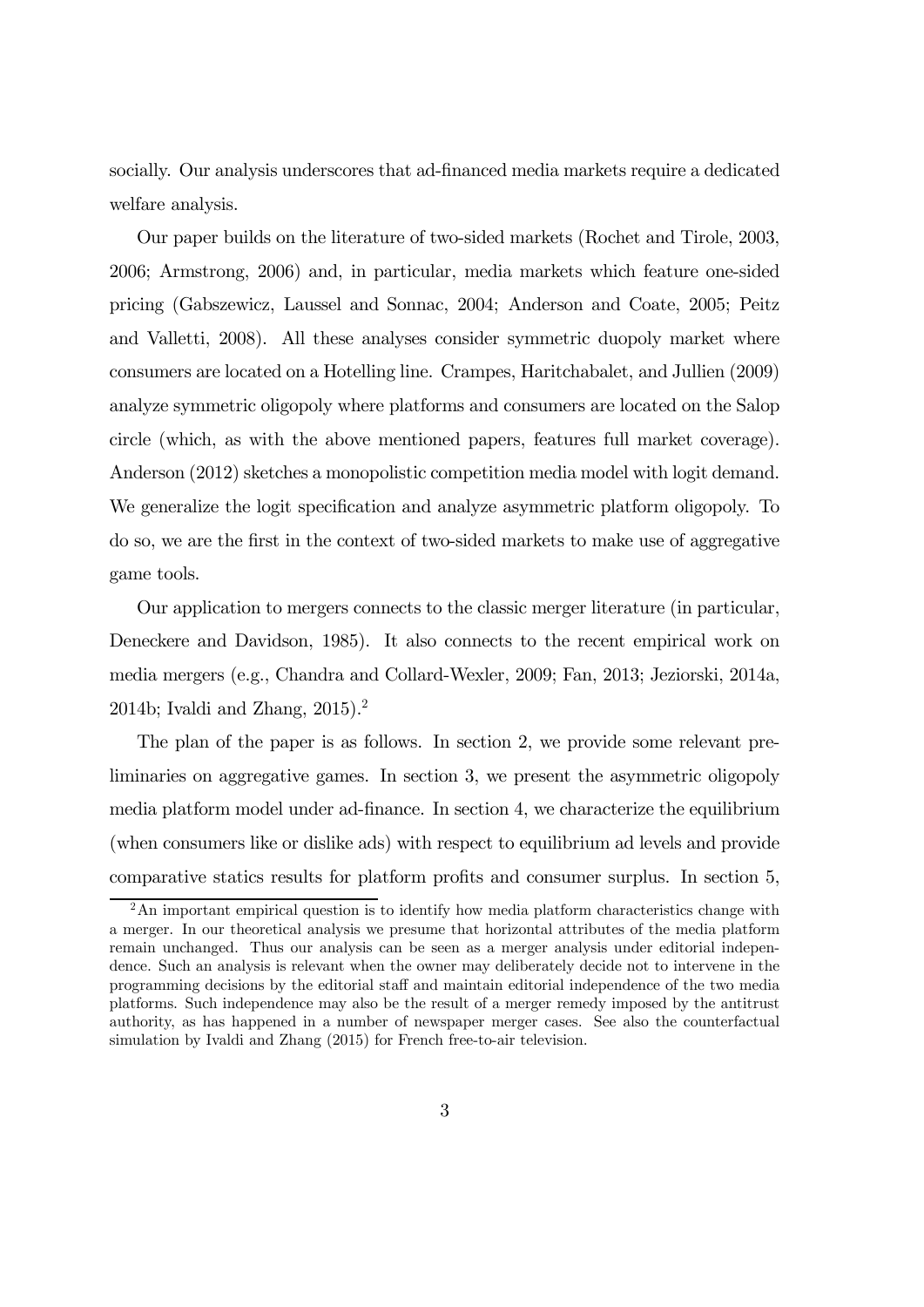socially. Our analysis underscores that ad-financed media markets require a dedicated welfare analysis.

Our paper builds on the literature of two-sided markets (Rochet and Tirole, 2003, 2006; Armstrong, 2006) and, in particular, media markets which feature one-sided pricing (Gabszewicz, Laussel and Sonnac, 2004; Anderson and Coate, 2005; Peitz and Valletti, 2008). All these analyses consider symmetric duopoly market where consumers are located on a Hotelling line. Crampes, Haritchabalet, and Jullien (2009) analyze symmetric oligopoly where platforms and consumers are located on the Salop circle (which, as with the above mentioned papers, features full market coverage). Anderson (2012) sketches a monopolistic competition media model with logit demand. We generalize the logit specification and analyze asymmetric platform oligopoly. To do so, we are the first in the context of two-sided markets to make use of aggregative game tools.

Our application to mergers connects to the classic merger literature (in particular, Deneckere and Davidson, 1985). It also connects to the recent empirical work on media mergers (e.g., Chandra and Collard-Wexler, 2009; Fan, 2013; Jeziorski, 2014a, 2014b; Ivaldi and Zhang, 2015).[2]

The plan of the paper is as follows. In section 2, we provide some relevant preliminaries on aggregative games. In section 3, we present the asymmetric oligopoly media platform model under ad-finance. In section 4, we characterize the equilibrium (when consumers like or dislike ads) with respect to equilibrium ad levels and provide comparative statics results for platform profits and consumer surplus. In section 5,

[2] An important empirical question is to identify how media platform characteristics change with a merger. In our theoretical analysis we presume that horizontal attributes of the media platform remain unchanged. Thus our analysis can be seen as a merger analysis under editorial independence. Such an analysis is relevant when the owner may deliberately decide not to intervene in the programming decisions by the editorial staff and maintain editorial independence of the two media platforms. Such independence may also be the result of a merger remedy imposed by the antitrust authority, as has happened in a number of newspaper merger cases. See also the counterfactual simulation by Ivaldi and Zhang (2015) for French free-to-air television.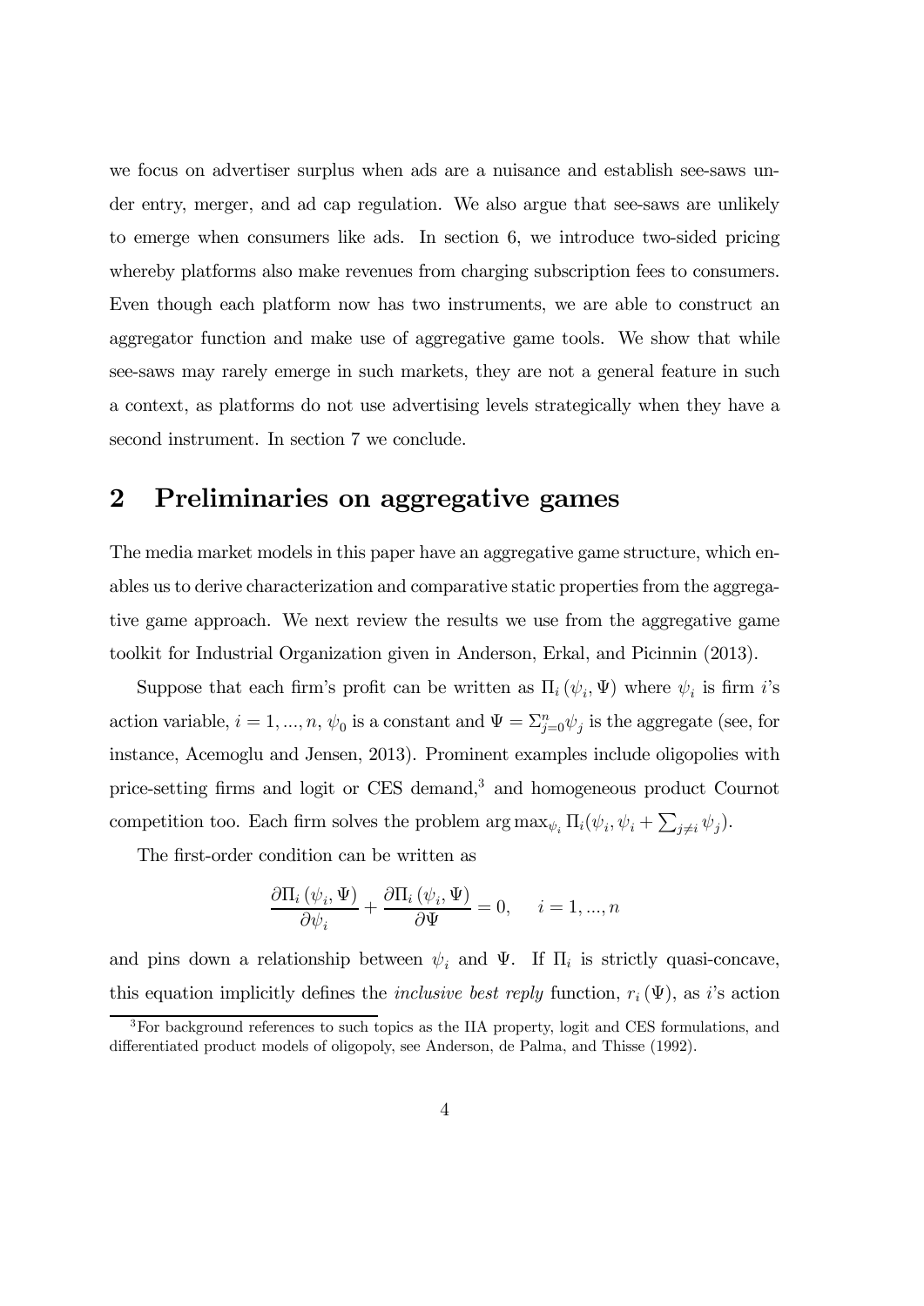we focus on advertiser surplus when ads are a nuisance and establish see-saws under entry, merger, and ad cap regulation. We also argue that see-saws are unlikely to emerge when consumers like ads. In section 6, we introduce two-sided pricing whereby platforms also make revenues from charging subscription fees to consumers. Even though each platform now has two instruments, we are able to construct an aggregator function and make use of aggregative game tools. We show that while see-saws may rarely emerge in such markets, they are not a general feature in such a context, as platforms do not use advertising levels strategically when they have a second instrument. In section 7 we conclude.

## 2 Preliminaries on aggregative games

The media market models in this paper have an aggregative game structure, which enables us to derive characterization and comparative static properties from the aggregative game approach. We next review the results we use from the aggregative game toolkit for Industrial Organization given in Anderson, Erkal, and Picinnin (2013).

Suppose that each firm's profit can be written as $\Pi_i(\psi_i, \Psi)$ where $\psi_i$ is firm $i$'s action variable, $i = 1, ..., n$, $\psi_0$ is a constant and $\Psi = \Sigma_{j=0}^{n} \psi_j$ is the aggregate (see, for instance, Acemoglu and Jensen, 2013). Prominent examples include oligopolies with price-setting firms and logit or CES demand,[3] and homogeneous product Cournot competition too. Each firm solves the problem $\arg\max_{\psi_i} \Pi_i(\psi_i, \psi_i + \sum_{j \neq i} \psi_j)$.

The first-order condition can be written as

$$\frac{\partial \Pi_i(\psi_i, \Psi)}{\partial \psi_i} + \frac{\partial \Pi_i(\psi_i, \Psi)}{\partial \Psi} = 0, \quad i = 1, ..., n$$

and pins down a relationship between $\psi_i$ and $\Psi$. If $\Pi_i$ is strictly quasi-concave, this equation implicitly defines the *inclusive best reply* function, $r_i(\Psi)$, as $i$'s action

[3] For background references to such topics as the IIA property, logit and CES formulations, and differentiated product models of oligopoly, see Anderson, de Palma, and Thisse (1992).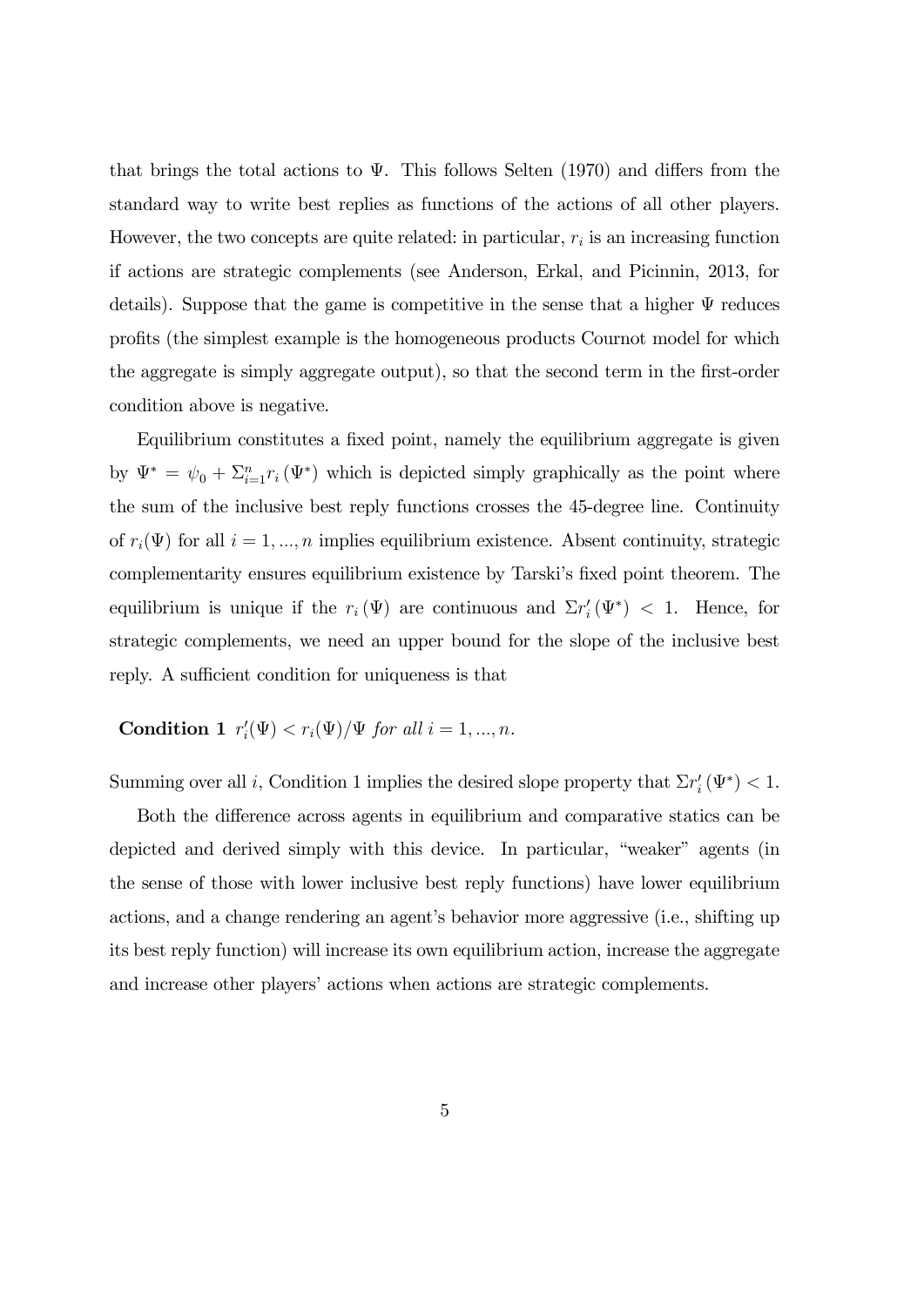that brings the total actions to $\Psi$. This follows Selten (1970) and differs from the standard way to write best replies as functions of the actions of all other players. However, the two concepts are quite related: in particular, $r_i$ is an increasing function if actions are strategic complements (see Anderson, Erkal, and Picinnin, 2013, for details). Suppose that the game is competitive in the sense that a higher $\Psi$ reduces profits (the simplest example is the homogeneous products Cournot model for which the aggregate is simply aggregate output), so that the second term in the first-order condition above is negative.

Equilibrium constitutes a fixed point, namely the equilibrium aggregate is given by $\Psi^* = \psi_0 + \Sigma_{i=1}^n r_i(\Psi^*)$ which is depicted simply graphically as the point where the sum of the inclusive best reply functions crosses the 45-degree line. Continuity of $r_i(\Psi)$ for all $i = 1, ..., n$ implies equilibrium existence. Absent continuity, strategic complementarity ensures equilibrium existence by Tarski's fixed point theorem. The equilibrium is unique if the $r_i(\Psi)$ are continuous and $\Sigma r_i'(\Psi^*) < 1$. Hence, for strategic complements, we need an upper bound for the slope of the inclusive best reply. A sufficient condition for uniqueness is that

**Condition 1** $r_i'(\Psi) < r_i(\Psi)/\Psi$ *for all* $i = 1, ..., n$.

Summing over all $i$, Condition 1 implies the desired slope property that $\Sigma r_i'(\Psi^*) < 1$.

Both the difference across agents in equilibrium and comparative statics can be depicted and derived simply with this device. In particular, "weaker" agents (in the sense of those with lower inclusive best reply functions) have lower equilibrium actions, and a change rendering an agent's behavior more aggressive (i.e., shifting up its best reply function) will increase its own equilibrium action, increase the aggregate and increase other players' actions when actions are strategic complements.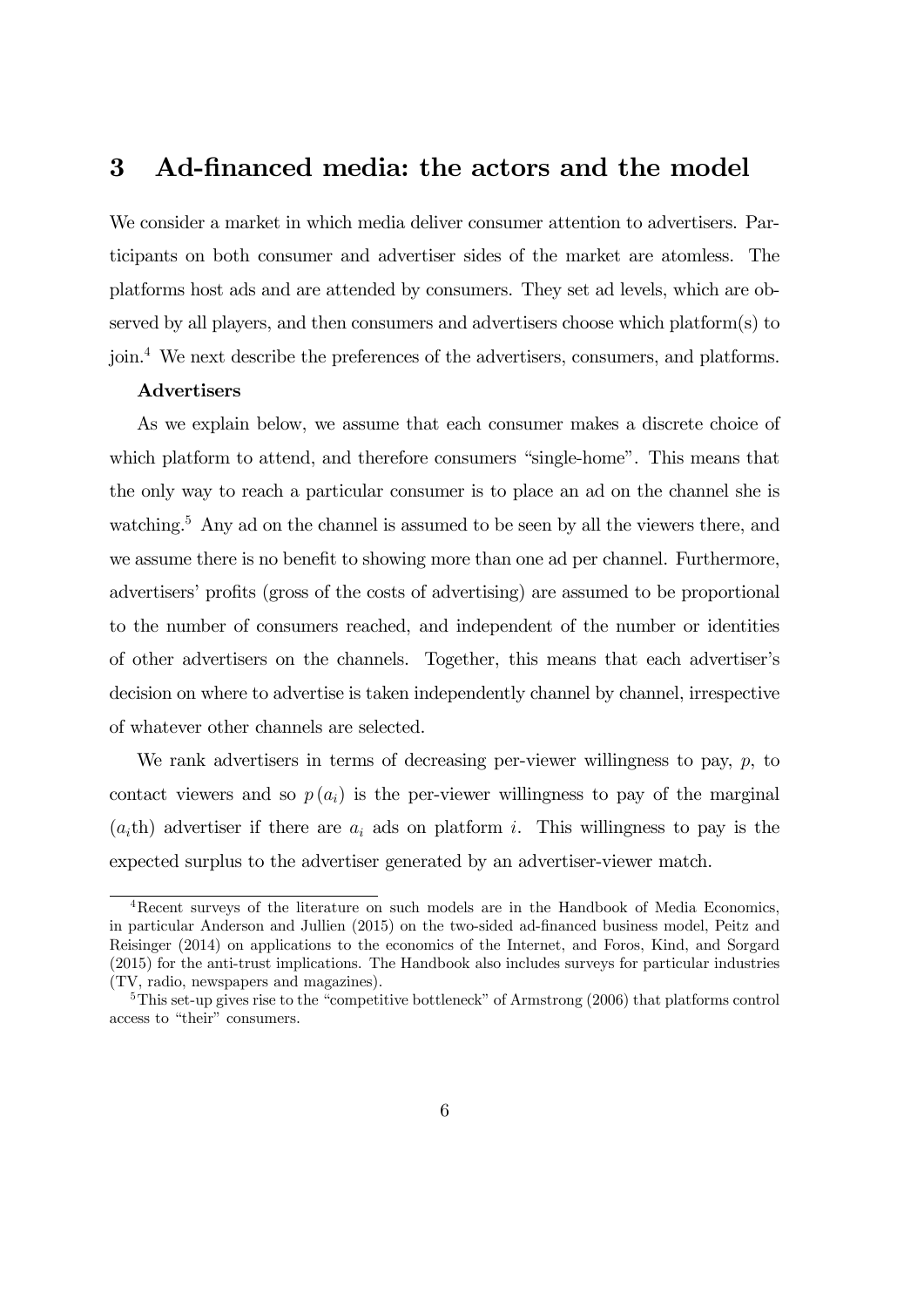# 3 Ad-financed media: the actors and the model

We consider a market in which media deliver consumer attention to advertisers. Participants on both consumer and advertiser sides of the market are atomless. The platforms host ads and are attended by consumers. They set ad levels, which are observed by all players, and then consumers and advertisers choose which platform(s) to join.[4] We next describe the preferences of the advertisers, consumers, and platforms.

**Advertisers**

As we explain below, we assume that each consumer makes a discrete choice of which platform to attend, and therefore consumers "single-home". This means that the only way to reach a particular consumer is to place an ad on the channel she is watching.[5] Any ad on the channel is assumed to be seen by all the viewers there, and we assume there is no benefit to showing more than one ad per channel. Furthermore, advertisers' profits (gross of the costs of advertising) are assumed to be proportional to the number of consumers reached, and independent of the number or identities of other advertisers on the channels. Together, this means that each advertiser's decision on where to advertise is taken independently channel by channel, irrespective of whatever other channels are selected.

We rank advertisers in terms of decreasing per-viewer willingness to pay, $p$, to contact viewers and so $p(a_i)$ is the per-viewer willingness to pay of the marginal ($a_i$th) advertiser if there are $a_i$ ads on platform $i$. This willingness to pay is the expected surplus to the advertiser generated by an advertiser-viewer match.

[4] Recent surveys of the literature on such models are in the Handbook of Media Economics, in particular Anderson and Jullien (2015) on the two-sided ad-financed business model, Peitz and Reisinger (2014) on applications to the economics of the Internet, and Foros, Kind, and Sorgard (2015) for the anti-trust implications. The Handbook also includes surveys for particular industries (TV, radio, newspapers and magazines).

[5] This set-up gives rise to the "competitive bottleneck" of Armstrong (2006) that platforms control access to "their" consumers.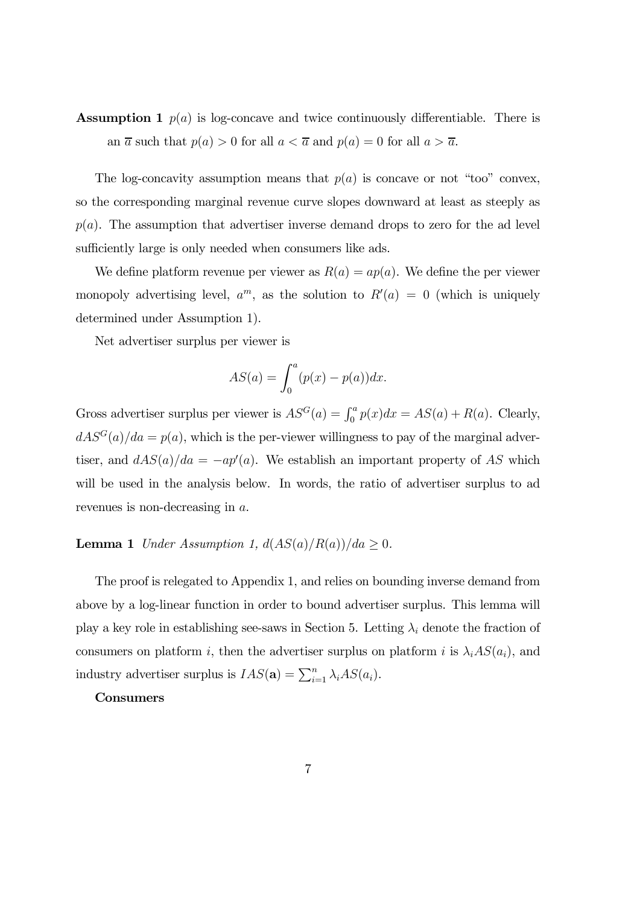**Assumption 1** *$p(a)$ is log-concave and twice continuously differentiable. There is an $\overline{a}$ such that $p(a) > 0$ for all $a < \overline{a}$ and $p(a) = 0$ for all $a > \overline{a}$.*

The log-concavity assumption means that $p(a)$ is concave or not "too" convex, so the corresponding marginal revenue curve slopes downward at least as steeply as $p(a)$. The assumption that advertiser inverse demand drops to zero for the ad level sufficiently large is only needed when consumers like ads.

We define platform revenue per viewer as $R(a) = ap(a)$. We define the per viewer monopoly advertising level, $a^m$, as the solution to $R'(a) = 0$ (which is uniquely determined under Assumption 1).

Net advertiser surplus per viewer is

$$AS(a) = \int_0^a (p(x) - p(a))dx.$$

Gross advertiser surplus per viewer is $AS^G(a) = \int_0^a p(x)dx = AS(a) + R(a)$. Clearly, $dAS^G(a)/da = p(a)$, which is the per-viewer willingness to pay of the marginal advertiser, and $dAS(a)/da = -ap'(a)$. We establish an important property of $AS$ which will be used in the analysis below. In words, the ratio of advertiser surplus to ad revenues is non-decreasing in $a$.

**Lemma 1** *Under Assumption 1, $d(AS(a)/R(a))/da \geq 0$.*

The proof is relegated to Appendix 1, and relies on bounding inverse demand from above by a log-linear function in order to bound advertiser surplus. This lemma will play a key role in establishing see-saws in Section 5. Letting $\lambda_i$ denote the fraction of consumers on platform $i$, then the advertiser surplus on platform $i$ is $\lambda_i AS(a_i)$, and industry advertiser surplus is $IAS(\mathbf{a}) = \sum_{i=1}^n \lambda_i AS(a_i)$.

**Consumers**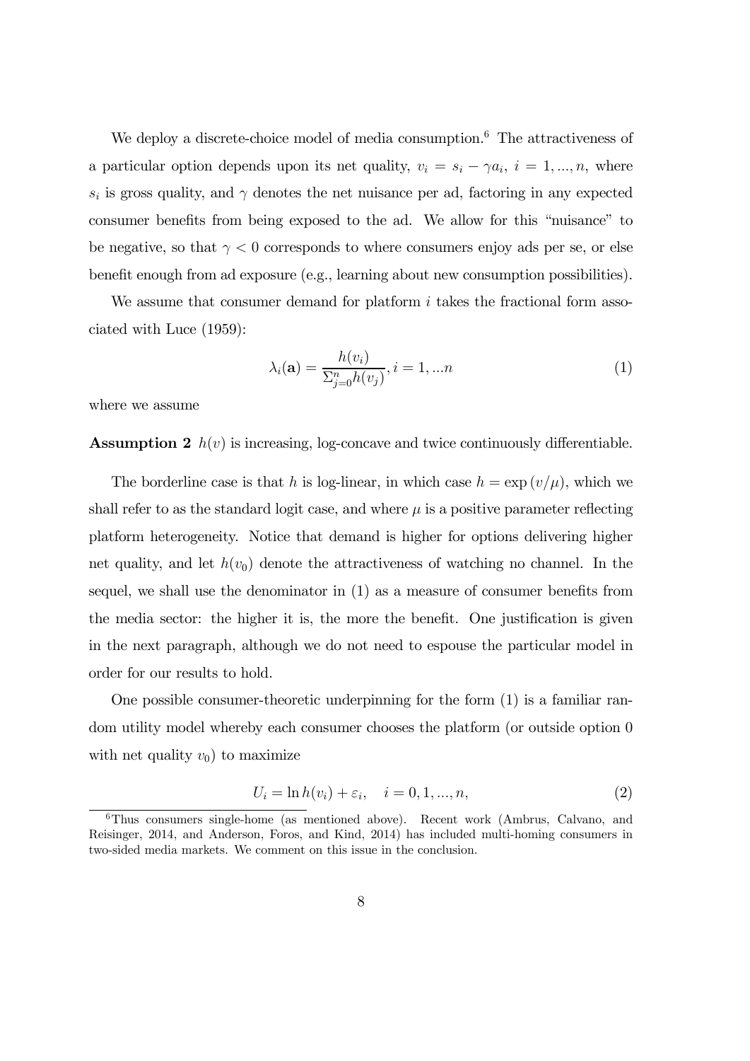We deploy a discrete-choice model of media consumption.[6] The attractiveness of a particular option depends upon its net quality, $v_i = s_i - \gamma a_i$, $i = 1, ..., n$, where $s_i$ is gross quality, and $\gamma$ denotes the net nuisance per ad, factoring in any expected consumer benefits from being exposed to the ad. We allow for this "nuisance" to be negative, so that $\gamma < 0$ corresponds to where consumers enjoy ads per se, or else benefit enough from ad exposure (e.g., learning about new consumption possibilities).

We assume that consumer demand for platform $i$ takes the fractional form associated with Luce (1959):

$$\lambda_i(\mathbf{a}) = \frac{h(v_i)}{\Sigma_{j=0}^{n} h(v_j)}, i = 1, ...n \tag{1}$$

where we assume

**Assumption 2** $h(v)$ is increasing, log-concave and twice continuously differentiable.

The borderline case is that $h$ is log-linear, in which case $h = \exp(v/\mu)$, which we shall refer to as the standard logit case, and where $\mu$ is a positive parameter reflecting platform heterogeneity. Notice that demand is higher for options delivering higher net quality, and let $h(v_0)$ denote the attractiveness of watching no channel. In the sequel, we shall use the denominator in (1) as a measure of consumer benefits from the media sector: the higher it is, the more the benefit. One justification is given in the next paragraph, although we do not need to espouse the particular model in order for our results to hold.

One possible consumer-theoretic underpinning for the form (1) is a familiar random utility model whereby each consumer chooses the platform (or outside option 0 with net quality $v_0$) to maximize

$$U_i = \ln h(v_i) + \varepsilon_i, \quad i = 0, 1, ..., n, \tag{2}$$

[6] Thus consumers single-home (as mentioned above). Recent work (Ambrus, Calvano, and Reisinger, 2014, and Anderson, Foros, and Kind, 2014) has included multi-homing consumers in two-sided media markets. We comment on this issue in the conclusion.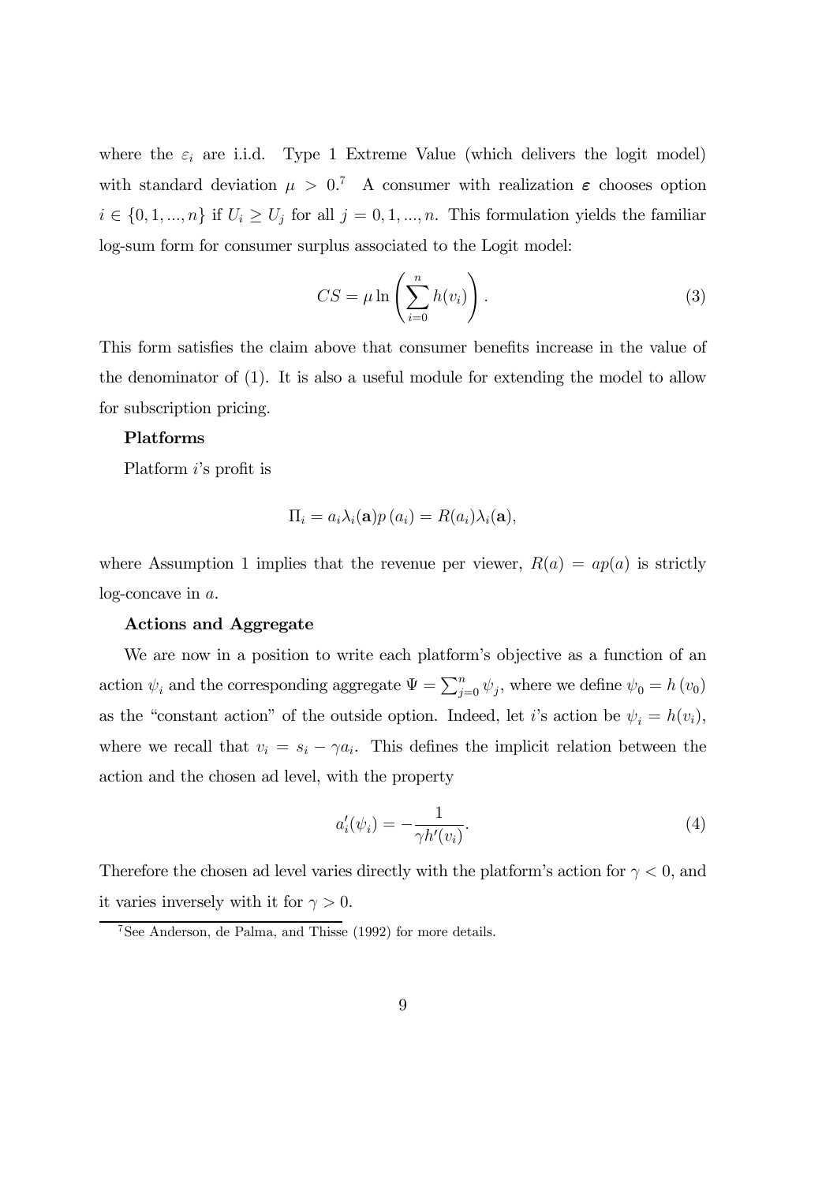where the $\varepsilon_i$ are i.i.d. Type 1 Extreme Value (which delivers the logit model) with standard deviation $\mu > 0$.[7] A consumer with realization $\boldsymbol{\varepsilon}$ chooses option $i \in \{0, 1, ..., n\}$ if $U_i \geq U_j$ for all $j = 0, 1, ..., n$. This formulation yields the familiar log-sum form for consumer surplus associated to the Logit model:

$$CS = \mu \ln \left( \sum_{i=0}^{n} h(v_i) \right). \tag{3}$$

This form satisfies the claim above that consumer benefits increase in the value of the denominator of (1). It is also a useful module for extending the model to allow for subscription pricing.

**Platforms**

Platform $i$'s profit is

$$\Pi_i = a_i \lambda_i(\mathbf{a}) p(a_i) = R(a_i) \lambda_i(\mathbf{a}),$$

where Assumption 1 implies that the revenue per viewer, $R(a) = ap(a)$ is strictly log-concave in $a$.

**Actions and Aggregate**

We are now in a position to write each platform's objective as a function of an action $\psi_i$ and the corresponding aggregate $\Psi = \sum_{j=0}^{n} \psi_j$, where we define $\psi_0 = h(v_0)$ as the "constant action" of the outside option. Indeed, let $i$'s action be $\psi_i = h(v_i)$, where we recall that $v_i = s_i - \gamma a_i$. This defines the implicit relation between the action and the chosen ad level, with the property

$$a_i'(\psi_i) = -\frac{1}{\gamma h'(v_i)}. \tag{4}$$

Therefore the chosen ad level varies directly with the platform's action for $\gamma < 0$, and it varies inversely with it for $\gamma > 0$.

[7] See Anderson, de Palma, and Thisse (1992) for more details.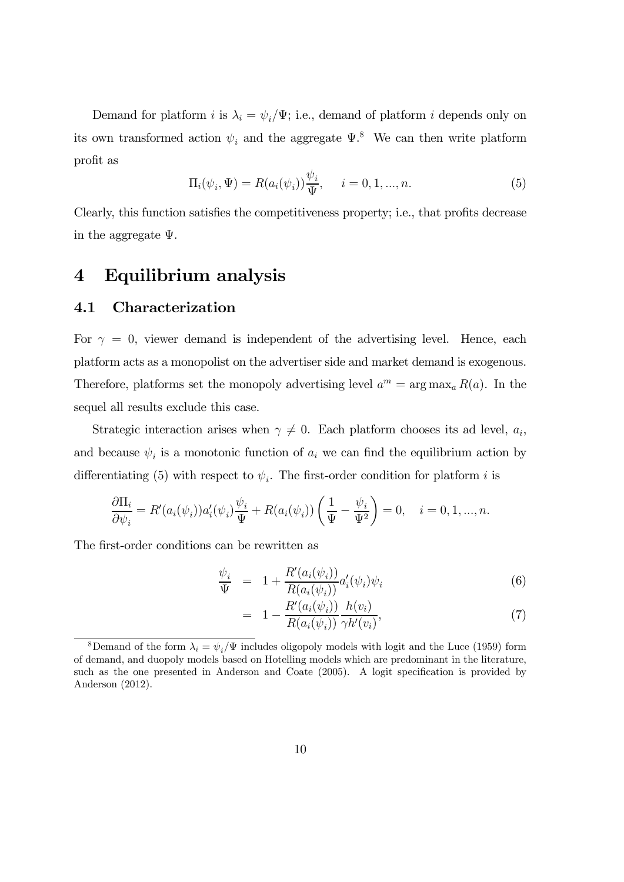Demand for platform $i$ is $\lambda_i = \psi_i / \Psi$; i.e., demand of platform $i$ depends only on its own transformed action $\psi_i$ and the aggregate $\Psi$.[8] We can then write platform profit as

$$\Pi_i(\psi_i, \Psi) = R(a_i(\psi_i)) \frac{\psi_i}{\Psi}, \quad i = 0, 1, ..., n. \tag{5}$$

Clearly, this function satisfies the competitiveness property; i.e., that profits decrease in the aggregate $\Psi$.

# 4 Equilibrium analysis

## 4.1 Characterization

For $\gamma = 0$, viewer demand is independent of the advertising level. Hence, each platform acts as a monopolist on the advertiser side and market demand is exogenous. Therefore, platforms set the monopoly advertising level $a^m = \arg\max_a R(a)$. In the sequel all results exclude this case.

Strategic interaction arises when $\gamma \neq 0$. Each platform chooses its ad level, $a_i$, and because $\psi_i$ is a monotonic function of $a_i$ we can find the equilibrium action by differentiating (5) with respect to $\psi_i$. The first-order condition for platform $i$ is

$$\frac{\partial \Pi_i}{\partial \psi_i} = R'(a_i(\psi_i)) a_i'(\psi_i) \frac{\psi_i}{\Psi} + R(a_i(\psi_i)) \left( \frac{1}{\Psi} - \frac{\psi_i}{\Psi^2} \right) = 0, \quad i = 0, 1, ..., n.$$

The first-order conditions can be rewritten as

$$\frac{\psi_i}{\Psi} = 1 + \frac{R'(a_i(\psi_i))}{R(a_i(\psi_i))} a_i'(\psi_i) \psi_i \tag{6}$$

$$= 1 - \frac{R'(a_i(\psi_i))}{R(a_i(\psi_i))} \frac{h(v_i)}{\gamma h'(v_i)}, \tag{7}$$

[8] Demand of the form $\lambda_i = \psi_i / \Psi$ includes oligopoly models with logit and the Luce (1959) form of demand, and duopoly models based on Hotelling models which are predominant in the literature, such as the one presented in Anderson and Coate (2005). A logit specification is provided by Anderson (2012).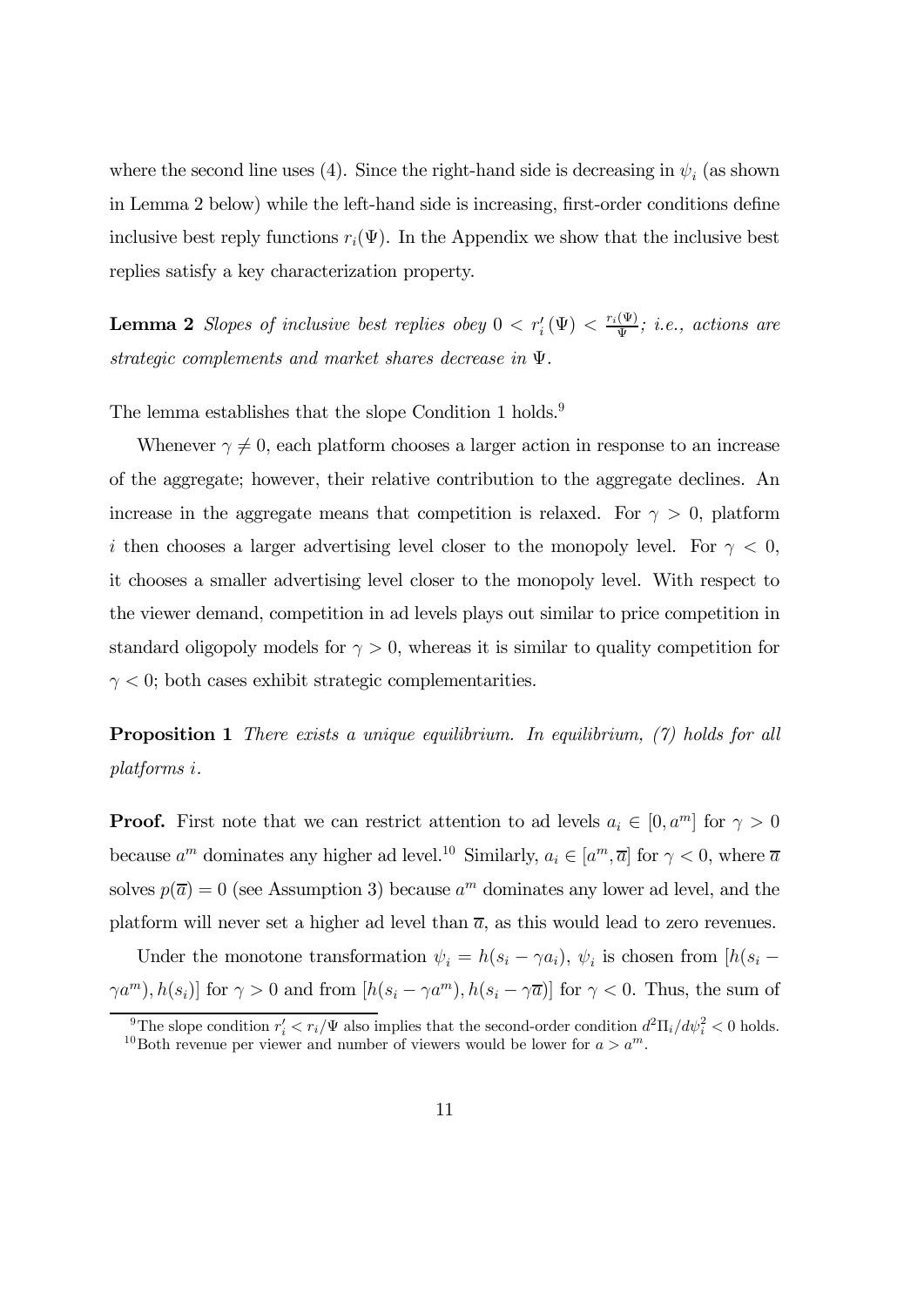where the second line uses (4). Since the right-hand side is decreasing in $\psi_i$ (as shown in Lemma 2 below) while the left-hand side is increasing, first-order conditions define inclusive best reply functions $r_i(\Psi)$. In the Appendix we show that the inclusive best replies satisfy a key characterization property.

**Lemma 2** *Slopes of inclusive best replies obey* $0 < r_i'(\Psi) < \frac{r_i(\Psi)}{\Psi}$*; i.e., actions are strategic complements and market shares decrease in* $\Psi$*.*

The lemma establishes that the slope Condition 1 holds.[9]

Whenever $\gamma \neq 0$, each platform chooses a larger action in response to an increase of the aggregate; however, their relative contribution to the aggregate declines. An increase in the aggregate means that competition is relaxed. For $\gamma > 0$, platform $i$ then chooses a larger advertising level closer to the monopoly level. For $\gamma < 0$, it chooses a smaller advertising level closer to the monopoly level. With respect to the viewer demand, competition in ad levels plays out similar to price competition in standard oligopoly models for $\gamma > 0$, whereas it is similar to quality competition for $\gamma < 0$; both cases exhibit strategic complementarities.

**Proposition 1** *There exists a unique equilibrium. In equilibrium, (7) holds for all platforms* $i$*.*

**Proof.** First note that we can restrict attention to ad levels $a_i \in [0, a^m]$ for $\gamma > 0$ because $a^m$ dominates any higher ad level.[10] Similarly, $a_i \in [a^m, \overline{a}]$ for $\gamma < 0$, where $\overline{a}$ solves $p(\overline{a}) = 0$ (see Assumption 3) because $a^m$ dominates any lower ad level, and the platform will never set a higher ad level than $\overline{a}$, as this would lead to zero revenues.

Under the monotone transformation $\psi_i = h(s_i - \gamma a_i)$, $\psi_i$ is chosen from $[h(s_i - \gamma a^m), h(s_i)]$ for $\gamma > 0$ and from $[h(s_i - \gamma a^m), h(s_i - \gamma \overline{a})]$ for $\gamma < 0$. Thus, the sum of

[9] The slope condition $r_i' < r_i/\Psi$ also implies that the second-order condition $d^2\Pi_i/d\psi_i^2 < 0$ holds.

[10] Both revenue per viewer and number of viewers would be lower for $a > a^m$.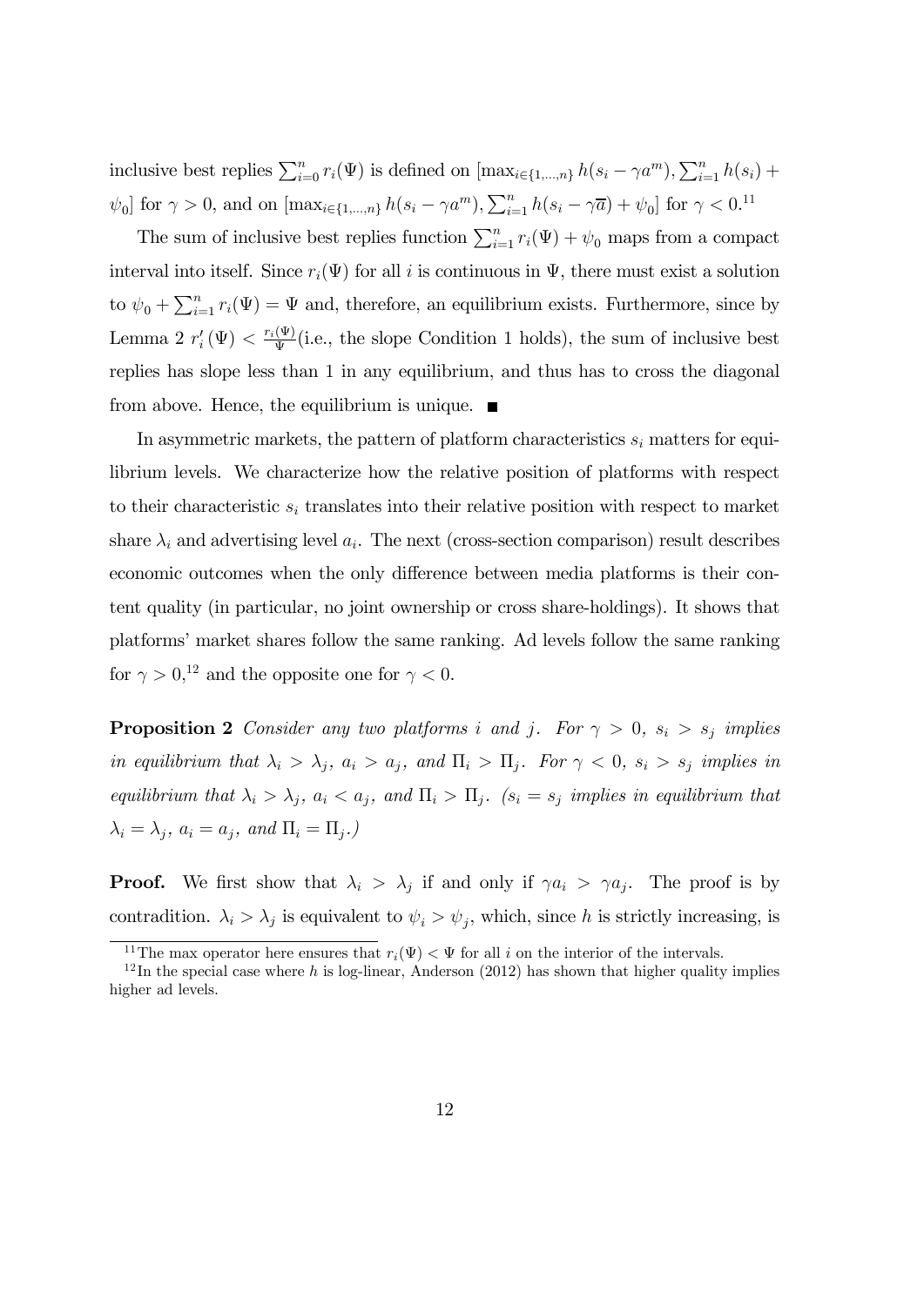inclusive best replies $\sum_{i=0}^{n} r_i(\Psi)$ is defined on $[\max_{i\in\{1,\ldots,n\}} h(s_i - \gamma a^m), \sum_{i=1}^{n} h(s_i) + \psi_0]$ for $\gamma > 0$, and on $[\max_{i\in\{1,\ldots,n\}} h(s_i - \gamma a^m), \sum_{i=1}^{n} h(s_i - \gamma\overline{a}) + \psi_0]$ for $\gamma < 0$.[11]

The sum of inclusive best replies function $\sum_{i=1}^{n} r_i(\Psi) + \psi_0$ maps from a compact interval into itself. Since $r_i(\Psi)$ for all $i$ is continuous in $\Psi$, there must exist a solution to $\psi_0 + \sum_{i=1}^{n} r_i(\Psi) = \Psi$ and, therefore, an equilibrium exists. Furthermore, since by Lemma 2 $r_i'(\Psi) < \frac{r_i(\Psi)}{\Psi}$(i.e., the slope Condition 1 holds), the sum of inclusive best replies has slope less than 1 in any equilibrium, and thus has to cross the diagonal from above. Hence, the equilibrium is unique. ■

In asymmetric markets, the pattern of platform characteristics $s_i$ matters for equilibrium levels. We characterize how the relative position of platforms with respect to their characteristic $s_i$ translates into their relative position with respect to market share $\lambda_i$ and advertising level $a_i$. The next (cross-section comparison) result describes economic outcomes when the only difference between media platforms is their content quality (in particular, no joint ownership or cross share-holdings). It shows that platforms' market shares follow the same ranking. Ad levels follow the same ranking for $\gamma > 0$,[12] and the opposite one for $\gamma < 0$.

**Proposition 2** *Consider any two platforms $i$ and $j$. For $\gamma > 0$, $s_i > s_j$ implies in equilibrium that $\lambda_i > \lambda_j$, $a_i > a_j$, and $\Pi_i > \Pi_j$. For $\gamma < 0$, $s_i > s_j$ implies in equilibrium that $\lambda_i > \lambda_j$, $a_i < a_j$, and $\Pi_i > \Pi_j$. ($s_i = s_j$ implies in equilibrium that $\lambda_i = \lambda_j$, $a_i = a_j$, and $\Pi_i = \Pi_j$.)*

**Proof.** We first show that $\lambda_i > \lambda_j$ if and only if $\gamma a_i > \gamma a_j$. The proof is by contradiction. $\lambda_i > \lambda_j$ is equivalent to $\psi_i > \psi_j$, which, since $h$ is strictly increasing, is

---

[11] The max operator here ensures that $r_i(\Psi) < \Psi$ for all $i$ on the interior of the intervals.

[12] In the special case where $h$ is log-linear, Anderson (2012) has shown that higher quality implies higher ad levels.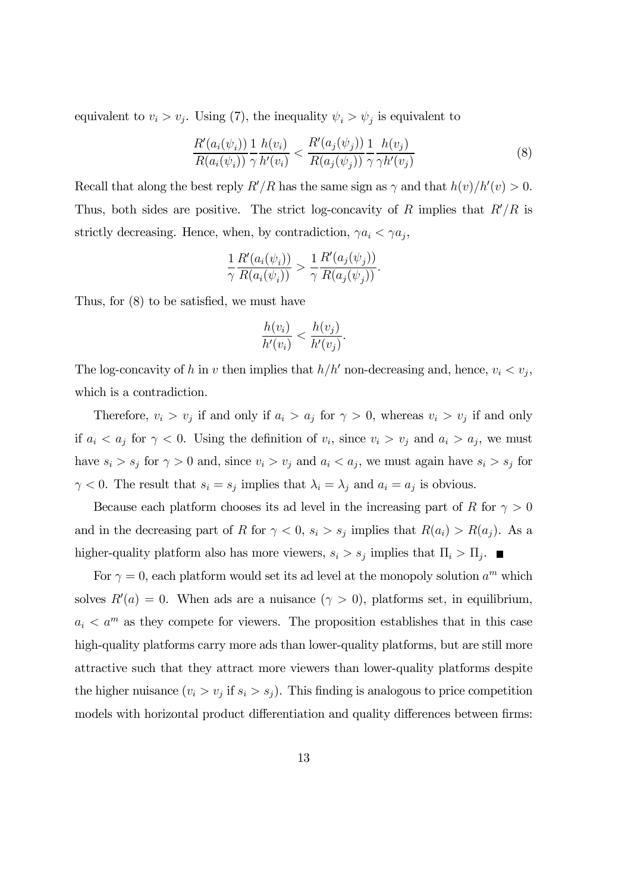equivalent to $v_i > v_j$. Using (7), the inequality $\psi_i > \psi_j$ is equivalent to

$$\frac{R'(a_i(\psi_i))}{R(a_i(\psi_i))} \frac{1}{\gamma} \frac{h(v_i)}{h'(v_i)} < \frac{R'(a_j(\psi_j))}{R(a_j(\psi_j))} \frac{1}{\gamma} \frac{h(v_j)}{\gamma h'(v_j)} \tag{8}$$

Recall that along the best reply $R'/R$ has the same sign as $\gamma$ and that $h(v)/h'(v) > 0$. Thus, both sides are positive. The strict log-concavity of $R$ implies that $R'/R$ is strictly decreasing. Hence, when, by contradiction, $\gamma a_i < \gamma a_j$,

$$\frac{1}{\gamma} \frac{R'(a_i(\psi_i))}{R(a_i(\psi_i))} > \frac{1}{\gamma} \frac{R'(a_j(\psi_j))}{R(a_j(\psi_j))}.$$

Thus, for (8) to be satisfied, we must have

$$\frac{h(v_i)}{h'(v_i)} < \frac{h(v_j)}{h'(v_j)}.$$

The log-concavity of $h$ in $v$ then implies that $h/h'$ non-decreasing and, hence, $v_i < v_j$, which is a contradiction.

Therefore, $v_i > v_j$ if and only if $a_i > a_j$ for $\gamma > 0$, whereas $v_i > v_j$ if and only if $a_i < a_j$ for $\gamma < 0$. Using the definition of $v_i$, since $v_i > v_j$ and $a_i > a_j$, we must have $s_i > s_j$ for $\gamma > 0$ and, since $v_i > v_j$ and $a_i < a_j$, we must again have $s_i > s_j$ for $\gamma < 0$. The result that $s_i = s_j$ implies that $\lambda_i = \lambda_j$ and $a_i = a_j$ is obvious.

Because each platform chooses its ad level in the increasing part of $R$ for $\gamma > 0$ and in the decreasing part of $R$ for $\gamma < 0$, $s_i > s_j$ implies that $R(a_i) > R(a_j)$. As a higher-quality platform also has more viewers, $s_i > s_j$ implies that $\Pi_i > \Pi_j$. ∎

For $\gamma = 0$, each platform would set its ad level at the monopoly solution $a^m$ which solves $R'(a) = 0$. When ads are a nuisance ($\gamma > 0$), platforms set, in equilibrium, $a_i < a^m$ as they compete for viewers. The proposition establishes that in this case high-quality platforms carry more ads than lower-quality platforms, but are still more attractive such that they attract more viewers than lower-quality platforms despite the higher nuisance ($v_i > v_j$ if $s_i > s_j$). This finding is analogous to price competition models with horizontal product differentiation and quality differences between firms: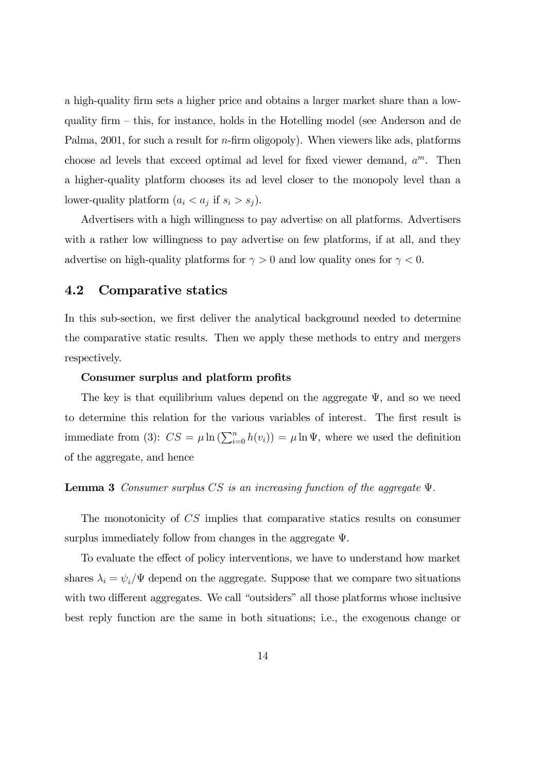a high-quality firm sets a higher price and obtains a larger market share than a low-quality firm – this, for instance, holds in the Hotelling model (see Anderson and de Palma, 2001, for such a result for $n$-firm oligopoly). When viewers like ads, platforms choose ad levels that exceed optimal ad level for fixed viewer demand, $a^m$. Then a higher-quality platform chooses its ad level closer to the monopoly level than a lower-quality platform ($a_i < a_j$ if $s_i > s_j$).

Advertisers with a high willingness to pay advertise on all platforms. Advertisers with a rather low willingness to pay advertise on few platforms, if at all, and they advertise on high-quality platforms for $\gamma > 0$ and low quality ones for $\gamma < 0$.

## 4.2 Comparative statics

In this sub-section, we first deliver the analytical background needed to determine the comparative static results. Then we apply these methods to entry and mergers respectively.

**Consumer surplus and platform profits**

The key is that equilibrium values depend on the aggregate $\Psi$, and so we need to determine this relation for the various variables of interest. The first result is immediate from (3): $CS = \mu \ln \left( \sum_{i=0}^{n} h(v_i) \right) = \mu \ln \Psi$, where we used the definition of the aggregate, and hence

**Lemma 3** *Consumer surplus $CS$ is an increasing function of the aggregate $\Psi$.*

The monotonicity of $CS$ implies that comparative statics results on consumer surplus immediately follow from changes in the aggregate $\Psi$.

To evaluate the effect of policy interventions, we have to understand how market shares $\lambda_i = \psi_i / \Psi$ depend on the aggregate. Suppose that we compare two situations with two different aggregates. We call "outsiders" all those platforms whose inclusive best reply function are the same in both situations; i.e., the exogenous change or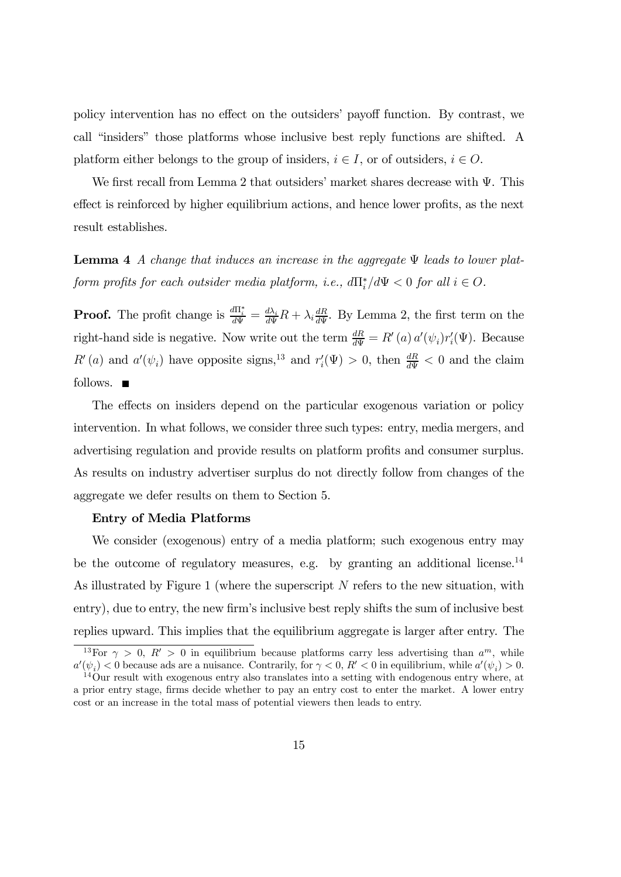policy intervention has no effect on the outsiders' payoff function. By contrast, we call "insiders" those platforms whose inclusive best reply functions are shifted. A platform either belongs to the group of insiders, $i \in I$, or of outsiders, $i \in O$.

We first recall from Lemma 2 that outsiders' market shares decrease with $\Psi$. This effect is reinforced by higher equilibrium actions, and hence lower profits, as the next result establishes.

**Lemma 4** *A change that induces an increase in the aggregate $\Psi$ leads to lower platform profits for each outsider media platform, i.e., $d\Pi_i^*/d\Psi < 0$ for all $i \in O$.*

**Proof.** The profit change is $\frac{d\Pi_i^*}{d\Psi} = \frac{d\lambda_i}{d\Psi}R + \lambda_i \frac{dR}{d\Psi}$. By Lemma 2, the first term on the right-hand side is negative. Now write out the term $\frac{dR}{d\Psi} = R'(a)\, a'(\psi_i) r_i'(\Psi)$. Because $R'(a)$ and $a'(\psi_i)$ have opposite signs,[13] and $r_i'(\Psi) > 0$, then $\frac{dR}{d\Psi} < 0$ and the claim follows. ■

The effects on insiders depend on the particular exogenous variation or policy intervention. In what follows, we consider three such types: entry, media mergers, and advertising regulation and provide results on platform profits and consumer surplus. As results on industry advertiser surplus do not directly follow from changes of the aggregate we defer results on them to Section 5.

**Entry of Media Platforms**

We consider (exogenous) entry of a media platform; such exogenous entry may be the outcome of regulatory measures, e.g. by granting an additional license.[14] As illustrated by Figure 1 (where the superscript $N$ refers to the new situation, with entry), due to entry, the new firm's inclusive best reply shifts the sum of inclusive best replies upward. This implies that the equilibrium aggregate is larger after entry. The

[13] For $\gamma > 0$, $R' > 0$ in equilibrium because platforms carry less advertising than $a^m$, while $a'(\psi_i) < 0$ because ads are a nuisance. Contrarily, for $\gamma < 0$, $R' < 0$ in equilibrium, while $a'(\psi_i) > 0$.

[14] Our result with exogenous entry also translates into a setting with endogenous entry where, at a prior entry stage, firms decide whether to pay an entry cost to enter the market. A lower entry cost or an increase in the total mass of potential viewers then leads to entry.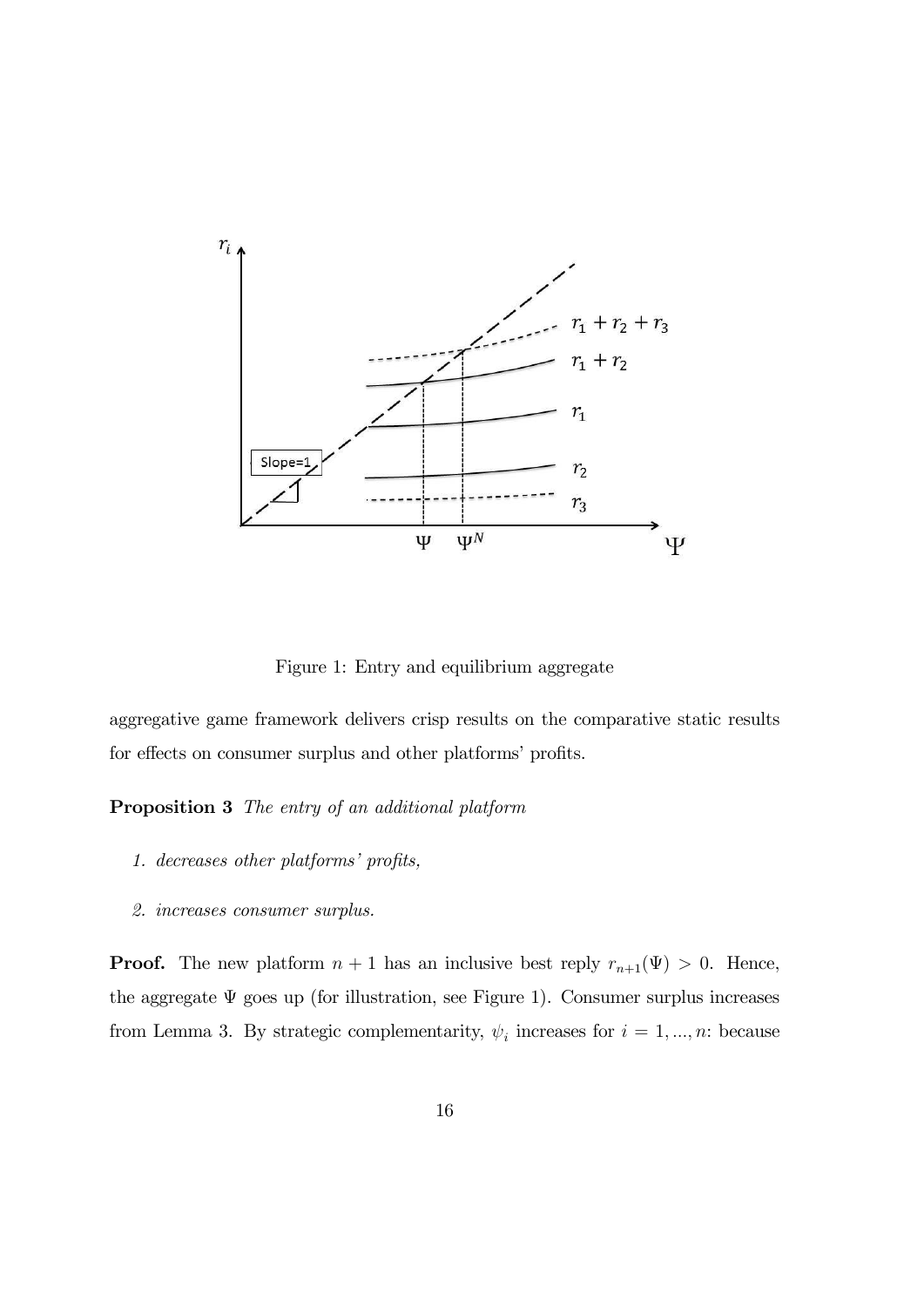Figure 1: Entry and equilibrium aggregate

aggregative game framework delivers crisp results on the comparative static results for effects on consumer surplus and other platforms' profits.

**Proposition 3** *The entry of an additional platform*

1. *decreases other platforms' profits,*
2. *increases consumer surplus.*

**Proof.** The new platform $n+1$ has an inclusive best reply $r_{n+1}(\Psi) > 0$. Hence, the aggregate $\Psi$ goes up (for illustration, see Figure 1). Consumer surplus increases from Lemma 3. By strategic complementarity, $\psi_i$ increases for $i = 1, ..., n$: because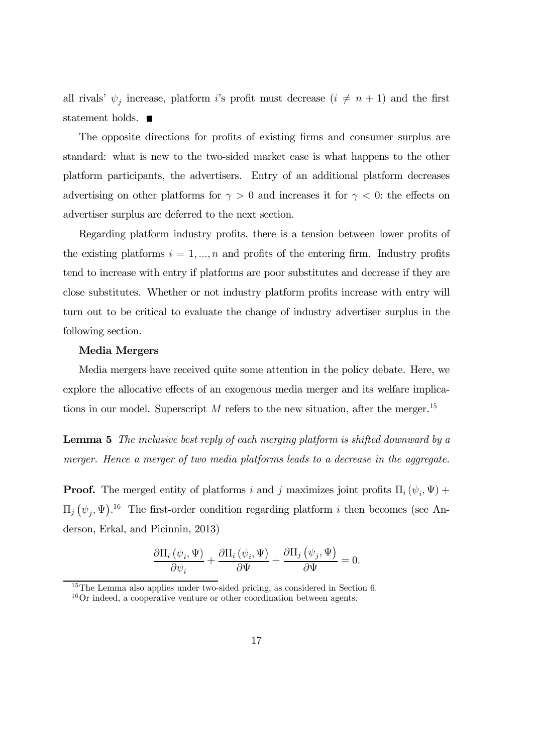all rivals' $\psi_j$ increase, platform $i$'s profit must decrease ($i \neq n+1$) and the first statement holds. ■

The opposite directions for profits of existing firms and consumer surplus are standard: what is new to the two-sided market case is what happens to the other platform participants, the advertisers. Entry of an additional platform decreases advertising on other platforms for $\gamma > 0$ and increases it for $\gamma < 0$: the effects on advertiser surplus are deferred to the next section.

Regarding platform industry profits, there is a tension between lower profits of the existing platforms $i = 1, ..., n$ and profits of the entering firm. Industry profits tend to increase with entry if platforms are poor substitutes and decrease if they are close substitutes. Whether or not industry platform profits increase with entry will turn out to be critical to evaluate the change of industry advertiser surplus in the following section.

**Media Mergers**

Media mergers have received quite some attention in the policy debate. Here, we explore the allocative effects of an exogenous media merger and its welfare implications in our model. Superscript $M$ refers to the new situation, after the merger.[15]

**Lemma 5** *The inclusive best reply of each merging platform is shifted downward by a merger. Hence a merger of two media platforms leads to a decrease in the aggregate.*

**Proof.** The merged entity of platforms $i$ and $j$ maximizes joint profits $\Pi_i(\psi_i, \Psi) + \Pi_j(\psi_j, \Psi)$.[16] The first-order condition regarding platform $i$ then becomes (see Anderson, Erkal, and Picinnin, 2013)

$$\frac{\partial \Pi_i(\psi_i, \Psi)}{\partial \psi_i} + \frac{\partial \Pi_i(\psi_i, \Psi)}{\partial \Psi} + \frac{\partial \Pi_j(\psi_j, \Psi)}{\partial \Psi} = 0.$$

[15] The Lemma also applies under two-sided pricing, as considered in Section 6.

[16] Or indeed, a cooperative venture or other coordination between agents.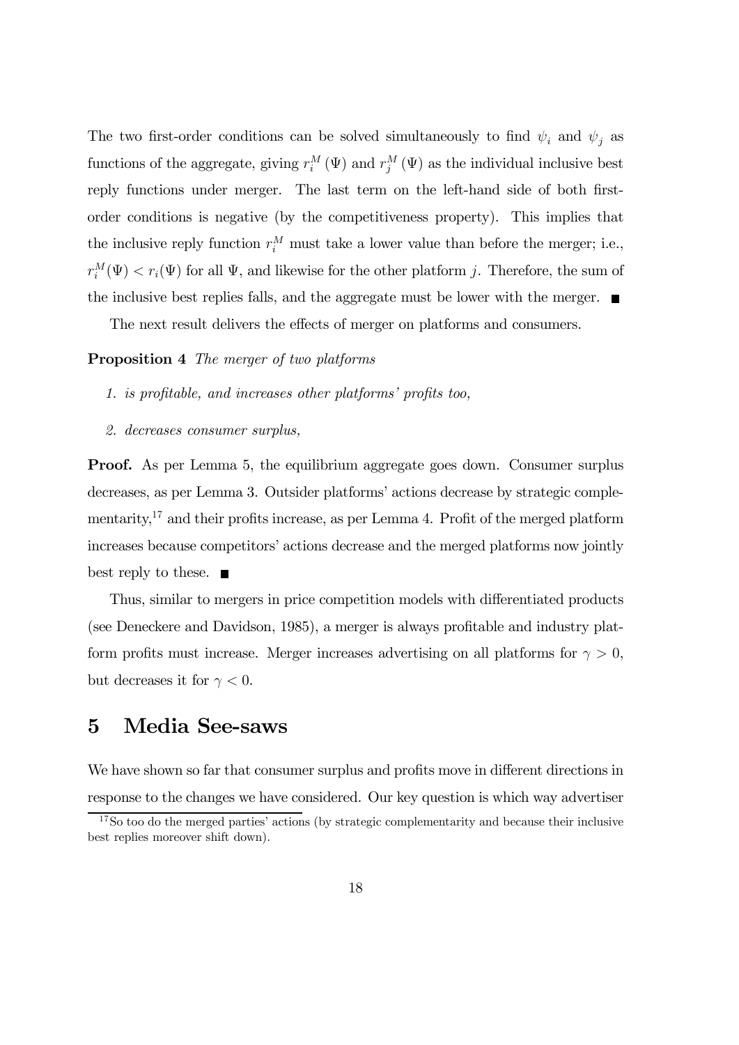The two first-order conditions can be solved simultaneously to find $\psi_i$ and $\psi_j$ as functions of the aggregate, giving $r_i^M(\Psi)$ and $r_j^M(\Psi)$ as the individual inclusive best reply functions under merger. The last term on the left-hand side of both first-order conditions is negative (by the competitiveness property). This implies that the inclusive reply function $r_i^M$ must take a lower value than before the merger; i.e., $r_i^M(\Psi) < r_i(\Psi)$ for all $\Psi$, and likewise for the other platform $j$. Therefore, the sum of the inclusive best replies falls, and the aggregate must be lower with the merger. ■

The next result delivers the effects of merger on platforms and consumers.

**Proposition 4** *The merger of two platforms*

1. *is profitable, and increases other platforms' profits too,*
2. *decreases consumer surplus,*

**Proof.** As per Lemma 5, the equilibrium aggregate goes down. Consumer surplus decreases, as per Lemma 3. Outsider platforms' actions decrease by strategic complementarity,[17] and their profits increase, as per Lemma 4. Profit of the merged platform increases because competitors' actions decrease and the merged platforms now jointly best reply to these. ■

Thus, similar to mergers in price competition models with differentiated products (see Deneckere and Davidson, 1985), a merger is always profitable and industry platform profits must increase. Merger increases advertising on all platforms for $\gamma > 0$, but decreases it for $\gamma < 0$.

# 5 Media See-saws

We have shown so far that consumer surplus and profits move in different directions in response to the changes we have considered. Our key question is which way advertiser

[17] So too do the merged parties' actions (by strategic complementarity and because their inclusive best replies moreover shift down).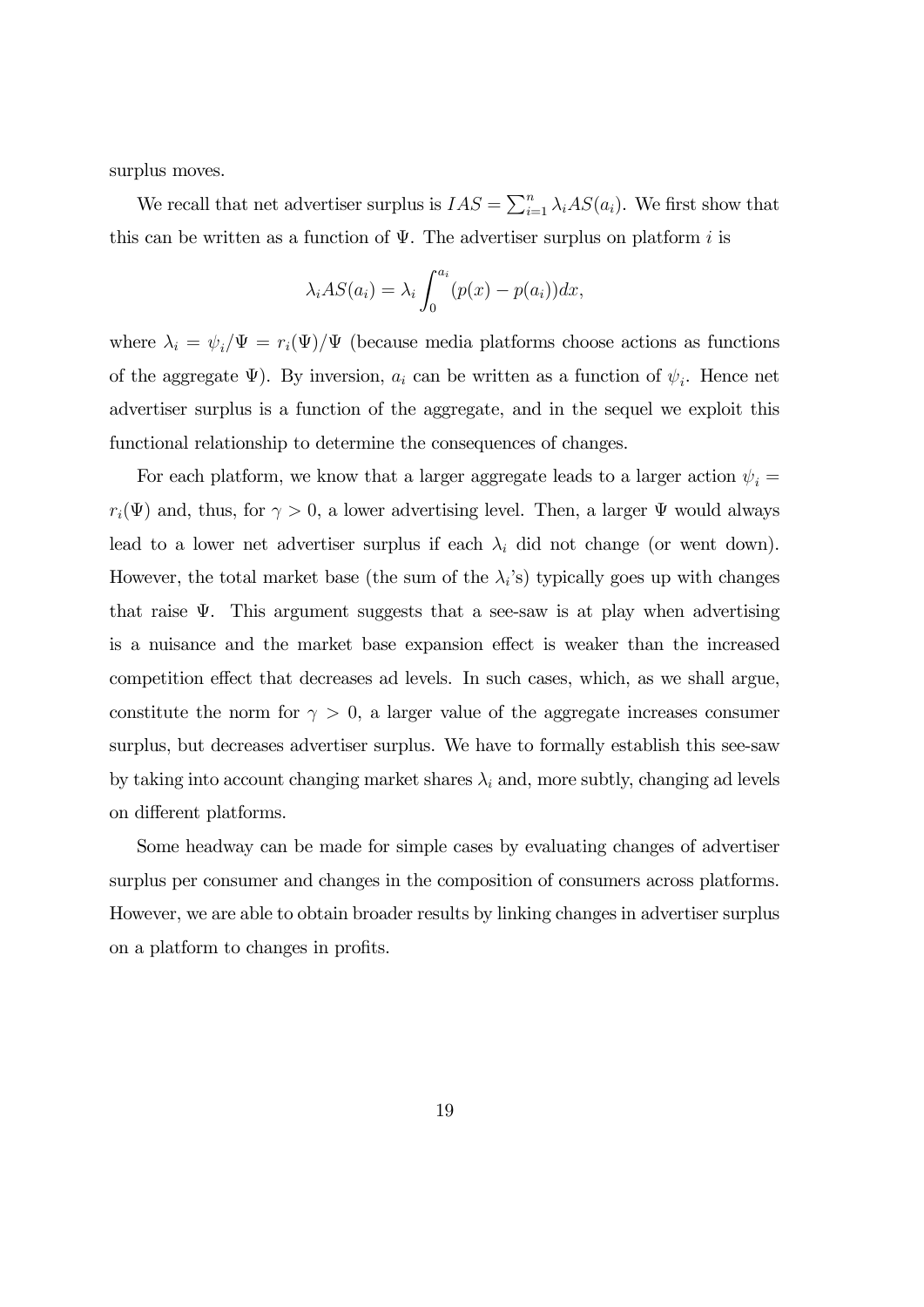surplus moves.

We recall that net advertiser surplus is $IAS = \sum_{i=1}^{n} \lambda_i AS(a_i)$. We first show that this can be written as a function of $\Psi$. The advertiser surplus on platform $i$ is

$$\lambda_i AS(a_i) = \lambda_i \int_0^{a_i} (p(x) - p(a_i))dx,$$

where $\lambda_i = \psi_i/\Psi = r_i(\Psi)/\Psi$ (because media platforms choose actions as functions of the aggregate $\Psi$). By inversion, $a_i$ can be written as a function of $\psi_i$. Hence net advertiser surplus is a function of the aggregate, and in the sequel we exploit this functional relationship to determine the consequences of changes.

For each platform, we know that a larger aggregate leads to a larger action $\psi_i = r_i(\Psi)$ and, thus, for $\gamma > 0$, a lower advertising level. Then, a larger $\Psi$ would always lead to a lower net advertiser surplus if each $\lambda_i$ did not change (or went down). However, the total market base (the sum of the $\lambda_i$'s) typically goes up with changes that raise $\Psi$. This argument suggests that a see-saw is at play when advertising is a nuisance and the market base expansion effect is weaker than the increased competition effect that decreases ad levels. In such cases, which, as we shall argue, constitute the norm for $\gamma > 0$, a larger value of the aggregate increases consumer surplus, but decreases advertiser surplus. We have to formally establish this see-saw by taking into account changing market shares $\lambda_i$ and, more subtly, changing ad levels on different platforms.

Some headway can be made for simple cases by evaluating changes of advertiser surplus per consumer and changes in the composition of consumers across platforms. However, we are able to obtain broader results by linking changes in advertiser surplus on a platform to changes in profits.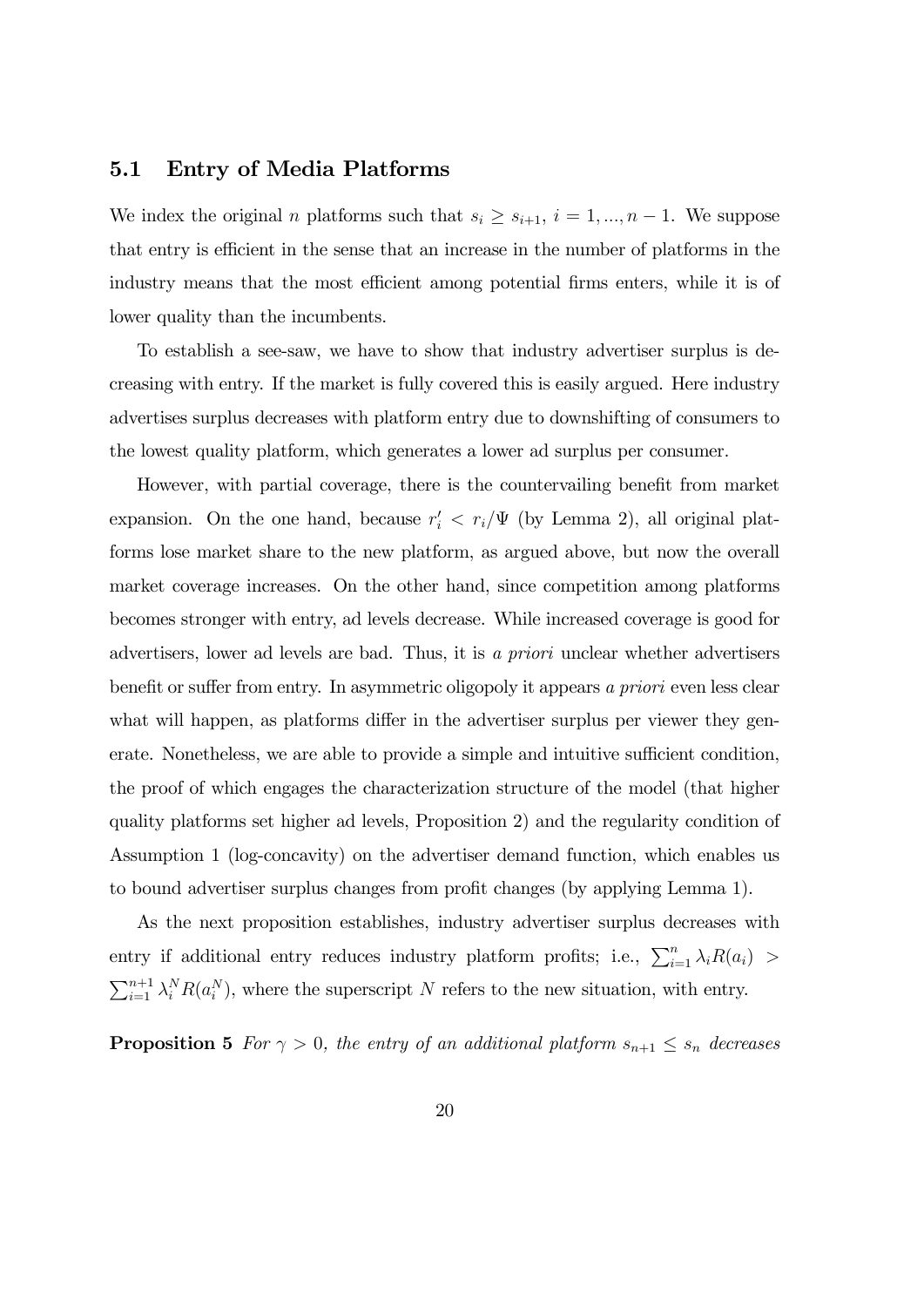### 5.1 Entry of Media Platforms

We index the original $n$ platforms such that $s_i \geq s_{i+1}$, $i = 1, ..., n-1$. We suppose that entry is efficient in the sense that an increase in the number of platforms in the industry means that the most efficient among potential firms enters, while it is of lower quality than the incumbents.

To establish a see-saw, we have to show that industry advertiser surplus is decreasing with entry. If the market is fully covered this is easily argued. Here industry advertises surplus decreases with platform entry due to downshifting of consumers to the lowest quality platform, which generates a lower ad surplus per consumer.

However, with partial coverage, there is the countervailing benefit from market expansion. On the one hand, because $r_i' < r_i/\Psi$ (by Lemma 2), all original platforms lose market share to the new platform, as argued above, but now the overall market coverage increases. On the other hand, since competition among platforms becomes stronger with entry, ad levels decrease. While increased coverage is good for advertisers, lower ad levels are bad. Thus, it is *a priori* unclear whether advertisers benefit or suffer from entry. In asymmetric oligopoly it appears *a priori* even less clear what will happen, as platforms differ in the advertiser surplus per viewer they generate. Nonetheless, we are able to provide a simple and intuitive sufficient condition, the proof of which engages the characterization structure of the model (that higher quality platforms set higher ad levels, Proposition 2) and the regularity condition of Assumption 1 (log-concavity) on the advertiser demand function, which enables us to bound advertiser surplus changes from profit changes (by applying Lemma 1).

As the next proposition establishes, industry advertiser surplus decreases with entry if additional entry reduces industry platform profits; i.e., $\sum_{i=1}^{n} \lambda_i R(a_i) > \sum_{i=1}^{n+1} \lambda_i^N R(a_i^N)$, where the superscript $N$ refers to the new situation, with entry.

**Proposition 5** *For $\gamma > 0$, the entry of an additional platform $s_{n+1} \leq s_n$ decreases*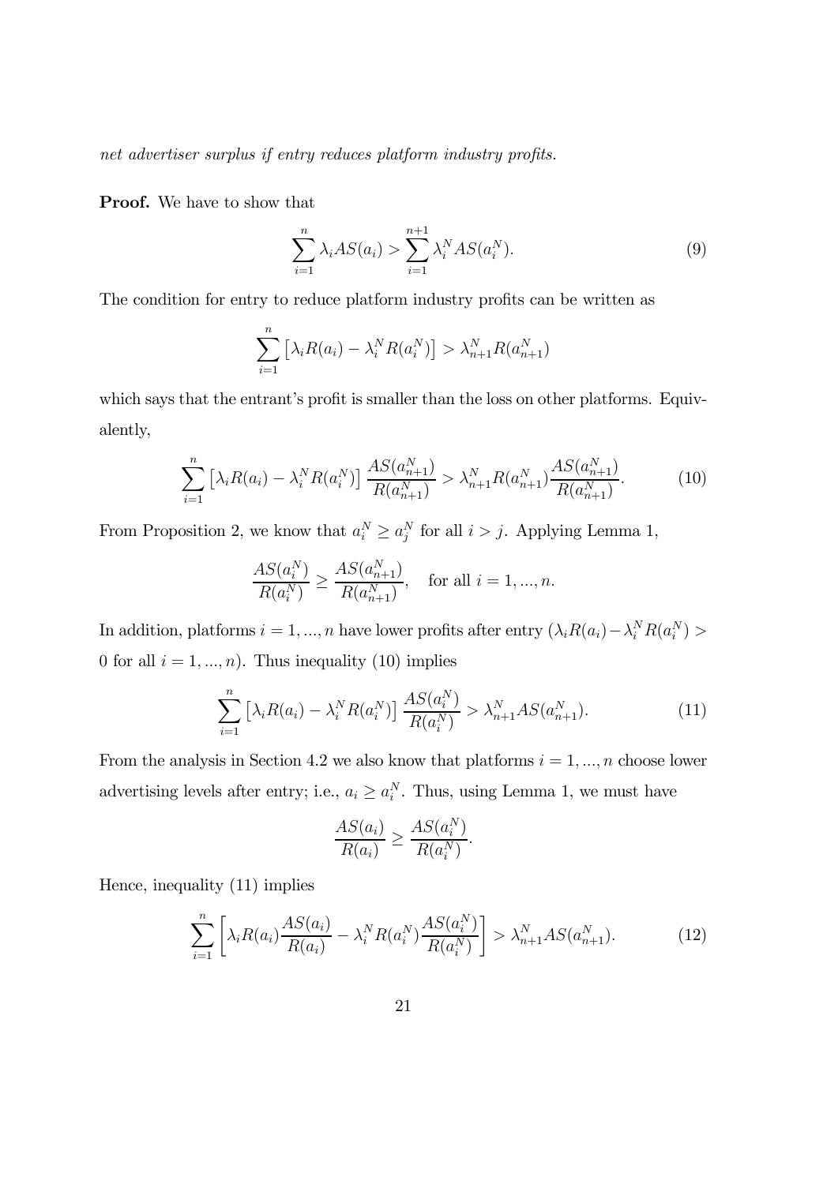*net advertiser surplus if entry reduces platform industry profits.*

**Proof.** We have to show that

$$\sum_{i=1}^{n} \lambda_i AS(a_i) > \sum_{i=1}^{n+1} \lambda_i^N AS(a_i^N). \tag{9}$$

The condition for entry to reduce platform industry profits can be written as

$$\sum_{i=1}^{n} \left[ \lambda_i R(a_i) - \lambda_i^N R(a_i^N) \right] > \lambda_{n+1}^N R(a_{n+1}^N)$$

which says that the entrant's profit is smaller than the loss on other platforms. Equivalently,

$$\sum_{i=1}^{n} \left[ \lambda_i R(a_i) - \lambda_i^N R(a_i^N) \right] \frac{AS(a_{n+1}^N)}{R(a_{n+1}^N)} > \lambda_{n+1}^N R(a_{n+1}^N) \frac{AS(a_{n+1}^N)}{R(a_{n+1}^N)}. \tag{10}$$

From Proposition 2, we know that $a_i^N \geq a_j^N$ for all $i > j$. Applying Lemma 1,

$$\frac{AS(a_i^N)}{R(a_i^N)} \geq \frac{AS(a_{n+1}^N)}{R(a_{n+1}^N)}, \quad \text{for all } i = 1, ..., n.$$

In addition, platforms $i = 1, ..., n$ have lower profits after entry ($\lambda_i R(a_i) - \lambda_i^N R(a_i^N) > 0$ for all $i = 1, ..., n$). Thus inequality (10) implies

$$\sum_{i=1}^{n} \left[ \lambda_i R(a_i) - \lambda_i^N R(a_i^N) \right] \frac{AS(a_i^N)}{R(a_i^N)} > \lambda_{n+1}^N AS(a_{n+1}^N). \tag{11}$$

From the analysis in Section 4.2 we also know that platforms $i = 1, ..., n$ choose lower advertising levels after entry; i.e., $a_i \geq a_i^N$. Thus, using Lemma 1, we must have

$$\frac{AS(a_i)}{R(a_i)} \geq \frac{AS(a_i^N)}{R(a_i^N)}.$$

Hence, inequality (11) implies

$$\sum_{i=1}^{n} \left[ \lambda_i R(a_i) \frac{AS(a_i)}{R(a_i)} - \lambda_i^N R(a_i^N) \frac{AS(a_i^N)}{R(a_i^N)} \right] > \lambda_{n+1}^N AS(a_{n+1}^N). \tag{12}$$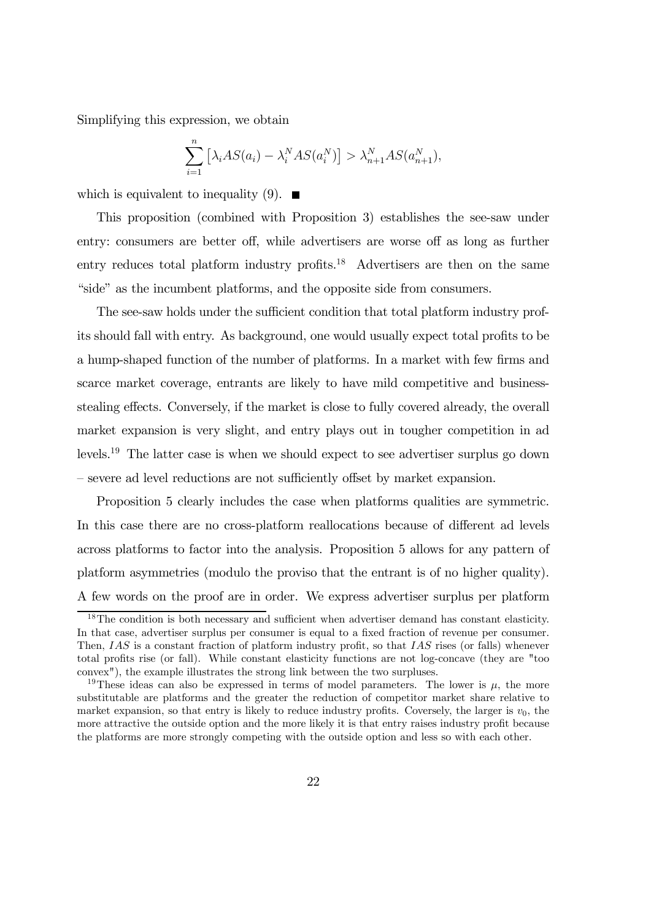Simplifying this expression, we obtain

$$\sum_{i=1}^{n} \left[ \lambda_i AS(a_i) - \lambda_i^N AS(a_i^N) \right] > \lambda_{n+1}^N AS(a_{n+1}^N),$$

which is equivalent to inequality (9). $\blacksquare$

This proposition (combined with Proposition 3) establishes the see-saw under entry: consumers are better off, while advertisers are worse off as long as further entry reduces total platform industry profits.[18] Advertisers are then on the same "side" as the incumbent platforms, and the opposite side from consumers.

The see-saw holds under the sufficient condition that total platform industry profits should fall with entry. As background, one would usually expect total profits to be a hump-shaped function of the number of platforms. In a market with few firms and scarce market coverage, entrants are likely to have mild competitive and business-stealing effects. Conversely, if the market is close to fully covered already, the overall market expansion is very slight, and entry plays out in tougher competition in ad levels.[19] The latter case is when we should expect to see advertiser surplus go down – severe ad level reductions are not sufficiently offset by market expansion.

Proposition 5 clearly includes the case when platforms qualities are symmetric. In this case there are no cross-platform reallocations because of different ad levels across platforms to factor into the analysis. Proposition 5 allows for any pattern of platform asymmetries (modulo the proviso that the entrant is of no higher quality). A few words on the proof are in order. We express advertiser surplus per platform

[18] The condition is both necessary and sufficient when advertiser demand has constant elasticity. In that case, advertiser surplus per consumer is equal to a fixed fraction of revenue per consumer. Then, $IAS$ is a constant fraction of platform industry profit, so that $IAS$ rises (or falls) whenever total profits rise (or fall). While constant elasticity functions are not log-concave (they are "too convex"), the example illustrates the strong link between the two surpluses.

[19] These ideas can also be expressed in terms of model parameters. The lower is $\mu$, the more substitutable are platforms and the greater the reduction of competitor market share relative to market expansion, so that entry is likely to reduce industry profits. Coversely, the larger is $v_0$, the more attractive the outside option and the more likely it is that entry raises industry profit because the platforms are more strongly competing with the outside option and less so with each other.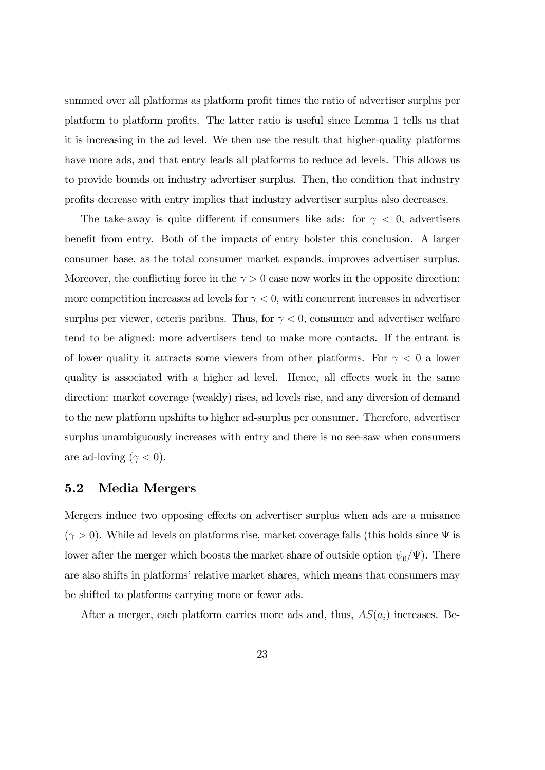summed over all platforms as platform profit times the ratio of advertiser surplus per platform to platform profits. The latter ratio is useful since Lemma 1 tells us that it is increasing in the ad level. We then use the result that higher-quality platforms have more ads, and that entry leads all platforms to reduce ad levels. This allows us to provide bounds on industry advertiser surplus. Then, the condition that industry profits decrease with entry implies that industry advertiser surplus also decreases.

The take-away is quite different if consumers like ads: for $\gamma < 0$, advertisers benefit from entry. Both of the impacts of entry bolster this conclusion. A larger consumer base, as the total consumer market expands, improves advertiser surplus. Moreover, the conflicting force in the $\gamma > 0$ case now works in the opposite direction: more competition increases ad levels for $\gamma < 0$, with concurrent increases in advertiser surplus per viewer, ceteris paribus. Thus, for $\gamma < 0$, consumer and advertiser welfare tend to be aligned: more advertisers tend to make more contacts. If the entrant is of lower quality it attracts some viewers from other platforms. For $\gamma < 0$ a lower quality is associated with a higher ad level. Hence, all effects work in the same direction: market coverage (weakly) rises, ad levels rise, and any diversion of demand to the new platform upshifts to higher ad-surplus per consumer. Therefore, advertiser surplus unambiguously increases with entry and there is no see-saw when consumers are ad-loving ($\gamma < 0$).

## 5.2 Media Mergers

Mergers induce two opposing effects on advertiser surplus when ads are a nuisance ($\gamma > 0$). While ad levels on platforms rise, market coverage falls (this holds since $\Psi$ is lower after the merger which boosts the market share of outside option $\psi_0/\Psi$). There are also shifts in platforms' relative market shares, which means that consumers may be shifted to platforms carrying more or fewer ads.

After a merger, each platform carries more ads and, thus, $AS(a_i)$ increases. Be-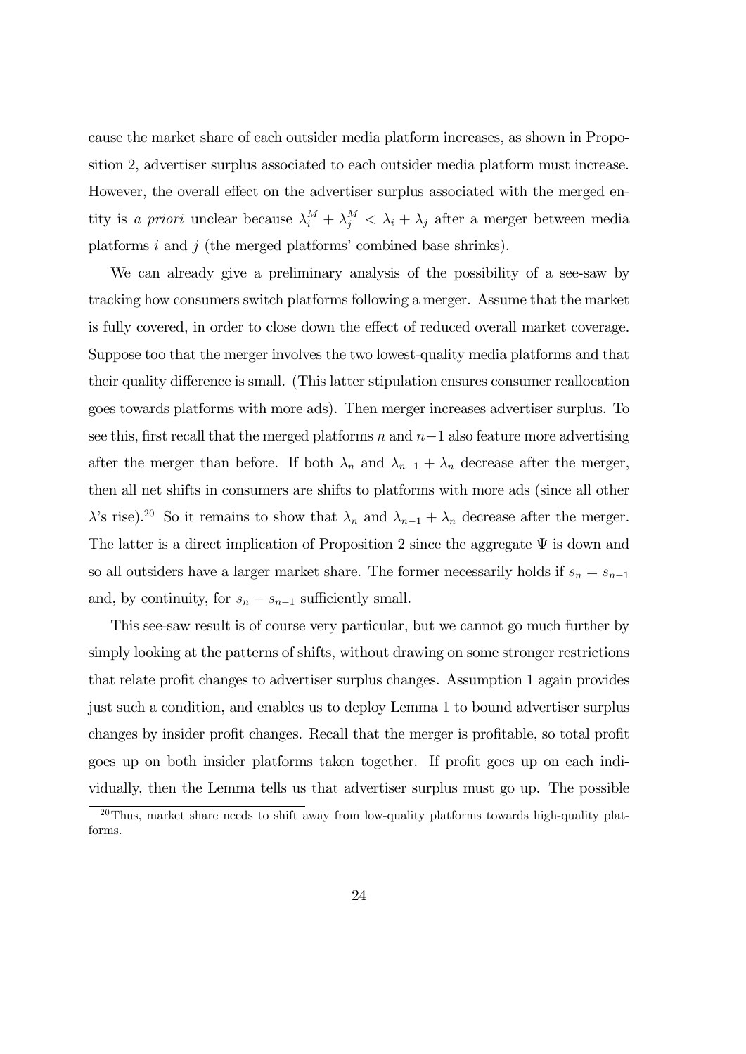cause the market share of each outsider media platform increases, as shown in Proposition 2, advertiser surplus associated to each outsider media platform must increase. However, the overall effect on the advertiser surplus associated with the merged entity is *a priori* unclear because $\lambda_i^M + \lambda_j^M < \lambda_i + \lambda_j$ after a merger between media platforms $i$ and $j$ (the merged platforms' combined base shrinks).

We can already give a preliminary analysis of the possibility of a see-saw by tracking how consumers switch platforms following a merger. Assume that the market is fully covered, in order to close down the effect of reduced overall market coverage. Suppose too that the merger involves the two lowest-quality media platforms and that their quality difference is small. (This latter stipulation ensures consumer reallocation goes towards platforms with more ads). Then merger increases advertiser surplus. To see this, first recall that the merged platforms $n$ and $n-1$ also feature more advertising after the merger than before. If both $\lambda_n$ and $\lambda_{n-1} + \lambda_n$ decrease after the merger, then all net shifts in consumers are shifts to platforms with more ads (since all other $\lambda$'s rise).[20] So it remains to show that $\lambda_n$ and $\lambda_{n-1} + \lambda_n$ decrease after the merger. The latter is a direct implication of Proposition 2 since the aggregate $\Psi$ is down and so all outsiders have a larger market share. The former necessarily holds if $s_n = s_{n-1}$ and, by continuity, for $s_n - s_{n-1}$ sufficiently small.

This see-saw result is of course very particular, but we cannot go much further by simply looking at the patterns of shifts, without drawing on some stronger restrictions that relate profit changes to advertiser surplus changes. Assumption 1 again provides just such a condition, and enables us to deploy Lemma 1 to bound advertiser surplus changes by insider profit changes. Recall that the merger is profitable, so total profit goes up on both insider platforms taken together. If profit goes up on each individually, then the Lemma tells us that advertiser surplus must go up. The possible

[20] Thus, market share needs to shift away from low-quality platforms towards high-quality platforms.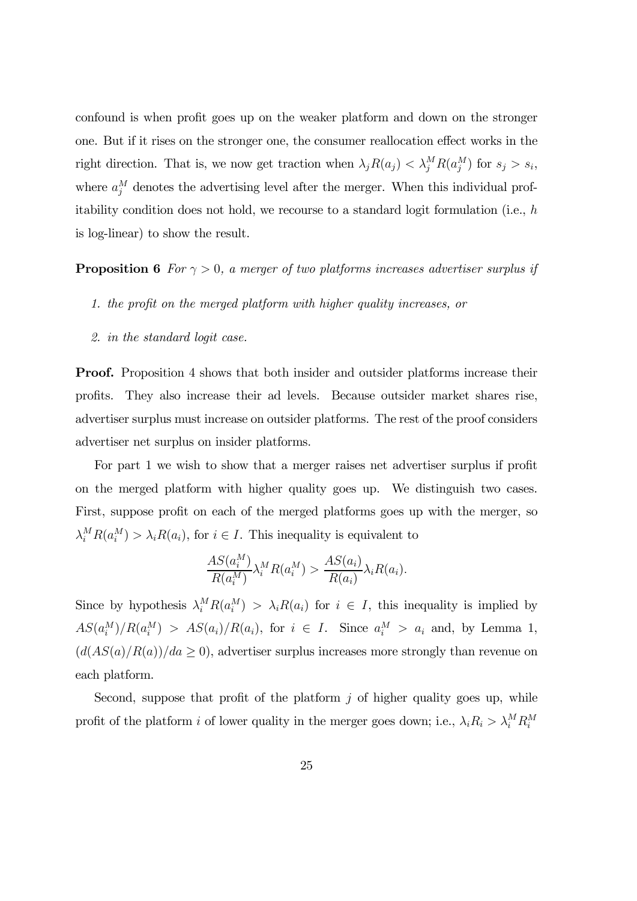confound is when profit goes up on the weaker platform and down on the stronger one. But if it rises on the stronger one, the consumer reallocation effect works in the right direction. That is, we now get traction when $\lambda_j R(a_j) < \lambda_j^M R(a_j^M)$ for $s_j > s_i$, where $a_j^M$ denotes the advertising level after the merger. When this individual profitability condition does not hold, we recourse to a standard logit formulation (i.e., $h$ is log-linear) to show the result.

**Proposition 6** *For $\gamma > 0$, a merger of two platforms increases advertiser surplus if*

1. *the profit on the merged platform with higher quality increases, or*
2. *in the standard logit case.*

**Proof.** Proposition 4 shows that both insider and outsider platforms increase their profits. They also increase their ad levels. Because outsider market shares rise, advertiser surplus must increase on outsider platforms. The rest of the proof considers advertiser net surplus on insider platforms.

For part 1 we wish to show that a merger raises net advertiser surplus if profit on the merged platform with higher quality goes up. We distinguish two cases. First, suppose profit on each of the merged platforms goes up with the merger, so $\lambda_i^M R(a_i^M) > \lambda_i R(a_i)$, for $i \in I$. This inequality is equivalent to

$$\frac{AS(a_i^M)}{R(a_i^M)}\lambda_i^M R(a_i^M) > \frac{AS(a_i)}{R(a_i)}\lambda_i R(a_i).$$

Since by hypothesis $\lambda_i^M R(a_i^M) > \lambda_i R(a_i)$ for $i \in I$, this inequality is implied by $AS(a_i^M)/R(a_i^M) > AS(a_i)/R(a_i)$, for $i \in I$. Since $a_i^M > a_i$ and, by Lemma 1, $(d(AS(a)/R(a))/da \geq 0)$, advertiser surplus increases more strongly than revenue on each platform.

Second, suppose that profit of the platform $j$ of higher quality goes up, while profit of the platform $i$ of lower quality in the merger goes down; i.e., $\lambda_i R_i > \lambda_i^M R_i^M$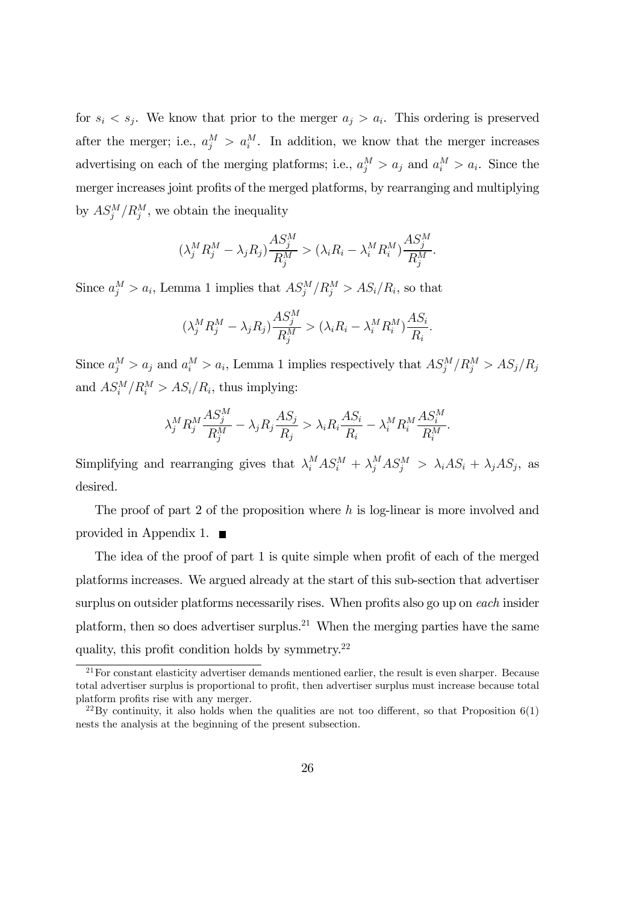for $s_i < s_j$. We know that prior to the merger $a_j > a_i$. This ordering is preserved after the merger; i.e., $a_j^M > a_i^M$. In addition, we know that the merger increases advertising on each of the merging platforms; i.e., $a_j^M > a_j$ and $a_i^M > a_i$. Since the merger increases joint profits of the merged platforms, by rearranging and multiplying by $AS_j^M/R_j^M$, we obtain the inequality

$$(\lambda_j^M R_j^M - \lambda_j R_j)\frac{AS_j^M}{R_j^M} > (\lambda_i R_i - \lambda_i^M R_i^M)\frac{AS_j^M}{R_j^M}.$$

Since $a_j^M > a_i$, Lemma 1 implies that $AS_j^M/R_j^M > AS_i/R_i$, so that

$$(\lambda_j^M R_j^M - \lambda_j R_j)\frac{AS_j^M}{R_j^M} > (\lambda_i R_i - \lambda_i^M R_i^M)\frac{AS_i}{R_i}.$$

Since $a_j^M > a_j$ and $a_i^M > a_i$, Lemma 1 implies respectively that $AS_j^M/R_j^M > AS_j/R_j$ and $AS_i^M/R_i^M > AS_i/R_i$, thus implying:

$$\lambda_j^M R_j^M \frac{AS_j^M}{R_j^M} - \lambda_j R_j \frac{AS_j}{R_j} > \lambda_i R_i \frac{AS_i}{R_i} - \lambda_i^M R_i^M \frac{AS_i^M}{R_i^M}.$$

Simplifying and rearranging gives that $\lambda_i^M AS_i^M + \lambda_j^M AS_j^M > \lambda_i AS_i + \lambda_j AS_j$, as desired.

The proof of part 2 of the proposition where $h$ is log-linear is more involved and provided in Appendix 1. ■

The idea of the proof of part 1 is quite simple when profit of each of the merged platforms increases. We argued already at the start of this sub-section that advertiser surplus on outsider platforms necessarily rises. When profits also go up on *each* insider platform, then so does advertiser surplus.[21] When the merging parties have the same quality, this profit condition holds by symmetry.[22]

[21] For constant elasticity advertiser demands mentioned earlier, the result is even sharper. Because total advertiser surplus is proportional to profit, then advertiser surplus must increase because total platform profits rise with any merger.

[22] By continuity, it also holds when the qualities are not too different, so that Proposition 6(1) nests the analysis at the beginning of the present subsection.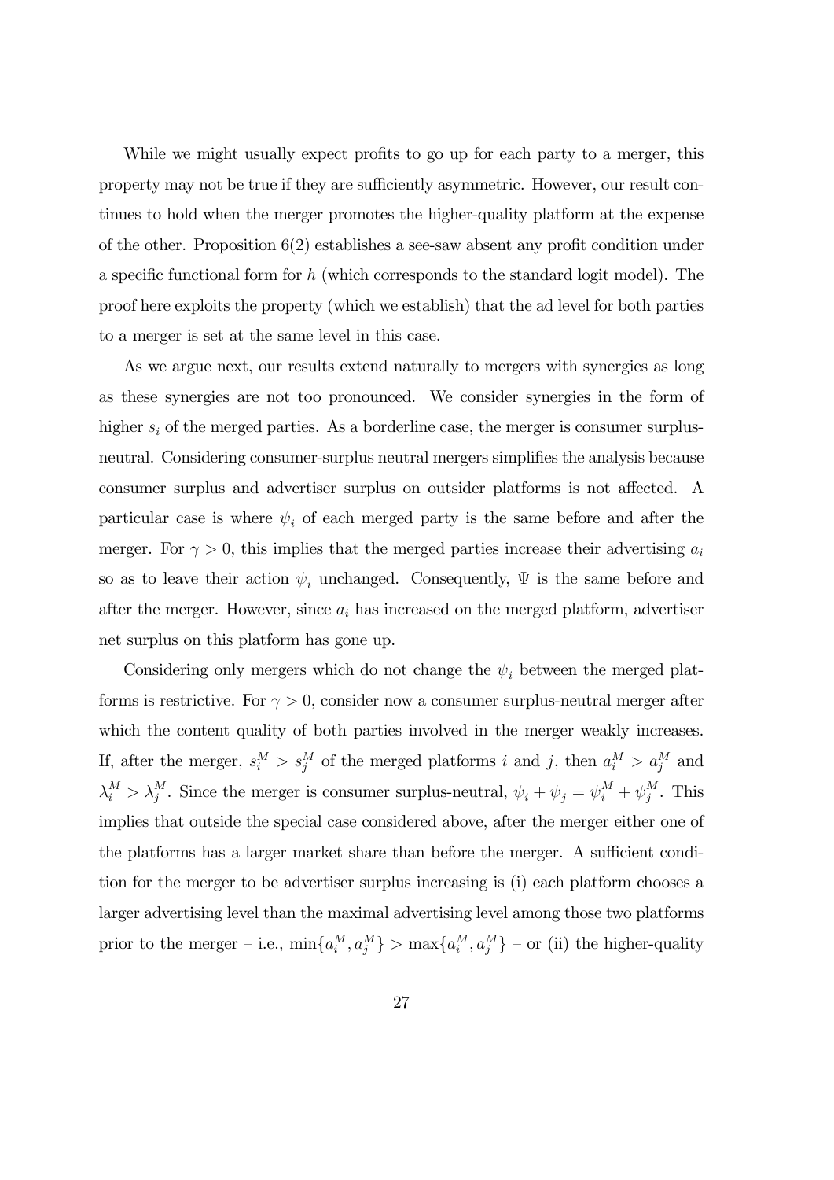While we might usually expect profits to go up for each party to a merger, this property may not be true if they are sufficiently asymmetric. However, our result continues to hold when the merger promotes the higher-quality platform at the expense of the other. Proposition 6(2) establishes a see-saw absent any profit condition under a specific functional form for $h$ (which corresponds to the standard logit model). The proof here exploits the property (which we establish) that the ad level for both parties to a merger is set at the same level in this case.

As we argue next, our results extend naturally to mergers with synergies as long as these synergies are not too pronounced. We consider synergies in the form of higher $s_i$ of the merged parties. As a borderline case, the merger is consumer surplus-neutral. Considering consumer-surplus neutral mergers simplifies the analysis because consumer surplus and advertiser surplus on outsider platforms is not affected. A particular case is where $\psi_i$ of each merged party is the same before and after the merger. For $\gamma > 0$, this implies that the merged parties increase their advertising $a_i$ so as to leave their action $\psi_i$ unchanged. Consequently, $\Psi$ is the same before and after the merger. However, since $a_i$ has increased on the merged platform, advertiser net surplus on this platform has gone up.

Considering only mergers which do not change the $\psi_i$ between the merged platforms is restrictive. For $\gamma > 0$, consider now a consumer surplus-neutral merger after which the content quality of both parties involved in the merger weakly increases. If, after the merger, $s_i^M > s_j^M$ of the merged platforms $i$ and $j$, then $a_i^M > a_j^M$ and $\lambda_i^M > \lambda_j^M$. Since the merger is consumer surplus-neutral, $\psi_i + \psi_j = \psi_i^M + \psi_j^M$. This implies that outside the special case considered above, after the merger either one of the platforms has a larger market share than before the merger. A sufficient condition for the merger to be advertiser surplus increasing is (i) each platform chooses a larger advertising level than the maximal advertising level among those two platforms prior to the merger – i.e., $\min\{a_i^M, a_j^M\} > \max\{a_i^M, a_j^M\}$ – or (ii) the higher-quality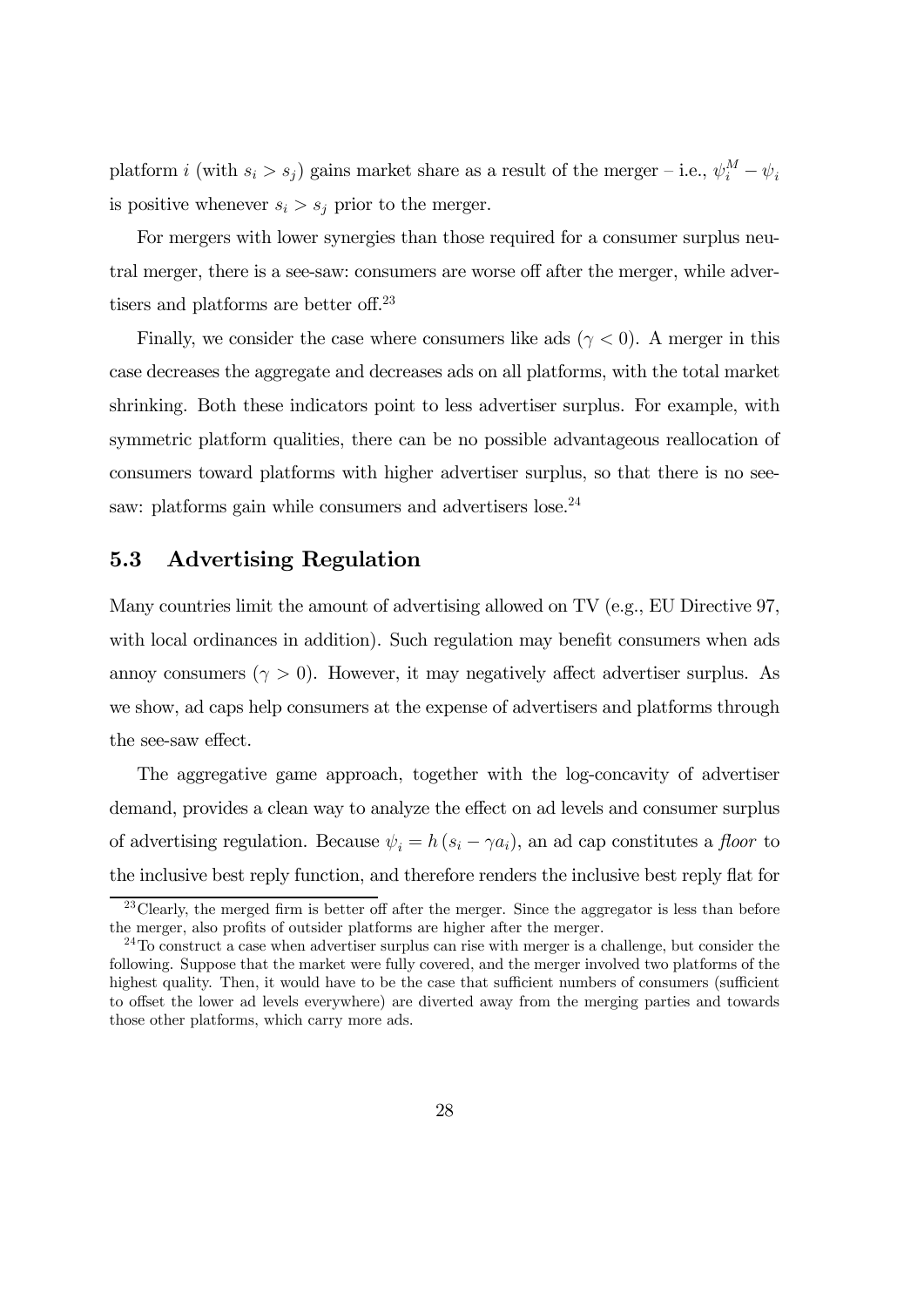platform $i$ (with $s_i > s_j$) gains market share as a result of the merger – i.e., $\psi_i^M - \psi_i$ is positive whenever $s_i > s_j$ prior to the merger.

For mergers with lower synergies than those required for a consumer surplus neutral merger, there is a see-saw: consumers are worse off after the merger, while advertisers and platforms are better off.[23]

Finally, we consider the case where consumers like ads ($\gamma < 0$). A merger in this case decreases the aggregate and decreases ads on all platforms, with the total market shrinking. Both these indicators point to less advertiser surplus. For example, with symmetric platform qualities, there can be no possible advantageous reallocation of consumers toward platforms with higher advertiser surplus, so that there is no see-saw: platforms gain while consumers and advertisers lose.[24]

## 5.3 Advertising Regulation

Many countries limit the amount of advertising allowed on TV (e.g., EU Directive 97, with local ordinances in addition). Such regulation may benefit consumers when ads annoy consumers ($\gamma > 0$). However, it may negatively affect advertiser surplus. As we show, ad caps help consumers at the expense of advertisers and platforms through the see-saw effect.

The aggregative game approach, together with the log-concavity of advertiser demand, provides a clean way to analyze the effect on ad levels and consumer surplus of advertising regulation. Because $\psi_i = h(s_i - \gamma a_i)$, an ad cap constitutes a *floor* to the inclusive best reply function, and therefore renders the inclusive best reply flat for

---

[23] Clearly, the merged firm is better off after the merger. Since the aggregator is less than before the merger, also profits of outsider platforms are higher after the merger.

[24] To construct a case when advertiser surplus can rise with merger is a challenge, but consider the following. Suppose that the market were fully covered, and the merger involved two platforms of the highest quality. Then, it would have to be the case that sufficient numbers of consumers (sufficient to offset the lower ad levels everywhere) are diverted away from the merging parties and towards those other platforms, which carry more ads.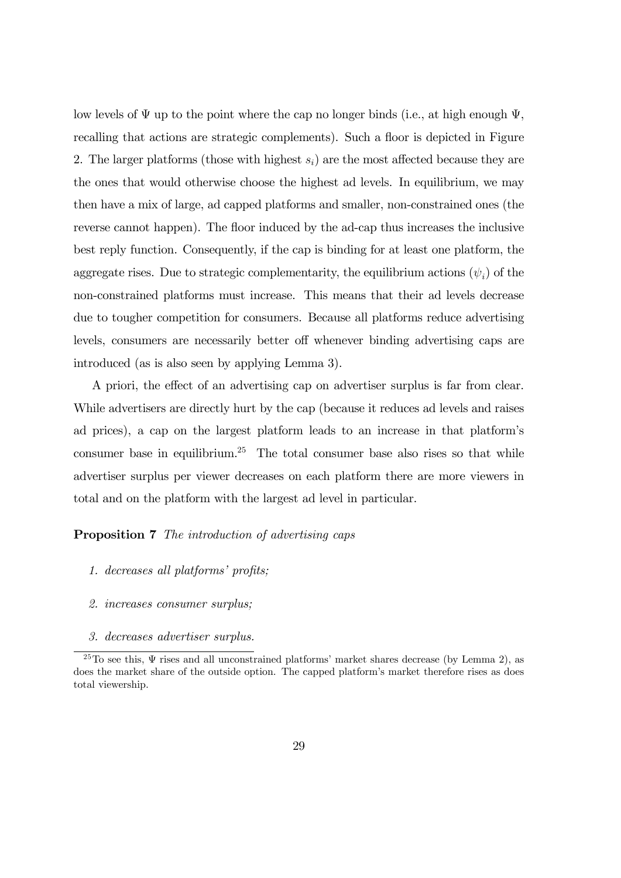low levels of $\Psi$ up to the point where the cap no longer binds (i.e., at high enough $\Psi$, recalling that actions are strategic complements). Such a floor is depicted in Figure 2. The larger platforms (those with highest $s_i$) are the most affected because they are the ones that would otherwise choose the highest ad levels. In equilibrium, we may then have a mix of large, ad capped platforms and smaller, non-constrained ones (the reverse cannot happen). The floor induced by the ad-cap thus increases the inclusive best reply function. Consequently, if the cap is binding for at least one platform, the aggregate rises. Due to strategic complementarity, the equilibrium actions ($\psi_i$) of the non-constrained platforms must increase. This means that their ad levels decrease due to tougher competition for consumers. Because all platforms reduce advertising levels, consumers are necessarily better off whenever binding advertising caps are introduced (as is also seen by applying Lemma 3).

A priori, the effect of an advertising cap on advertiser surplus is far from clear. While advertisers are directly hurt by the cap (because it reduces ad levels and raises ad prices), a cap on the largest platform leads to an increase in that platform's consumer base in equilibrium.[25] The total consumer base also rises so that while advertiser surplus per viewer decreases on each platform there are more viewers in total and on the platform with the largest ad level in particular.

**Proposition 7** *The introduction of advertising caps*

1. *decreases all platforms' profits;*
2. *increases consumer surplus;*
3. *decreases advertiser surplus.*

[25] To see this, $\Psi$ rises and all unconstrained platforms' market shares decrease (by Lemma 2), as does the market share of the outside option. The capped platform's market therefore rises as does total viewership.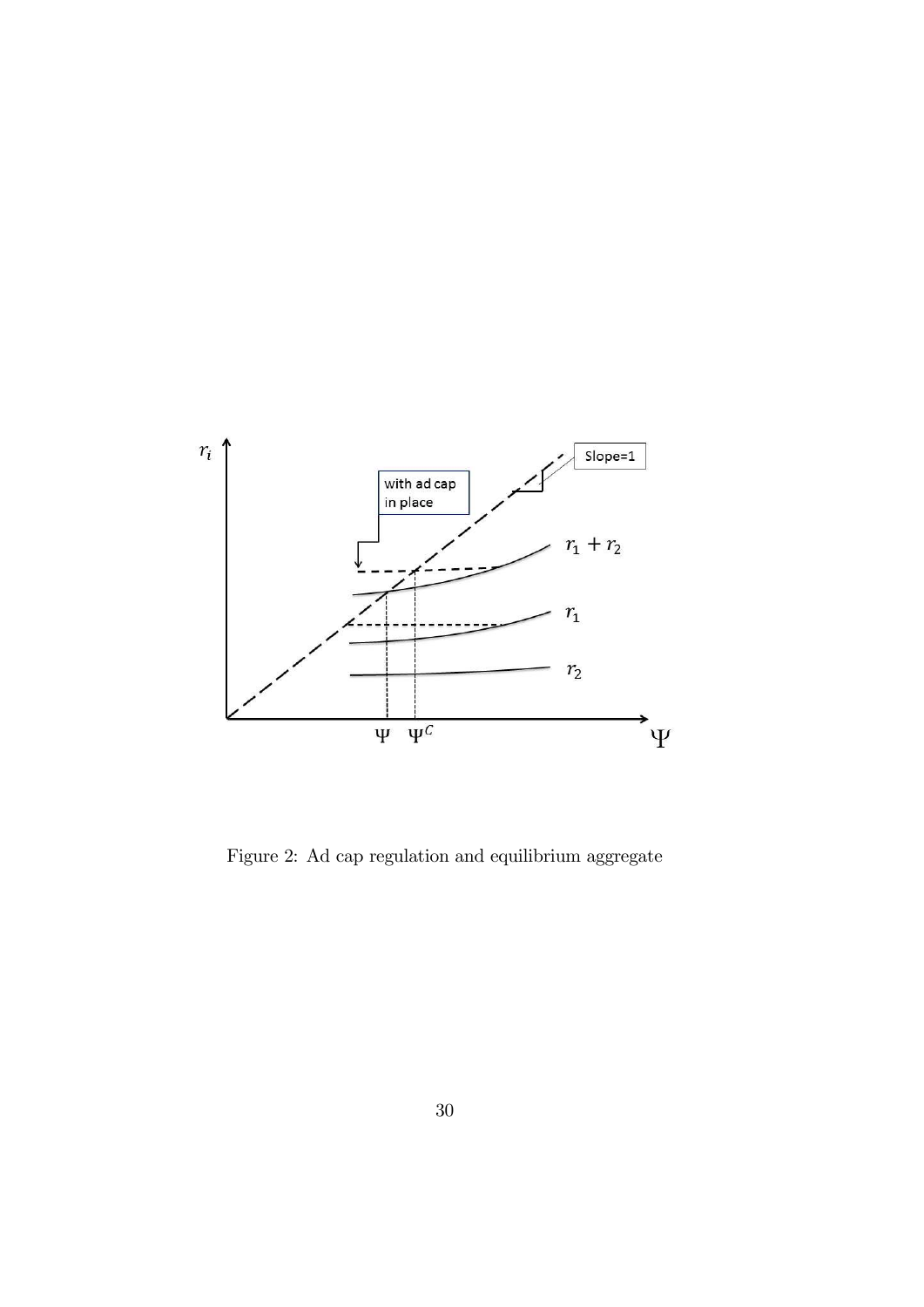Figure 2: Ad cap regulation and equilibrium aggregate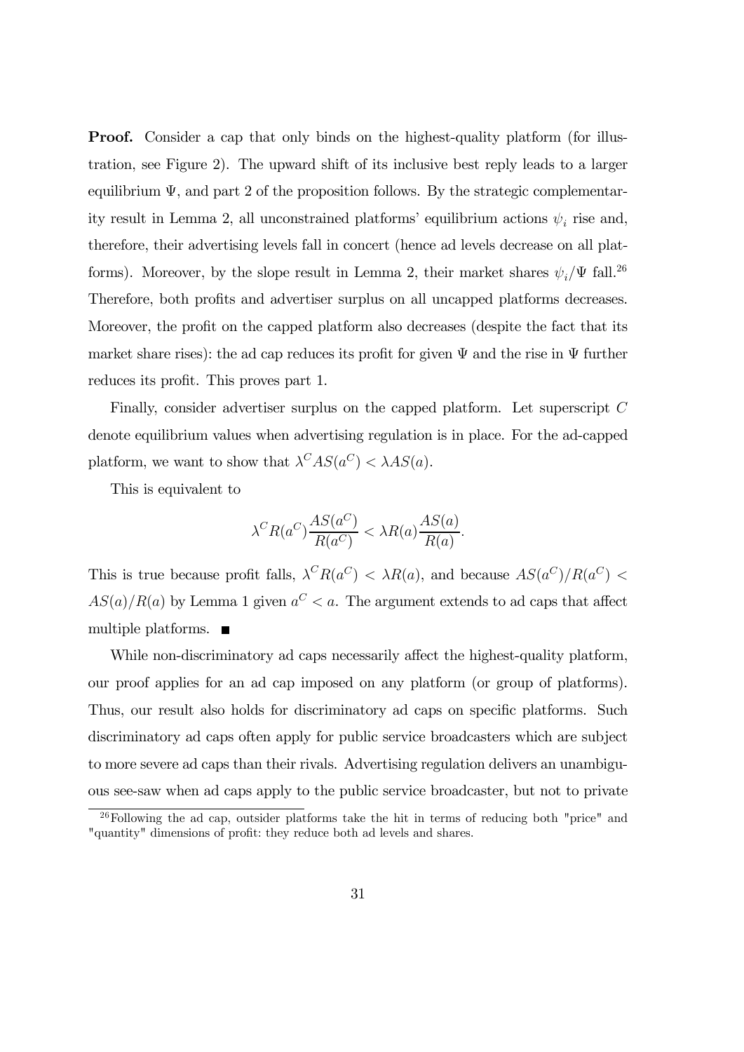**Proof.** Consider a cap that only binds on the highest-quality platform (for illustration, see Figure 2). The upward shift of its inclusive best reply leads to a larger equilibrium $\Psi$, and part 2 of the proposition follows. By the strategic complementarity result in Lemma 2, all unconstrained platforms' equilibrium actions $\psi_i$ rise and, therefore, their advertising levels fall in concert (hence ad levels decrease on all platforms). Moreover, by the slope result in Lemma 2, their market shares $\psi_i/\Psi$ fall.[26] Therefore, both profits and advertiser surplus on all uncapped platforms decreases. Moreover, the profit on the capped platform also decreases (despite the fact that its market share rises): the ad cap reduces its profit for given $\Psi$ and the rise in $\Psi$ further reduces its profit. This proves part 1.

Finally, consider advertiser surplus on the capped platform. Let superscript $C$ denote equilibrium values when advertising regulation is in place. For the ad-capped platform, we want to show that $\lambda^C AS(a^C) < \lambda AS(a)$.

This is equivalent to

$$\lambda^C R(a^C) \frac{AS(a^C)}{R(a^C)} < \lambda R(a) \frac{AS(a)}{R(a)}.$$

This is true because profit falls, $\lambda^C R(a^C) < \lambda R(a)$, and because $AS(a^C)/R(a^C) < AS(a)/R(a)$ by Lemma 1 given $a^C < a$. The argument extends to ad caps that affect multiple platforms. ■

While non-discriminatory ad caps necessarily affect the highest-quality platform, our proof applies for an ad cap imposed on any platform (or group of platforms). Thus, our result also holds for discriminatory ad caps on specific platforms. Such discriminatory ad caps often apply for public service broadcasters which are subject to more severe ad caps than their rivals. Advertising regulation delivers an unambiguous see-saw when ad caps apply to the public service broadcaster, but not to private

[26] Following the ad cap, outsider platforms take the hit in terms of reducing both "price" and "quantity" dimensions of profit: they reduce both ad levels and shares.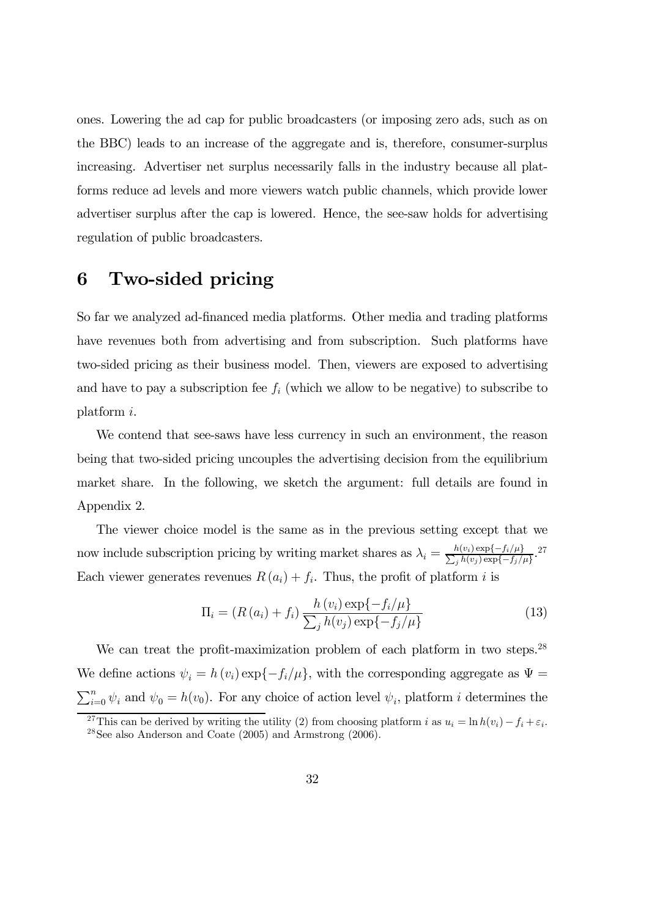ones. Lowering the ad cap for public broadcasters (or imposing zero ads, such as on the BBC) leads to an increase of the aggregate and is, therefore, consumer-surplus increasing. Advertiser net surplus necessarily falls in the industry because all platforms reduce ad levels and more viewers watch public channels, which provide lower advertiser surplus after the cap is lowered. Hence, the see-saw holds for advertising regulation of public broadcasters.

# 6 Two-sided pricing

So far we analyzed ad-financed media platforms. Other media and trading platforms have revenues both from advertising and from subscription. Such platforms have two-sided pricing as their business model. Then, viewers are exposed to advertising and have to pay a subscription fee $f_i$ (which we allow to be negative) to subscribe to platform $i$.

We contend that see-saws have less currency in such an environment, the reason being that two-sided pricing uncouples the advertising decision from the equilibrium market share. In the following, we sketch the argument: full details are found in Appendix 2.

The viewer choice model is the same as in the previous setting except that we now include subscription pricing by writing market shares as $\lambda_i = \frac{h(v_i)\exp\{-f_i/\mu\}}{\sum_j h(v_j)\exp\{-f_j/\mu\}}$.[27] Each viewer generates revenues $R(a_i) + f_i$. Thus, the profit of platform $i$ is

$$\Pi_i = (R(a_i) + f_i) \frac{h(v_i)\exp\{-f_i/\mu\}}{\sum_j h(v_j)\exp\{-f_j/\mu\}} \tag{13}$$

We can treat the profit-maximization problem of each platform in two steps.[28] We define actions $\psi_i = h(v_i)\exp\{-f_i/\mu\}$, with the corresponding aggregate as $\Psi = \sum_{i=0}^{n} \psi_i$ and $\psi_0 = h(v_0)$. For any choice of action level $\psi_i$, platform $i$ determines the

[27] This can be derived by writing the utility (2) from choosing platform $i$ as $u_i = \ln h(v_i) - f_i + \varepsilon_i$.

[28] See also Anderson and Coate (2005) and Armstrong (2006).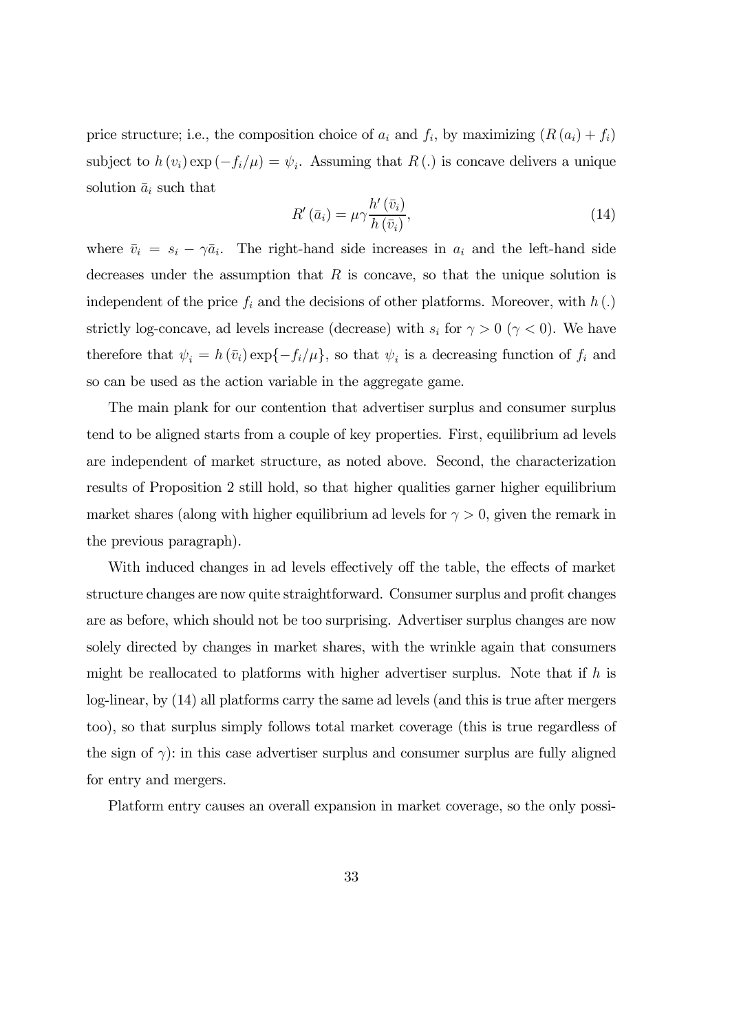price structure; i.e., the composition choice of $a_i$ and $f_i$, by maximizing $(R(a_i) + f_i)$ subject to $h(v_i)\exp(-f_i/\mu) = \psi_i$. Assuming that $R(.)$ is concave delivers a unique solution $\bar{a}_i$ such that

$$R'(\bar{a}_i) = \mu\gamma \frac{h'(\bar{v}_i)}{h(\bar{v}_i)}, \tag{14}$$

where $\bar{v}_i = s_i - \gamma\bar{a}_i$. The right-hand side increases in $a_i$ and the left-hand side decreases under the assumption that $R$ is concave, so that the unique solution is independent of the price $f_i$ and the decisions of other platforms. Moreover, with $h(.)$ strictly log-concave, ad levels increase (decrease) with $s_i$ for $\gamma > 0$ ($\gamma < 0$). We have therefore that $\psi_i = h(\bar{v}_i)\exp\{-f_i/\mu\}$, so that $\psi_i$ is a decreasing function of $f_i$ and so can be used as the action variable in the aggregate game.

The main plank for our contention that advertiser surplus and consumer surplus tend to be aligned starts from a couple of key properties. First, equilibrium ad levels are independent of market structure, as noted above. Second, the characterization results of Proposition 2 still hold, so that higher qualities garner higher equilibrium market shares (along with higher equilibrium ad levels for $\gamma > 0$, given the remark in the previous paragraph).

With induced changes in ad levels effectively off the table, the effects of market structure changes are now quite straightforward. Consumer surplus and profit changes are as before, which should not be too surprising. Advertiser surplus changes are now solely directed by changes in market shares, with the wrinkle again that consumers might be reallocated to platforms with higher advertiser surplus. Note that if $h$ is log-linear, by (14) all platforms carry the same ad levels (and this is true after mergers too), so that surplus simply follows total market coverage (this is true regardless of the sign of $\gamma$): in this case advertiser surplus and consumer surplus are fully aligned for entry and mergers.

Platform entry causes an overall expansion in market coverage, so the only possi-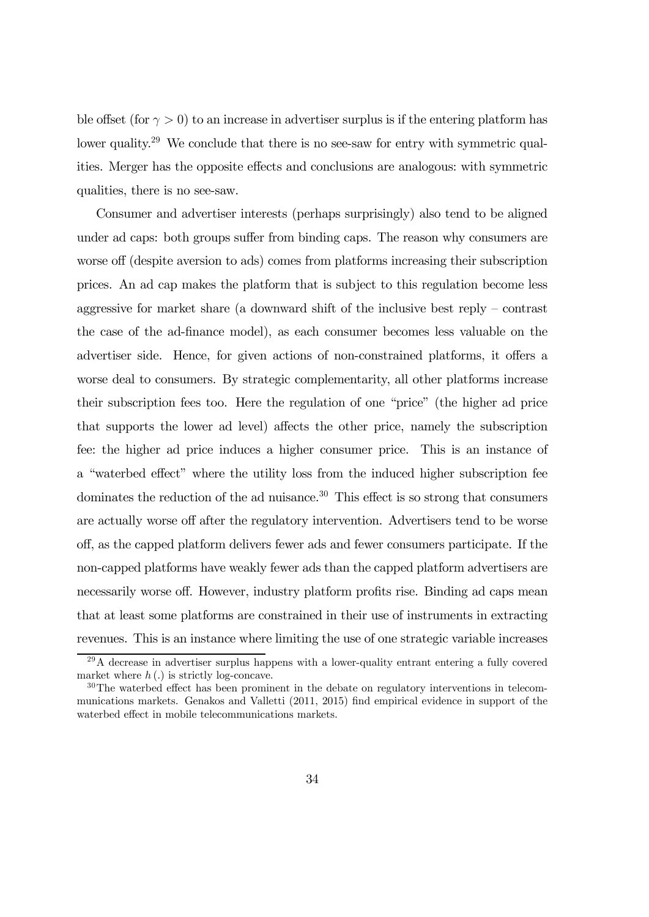ble offset (for $\gamma > 0$) to an increase in advertiser surplus is if the entering platform has lower quality.[29] We conclude that there is no see-saw for entry with symmetric qualities. Merger has the opposite effects and conclusions are analogous: with symmetric qualities, there is no see-saw.

Consumer and advertiser interests (perhaps surprisingly) also tend to be aligned under ad caps: both groups suffer from binding caps. The reason why consumers are worse off (despite aversion to ads) comes from platforms increasing their subscription prices. An ad cap makes the platform that is subject to this regulation become less aggressive for market share (a downward shift of the inclusive best reply – contrast the case of the ad-finance model), as each consumer becomes less valuable on the advertiser side. Hence, for given actions of non-constrained platforms, it offers a worse deal to consumers. By strategic complementarity, all other platforms increase their subscription fees too. Here the regulation of one "price" (the higher ad price that supports the lower ad level) affects the other price, namely the subscription fee: the higher ad price induces a higher consumer price. This is an instance of a "waterbed effect" where the utility loss from the induced higher subscription fee dominates the reduction of the ad nuisance.[30] This effect is so strong that consumers are actually worse off after the regulatory intervention. Advertisers tend to be worse off, as the capped platform delivers fewer ads and fewer consumers participate. If the non-capped platforms have weakly fewer ads than the capped platform advertisers are necessarily worse off. However, industry platform profits rise. Binding ad caps mean that at least some platforms are constrained in their use of instruments in extracting revenues. This is an instance where limiting the use of one strategic variable increases

[29] A decrease in advertiser surplus happens with a lower-quality entrant entering a fully covered market where $h(.)$ is strictly log-concave.

[30] The waterbed effect has been prominent in the debate on regulatory interventions in telecommunications markets. Genakos and Valletti (2011, 2015) find empirical evidence in support of the waterbed effect in mobile telecommunications markets.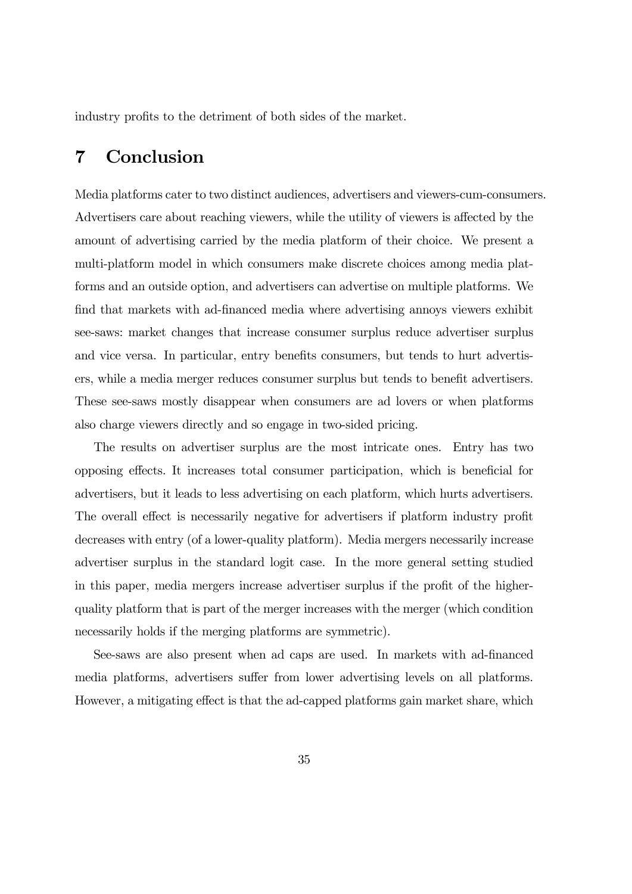industry profits to the detriment of both sides of the market.

## 7 Conclusion

Media platforms cater to two distinct audiences, advertisers and viewers-cum-consumers. Advertisers care about reaching viewers, while the utility of viewers is affected by the amount of advertising carried by the media platform of their choice. We present a multi-platform model in which consumers make discrete choices among media platforms and an outside option, and advertisers can advertise on multiple platforms. We find that markets with ad-financed media where advertising annoys viewers exhibit see-saws: market changes that increase consumer surplus reduce advertiser surplus and vice versa. In particular, entry benefits consumers, but tends to hurt advertisers, while a media merger reduces consumer surplus but tends to benefit advertisers. These see-saws mostly disappear when consumers are ad lovers or when platforms also charge viewers directly and so engage in two-sided pricing.

The results on advertiser surplus are the most intricate ones. Entry has two opposing effects. It increases total consumer participation, which is beneficial for advertisers, but it leads to less advertising on each platform, which hurts advertisers. The overall effect is necessarily negative for advertisers if platform industry profit decreases with entry (of a lower-quality platform). Media mergers necessarily increase advertiser surplus in the standard logit case. In the more general setting studied in this paper, media mergers increase advertiser surplus if the profit of the higher-quality platform that is part of the merger increases with the merger (which condition necessarily holds if the merging platforms are symmetric).

See-saws are also present when ad caps are used. In markets with ad-financed media platforms, advertisers suffer from lower advertising levels on all platforms. However, a mitigating effect is that the ad-capped platforms gain market share, which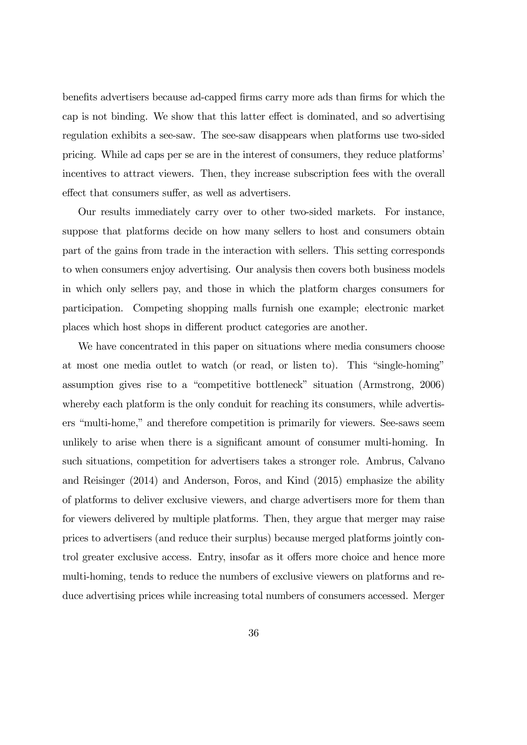benefits advertisers because ad-capped firms carry more ads than firms for which the cap is not binding. We show that this latter effect is dominated, and so advertising regulation exhibits a see-saw. The see-saw disappears when platforms use two-sided pricing. While ad caps per se are in the interest of consumers, they reduce platforms' incentives to attract viewers. Then, they increase subscription fees with the overall effect that consumers suffer, as well as advertisers.

Our results immediately carry over to other two-sided markets. For instance, suppose that platforms decide on how many sellers to host and consumers obtain part of the gains from trade in the interaction with sellers. This setting corresponds to when consumers enjoy advertising. Our analysis then covers both business models in which only sellers pay, and those in which the platform charges consumers for participation. Competing shopping malls furnish one example; electronic market places which host shops in different product categories are another.

We have concentrated in this paper on situations where media consumers choose at most one media outlet to watch (or read, or listen to). This "single-homing" assumption gives rise to a "competitive bottleneck" situation (Armstrong, 2006) whereby each platform is the only conduit for reaching its consumers, while advertisers "multi-home," and therefore competition is primarily for viewers. See-saws seem unlikely to arise when there is a significant amount of consumer multi-homing. In such situations, competition for advertisers takes a stronger role. Ambrus, Calvano and Reisinger (2014) and Anderson, Foros, and Kind (2015) emphasize the ability of platforms to deliver exclusive viewers, and charge advertisers more for them than for viewers delivered by multiple platforms. Then, they argue that merger may raise prices to advertisers (and reduce their surplus) because merged platforms jointly control greater exclusive access. Entry, insofar as it offers more choice and hence more multi-homing, tends to reduce the numbers of exclusive viewers on platforms and reduce advertising prices while increasing total numbers of consumers accessed. Merger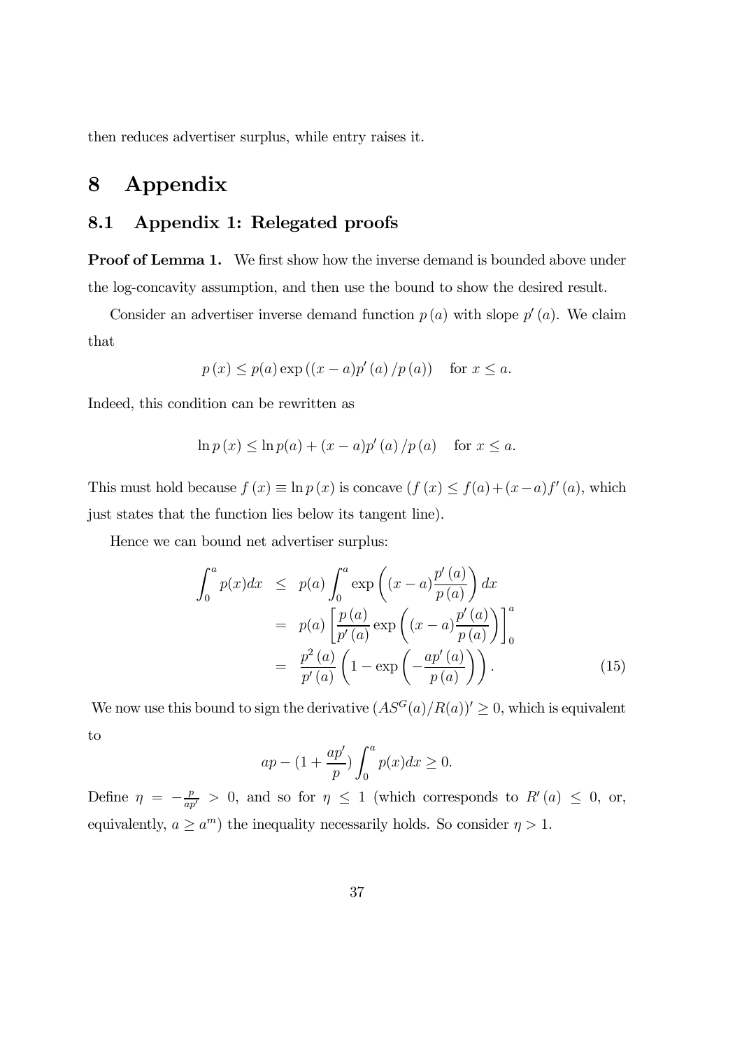then reduces advertiser surplus, while entry raises it.

# 8 Appendix

## 8.1 Appendix 1: Relegated proofs

**Proof of Lemma 1.** We first show how the inverse demand is bounded above under the log-concavity assumption, and then use the bound to show the desired result.

Consider an advertiser inverse demand function $p(a)$ with slope $p'(a)$. We claim that

$$p(x) \leq p(a) \exp\left((x-a)p'(a)/p(a)\right) \quad \text{for } x \leq a.$$

Indeed, this condition can be rewritten as

$$\ln p(x) \leq \ln p(a) + (x-a)p'(a)/p(a) \quad \text{for } x \leq a.$$

This must hold because $f(x) \equiv \ln p(x)$ is concave ($f(x) \leq f(a) + (x-a)f'(a)$, which just states that the function lies below its tangent line).

Hence we can bound net advertiser surplus:

$$\begin{aligned}
\int_0^a p(x)dx &\leq p(a) \int_0^a \exp\left((x-a)\frac{p'(a)}{p(a)}\right) dx \\
&= p(a) \left[\frac{p(a)}{p'(a)} \exp\left((x-a)\frac{p'(a)}{p(a)}\right)\right]_0^a \\
&= \frac{p^2(a)}{p'(a)} \left(1 - \exp\left(-\frac{ap'(a)}{p(a)}\right)\right). \qquad (15)
\end{aligned}$$

We now use this bound to sign the derivative $(AS^G(a)/R(a))' \geq 0$, which is equivalent to

$$ap - (1 + \frac{ap'}{p}) \int_0^a p(x)dx \geq 0.$$

Define $\eta = -\frac{p}{ap'} > 0$, and so for $\eta \leq 1$ (which corresponds to $R'(a) \leq 0$, or, equivalently, $a \geq a^m$) the inequality necessarily holds. So consider $\eta > 1$.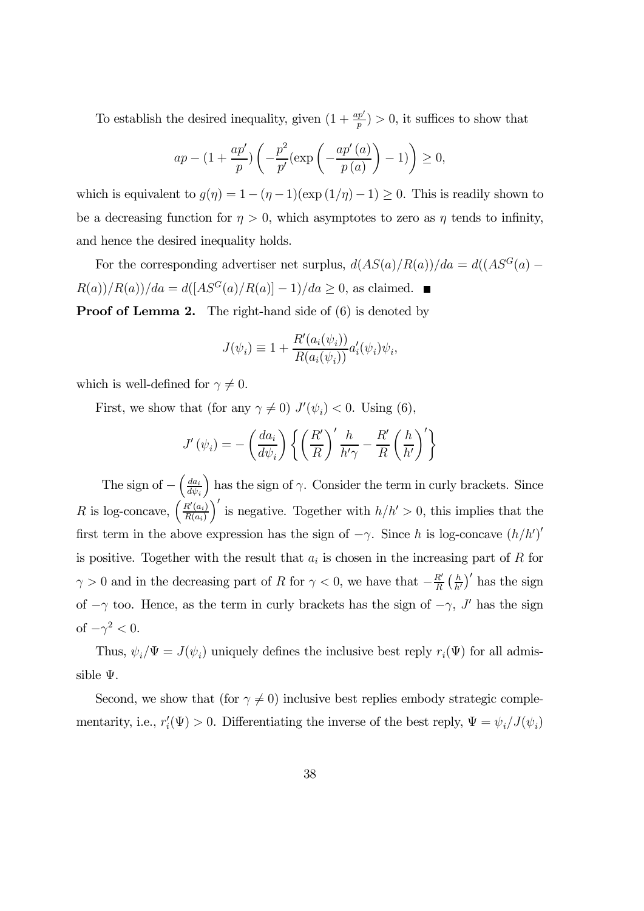To establish the desired inequality, given $(1+\frac{ap'}{p})>0$, it suffices to show that

$$ap-(1+\frac{ap'}{p})\left(-\frac{p^2}{p'}(\exp\left(-\frac{ap'(a)}{p(a)}\right)-1)\right)\geq 0,$$

which is equivalent to $g(\eta)=1-(\eta-1)(\exp(1/\eta)-1)\geq 0$. This is readily shown to be a decreasing function for $\eta>0$, which asymptotes to zero as $\eta$ tends to infinity, and hence the desired inequality holds.

For the corresponding advertiser net surplus, $d(AS(a)/R(a))/da = d((AS^G(a) - R(a))/R(a))/da = d([AS^G(a)/R(a)]-1)/da \geq 0$, as claimed. ■

**Proof of Lemma 2.** The right-hand side of (6) is denoted by

$$J(\psi_i)\equiv 1+\frac{R'(a_i(\psi_i))}{R(a_i(\psi_i))}a_i'(\psi_i)\psi_i,$$

which is well-defined for $\gamma\neq 0$.

First, we show that (for any $\gamma\neq 0$) $J'(\psi_i)<0$. Using (6),

$$J'(\psi_i)=-\left(\frac{da_i}{d\psi_i}\right)\left\{\left(\frac{R'}{R}\right)'\frac{h}{h'\gamma}-\frac{R'}{R}\left(\frac{h}{h'}\right)'\right\}$$

The sign of $-\left(\frac{da_i}{d\psi_i}\right)$ has the sign of $\gamma$. Consider the term in curly brackets. Since $R$ is log-concave, $\left(\frac{R'(a_i)}{R(a_i)}\right)'$ is negative. Together with $h/h'>0$, this implies that the first term in the above expression has the sign of $-\gamma$. Since $h$ is log-concave $(h/h')'$ is positive. Together with the result that $a_i$ is chosen in the increasing part of $R$ for $\gamma>0$ and in the decreasing part of $R$ for $\gamma<0$, we have that $-\frac{R'}{R}\left(\frac{h}{h'}\right)'$ has the sign of $-\gamma$ too. Hence, as the term in curly brackets has the sign of $-\gamma$, $J'$ has the sign of $-\gamma^2<0$.

Thus, $\psi_i/\Psi=J(\psi_i)$ uniquely defines the inclusive best reply $r_i(\Psi)$ for all admissible $\Psi$.

Second, we show that (for $\gamma\neq 0$) inclusive best replies embody strategic complementarity, i.e., $r_i'(\Psi)>0$. Differentiating the inverse of the best reply, $\Psi=\psi_i/J(\psi_i)$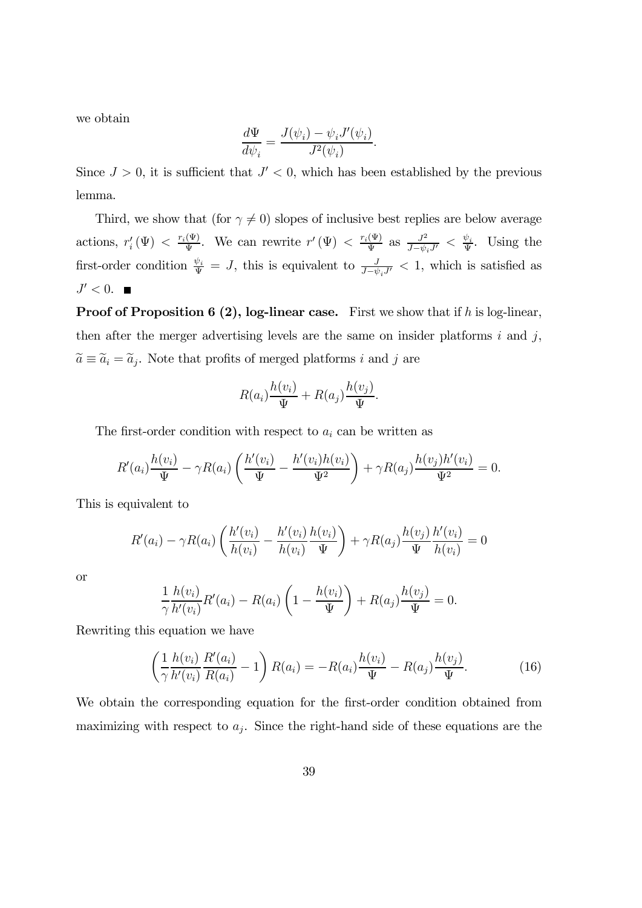we obtain

$$\frac{d\Psi}{d\psi_i} = \frac{J(\psi_i) - \psi_i J'(\psi_i)}{J^2(\psi_i)}.$$

Since $J > 0$, it is sufficient that $J' < 0$, which has been established by the previous lemma.

Third, we show that (for $\gamma \neq 0$) slopes of inclusive best replies are below average actions, $r_i'(\Psi) < \frac{r_i(\Psi)}{\Psi}$. We can rewrite $r'(\Psi) < \frac{r_i(\Psi)}{\Psi}$ as $\frac{J^2}{J - \psi_i J'} < \frac{\psi_i}{\Psi}$. Using the first-order condition $\frac{\psi_i}{\Psi} = J$, this is equivalent to $\frac{J}{J - \psi_i J'} < 1$, which is satisfied as $J' < 0$. ■

**Proof of Proposition 6 (2), log-linear case.** First we show that if $h$ is log-linear, then after the merger advertising levels are the same on insider platforms $i$ and $j$, $\widetilde{a} \equiv \widetilde{a}_i = \widetilde{a}_j$. Note that profits of merged platforms $i$ and $j$ are

$$R(a_i)\frac{h(v_i)}{\Psi} + R(a_j)\frac{h(v_j)}{\Psi}.$$

The first-order condition with respect to $a_i$ can be written as

$$R'(a_i)\frac{h(v_i)}{\Psi} - \gamma R(a_i)\left(\frac{h'(v_i)}{\Psi} - \frac{h'(v_i)h(v_i)}{\Psi^2}\right) + \gamma R(a_j)\frac{h(v_j)h'(v_i)}{\Psi^2} = 0.$$

This is equivalent to

$$R'(a_i) - \gamma R(a_i)\left(\frac{h'(v_i)}{h(v_i)} - \frac{h'(v_i)}{h(v_i)}\frac{h(v_i)}{\Psi}\right) + \gamma R(a_j)\frac{h(v_j)}{\Psi}\frac{h'(v_i)}{h(v_i)} = 0$$

or

$$\frac{1}{\gamma}\frac{h(v_i)}{h'(v_i)}R'(a_i) - R(a_i)\left(1 - \frac{h(v_i)}{\Psi}\right) + R(a_j)\frac{h(v_j)}{\Psi} = 0.$$

Rewriting this equation we have

$$\left(\frac{1}{\gamma}\frac{h(v_i)}{h'(v_i)}\frac{R'(a_i)}{R(a_i)} - 1\right)R(a_i) = -R(a_i)\frac{h(v_i)}{\Psi} - R(a_j)\frac{h(v_j)}{\Psi}. \tag{16}$$

We obtain the corresponding equation for the first-order condition obtained from maximizing with respect to $a_j$. Since the right-hand side of these equations are the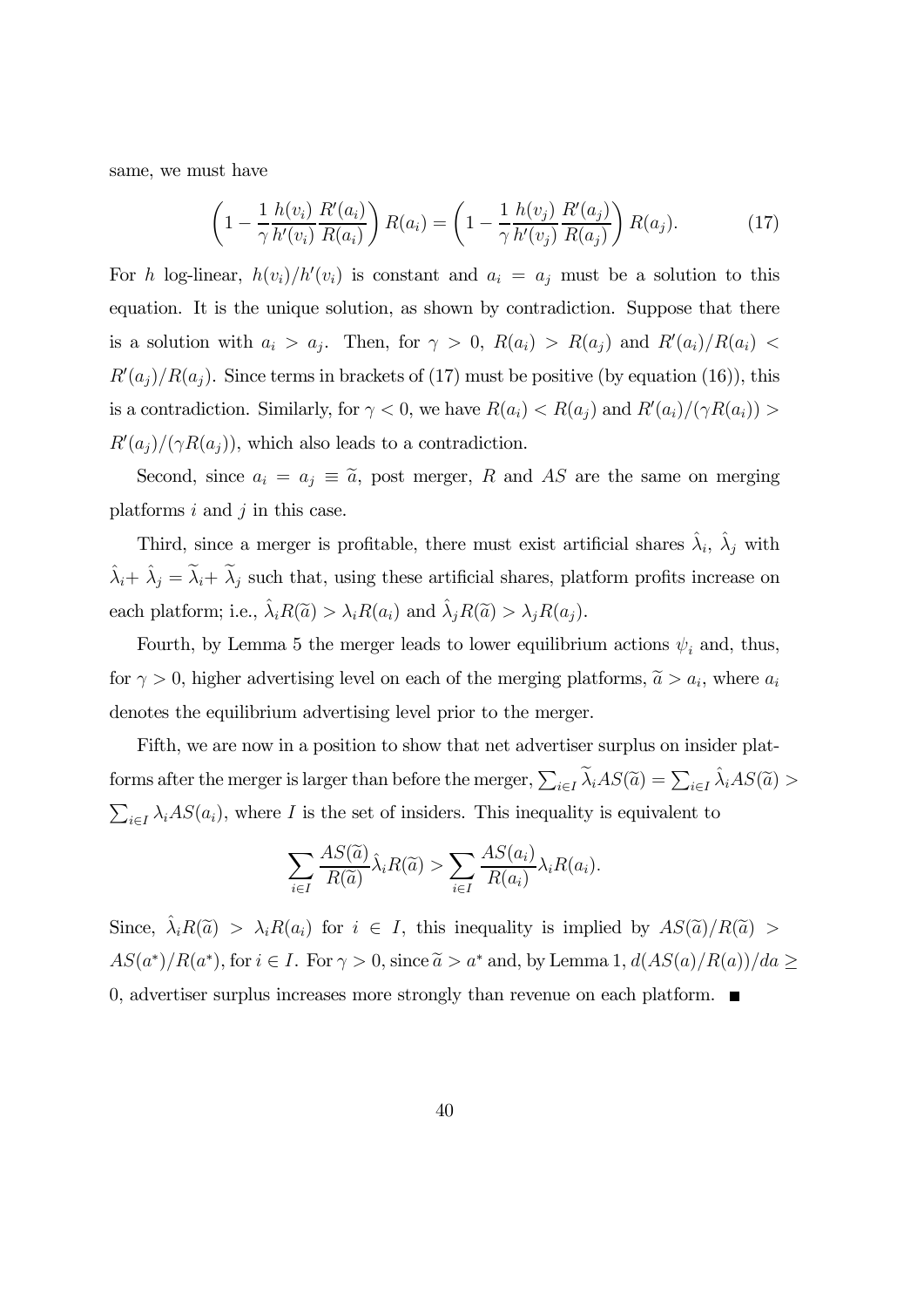same, we must have

$$\left(1 - \frac{1}{\gamma}\frac{h(v_i)}{h'(v_i)}\frac{R'(a_i)}{R(a_i)}\right) R(a_i) = \left(1 - \frac{1}{\gamma}\frac{h(v_j)}{h'(v_j)}\frac{R'(a_j)}{R(a_j)}\right) R(a_j). \tag{17}$$

For $h$ log-linear, $h(v_i)/h'(v_i)$ is constant and $a_i = a_j$ must be a solution to this equation. It is the unique solution, as shown by contradiction. Suppose that there is a solution with $a_i > a_j$. Then, for $\gamma > 0$, $R(a_i) > R(a_j)$ and $R'(a_i)/R(a_i) < R'(a_j)/R(a_j)$. Since terms in brackets of (17) must be positive (by equation (16)), this is a contradiction. Similarly, for $\gamma < 0$, we have $R(a_i) < R(a_j)$ and $R'(a_i)/(\gamma R(a_i)) > R'(a_j)/(\gamma R(a_j))$, which also leads to a contradiction.

Second, since $a_i = a_j \equiv \widetilde{a}$, post merger, $R$ and $AS$ are the same on merging platforms $i$ and $j$ in this case.

Third, since a merger is profitable, there must exist artificial shares $\hat{\lambda}_i$, $\hat{\lambda}_j$ with $\hat{\lambda}_i + \hat{\lambda}_j = \widetilde{\lambda}_i + \widetilde{\lambda}_j$ such that, using these artificial shares, platform profits increase on each platform; i.e., $\hat{\lambda}_i R(\widetilde{a}) > \lambda_i R(a_i)$ and $\hat{\lambda}_j R(\widetilde{a}) > \lambda_j R(a_j)$.

Fourth, by Lemma 5 the merger leads to lower equilibrium actions $\psi_i$ and, thus, for $\gamma > 0$, higher advertising level on each of the merging platforms, $\widetilde{a} > a_i$, where $a_i$ denotes the equilibrium advertising level prior to the merger.

Fifth, we are now in a position to show that net advertiser surplus on insider platforms after the merger is larger than before the merger, $\sum_{i \in I} \widetilde{\lambda}_i AS(\widetilde{a}) = \sum_{i \in I} \hat{\lambda}_i AS(\widetilde{a}) > \sum_{i \in I} \lambda_i AS(a_i)$, where $I$ is the set of insiders. This inequality is equivalent to

$$\sum_{i \in I} \frac{AS(\widetilde{a})}{R(\widetilde{a})} \hat{\lambda}_i R(\widetilde{a}) > \sum_{i \in I} \frac{AS(a_i)}{R(a_i)} \lambda_i R(a_i).$$

Since, $\hat{\lambda}_i R(\widetilde{a}) > \lambda_i R(a_i)$ for $i \in I$, this inequality is implied by $AS(\widetilde{a})/R(\widetilde{a}) > AS(a^*)/R(a^*)$, for $i \in I$. For $\gamma > 0$, since $\widetilde{a} > a^*$ and, by Lemma 1, $d(AS(a)/R(a))/da \geq 0$, advertiser surplus increases more strongly than revenue on each platform. ■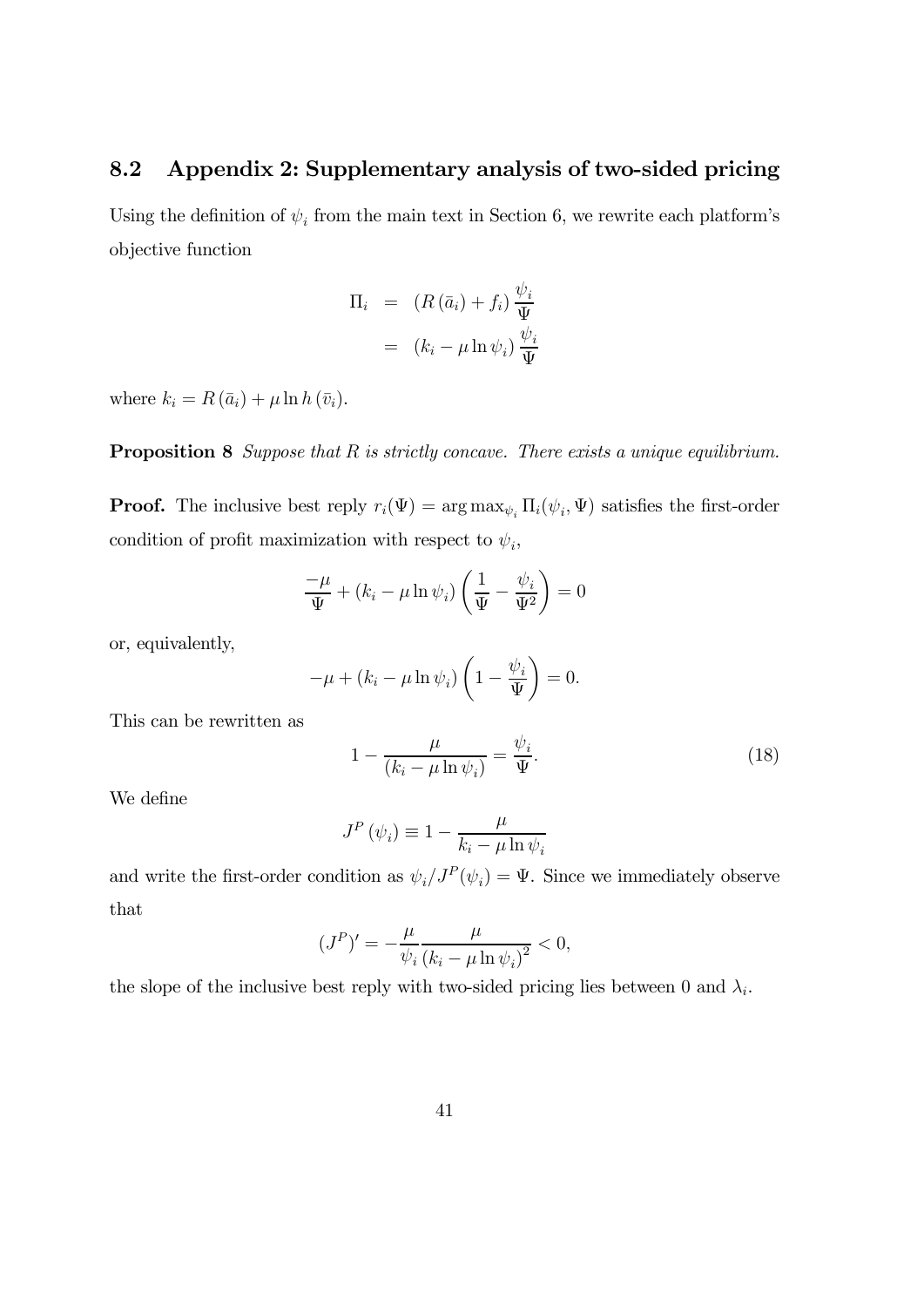## 8.2 Appendix 2: Supplementary analysis of two-sided pricing

Using the definition of $\psi_i$ from the main text in Section 6, we rewrite each platform's objective function

$$
\begin{aligned}
\Pi_i &= (R(\bar{a}_i) + f_i) \frac{\psi_i}{\Psi} \\
&= (k_i - \mu \ln \psi_i) \frac{\psi_i}{\Psi}
\end{aligned}
$$

where $k_i = R(\bar{a}_i) + \mu \ln h(\bar{v}_i)$.

**Proposition 8** *Suppose that $R$ is strictly concave. There exists a unique equilibrium.*

**Proof.** The inclusive best reply $r_i(\Psi) = \arg\max_{\psi_i} \Pi_i(\psi_i, \Psi)$ satisfies the first-order condition of profit maximization with respect to $\psi_i$,

$$
\frac{-\mu}{\Psi} + (k_i - \mu \ln \psi_i) \left( \frac{1}{\Psi} - \frac{\psi_i}{\Psi^2} \right) = 0
$$

or, equivalently,

$$
-\mu + (k_i - \mu \ln \psi_i) \left( 1 - \frac{\psi_i}{\Psi} \right) = 0.
$$

This can be rewritten as

$$
1 - \frac{\mu}{(k_i - \mu \ln \psi_i)} = \frac{\psi_i}{\Psi}. \tag{18}
$$

We define

$$
J^P(\psi_i) \equiv 1 - \frac{\mu}{k_i - \mu \ln \psi_i}
$$

and write the first-order condition as $\psi_i / J^P(\psi_i) = \Psi$. Since we immediately observe that

$$
(J^P)' = -\frac{\mu}{\psi_i} \frac{\mu}{(k_i - \mu \ln \psi_i)^2} < 0,
$$

the slope of the inclusive best reply with two-sided pricing lies between 0 and $\lambda_i$.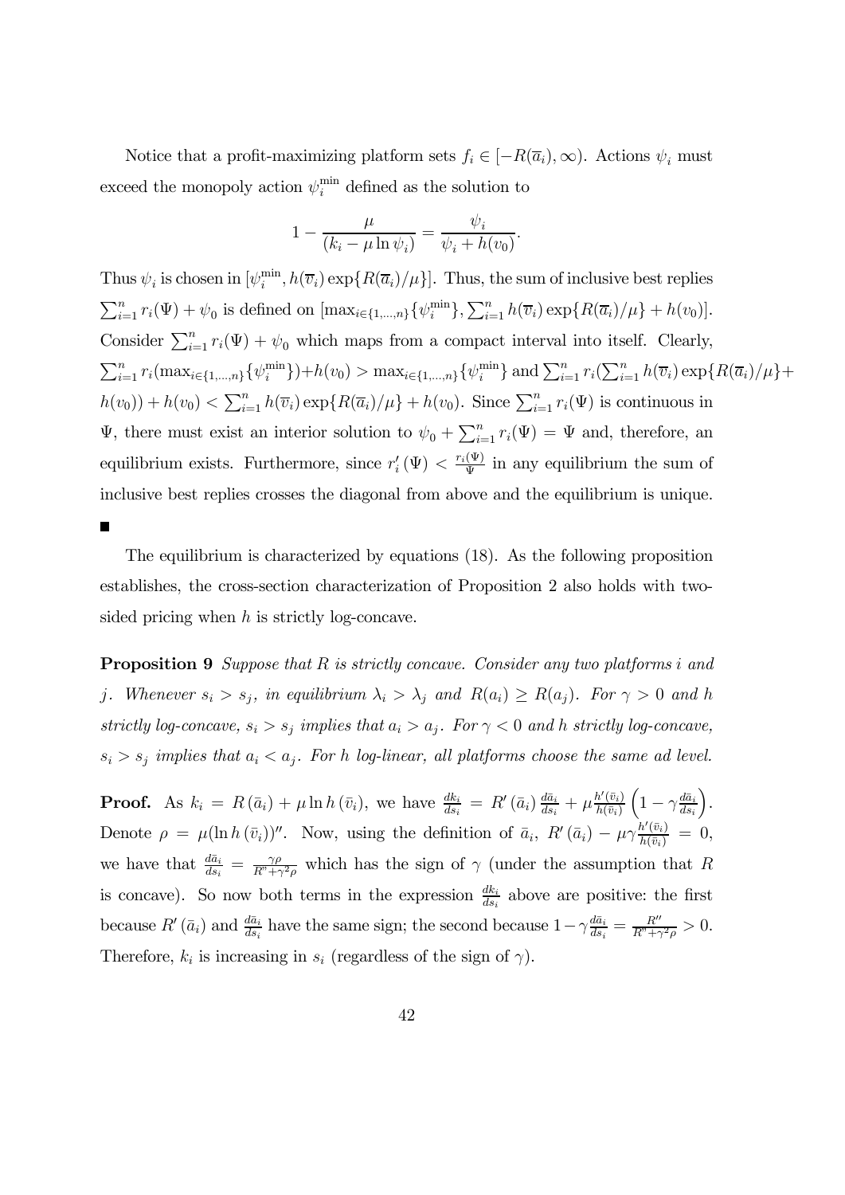Notice that a profit-maximizing platform sets $f_i \in [-R(\overline{a}_i), \infty)$. Actions $\psi_i$ must exceed the monopoly action $\psi_i^{\min}$ defined as the solution to

$$1 - \frac{\mu}{(k_i - \mu \ln \psi_i)} = \frac{\psi_i}{\psi_i + h(v_0)}.$$

Thus $\psi_i$ is chosen in $[\psi_i^{\min}, h(\overline{v}_i)\exp\{R(\overline{a}_i)/\mu\}]$. Thus, the sum of inclusive best replies $\sum_{i=1}^n r_i(\Psi) + \psi_0$ is defined on $[\max_{i\in\{1,\ldots,n\}}\{\psi_i^{\min}\}, \sum_{i=1}^n h(\overline{v}_i)\exp\{R(\overline{a}_i)/\mu\} + h(v_0)]$. Consider $\sum_{i=1}^n r_i(\Psi) + \psi_0$ which maps from a compact interval into itself. Clearly, $\sum_{i=1}^n r_i(\max_{i\in\{1,\ldots,n\}}\{\psi_i^{\min}\}) + h(v_0) > \max_{i\in\{1,\ldots,n\}}\{\psi_i^{\min}\}$ and $\sum_{i=1}^n r_i(\sum_{i=1}^n h(\overline{v}_i)\exp\{R(\overline{a}_i)/\mu\} + h(v_0)) + h(v_0) < \sum_{i=1}^n h(\overline{v}_i)\exp\{R(\overline{a}_i)/\mu\} + h(v_0)$. Since $\sum_{i=1}^n r_i(\Psi)$ is continuous in $\Psi$, there must exist an interior solution to $\psi_0 + \sum_{i=1}^n r_i(\Psi) = \Psi$ and, therefore, an equilibrium exists. Furthermore, since $r_i'(\Psi) < \frac{r_i(\Psi)}{\Psi}$ in any equilibrium the sum of inclusive best replies crosses the diagonal from above and the equilibrium is unique. ■

The equilibrium is characterized by equations (18). As the following proposition establishes, the cross-section characterization of Proposition 2 also holds with two-sided pricing when $h$ is strictly log-concave.

**Proposition 9** *Suppose that $R$ is strictly concave. Consider any two platforms $i$ and $j$. Whenever $s_i > s_j$, in equilibrium $\lambda_i > \lambda_j$ and $R(a_i) \geq R(a_j)$. For $\gamma > 0$ and $h$ strictly log-concave, $s_i > s_j$ implies that $a_i > a_j$. For $\gamma < 0$ and $h$ strictly log-concave, $s_i > s_j$ implies that $a_i < a_j$. For $h$ log-linear, all platforms choose the same ad level.*

**Proof.** As $k_i = R(\bar{a}_i) + \mu \ln h(\bar{v}_i)$, we have $\frac{dk_i}{ds_i} = R'(\bar{a}_i)\frac{d\bar{a}_i}{ds_i} + \mu\frac{h'(\bar{v}_i)}{h(\bar{v}_i)}\left(1 - \gamma\frac{d\bar{a}_i}{ds_i}\right)$. Denote $\rho = \mu(\ln h(\bar{v}_i))''$. Now, using the definition of $\bar{a}_i$, $R'(\bar{a}_i) - \mu\gamma\frac{h'(\bar{v}_i)}{h(\bar{v}_i)} = 0$, we have that $\frac{d\bar{a}_i}{ds_i} = \frac{\gamma\rho}{R'' + \gamma^2\rho}$ which has the sign of $\gamma$ (under the assumption that $R$ is concave). So now both terms in the expression $\frac{dk_i}{ds_i}$ above are positive: the first because $R'(\bar{a}_i)$ and $\frac{d\bar{a}_i}{ds_i}$ have the same sign; the second because $1 - \gamma\frac{d\bar{a}_i}{ds_i} = \frac{R''}{R'' + \gamma^2\rho} > 0$. Therefore, $k_i$ is increasing in $s_i$ (regardless of the sign of $\gamma$).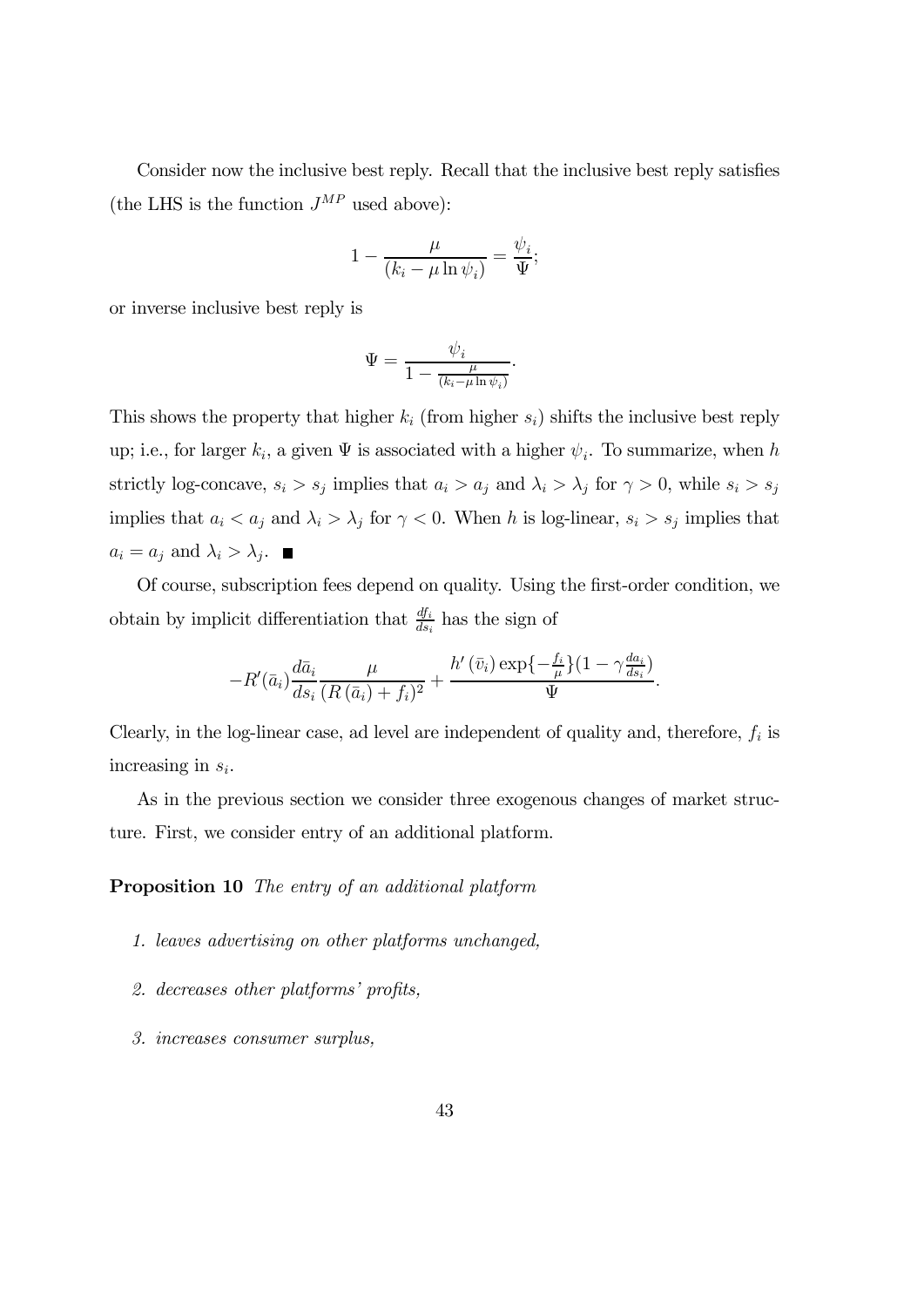Consider now the inclusive best reply. Recall that the inclusive best reply satisfies (the LHS is the function $J^{MP}$ used above):

$$1 - \frac{\mu}{(k_i - \mu \ln \psi_i)} = \frac{\psi_i}{\Psi};$$

or inverse inclusive best reply is

$$\Psi = \frac{\psi_i}{1 - \frac{\mu}{(k_i - \mu \ln \psi_i)}}.$$

This shows the property that higher $k_i$ (from higher $s_i$) shifts the inclusive best reply up; i.e., for larger $k_i$, a given $\Psi$ is associated with a higher $\psi_i$. To summarize, when $h$ strictly log-concave, $s_i > s_j$ implies that $a_i > a_j$ and $\lambda_i > \lambda_j$ for $\gamma > 0$, while $s_i > s_j$ implies that $a_i < a_j$ and $\lambda_i > \lambda_j$ for $\gamma < 0$. When $h$ is log-linear, $s_i > s_j$ implies that $a_i = a_j$ and $\lambda_i > \lambda_j$. ■

Of course, subscription fees depend on quality. Using the first-order condition, we obtain by implicit differentiation that $\frac{df_i}{ds_i}$ has the sign of

$$-R'(\bar{a}_i)\frac{d\bar{a}_i}{ds_i}\frac{\mu}{(R(\bar{a}_i) + f_i)^2} + \frac{h'(\bar{v}_i)\exp\{-\frac{f_i}{\mu}\}(1 - \gamma\frac{da_i}{ds_i})}{\Psi}.$$

Clearly, in the log-linear case, ad level are independent of quality and, therefore, $f_i$ is increasing in $s_i$.

As in the previous section we consider three exogenous changes of market structure. First, we consider entry of an additional platform.

**Proposition 10** *The entry of an additional platform*

1. *leaves advertising on other platforms unchanged,*
2. *decreases other platforms' profits,*
3. *increases consumer surplus,*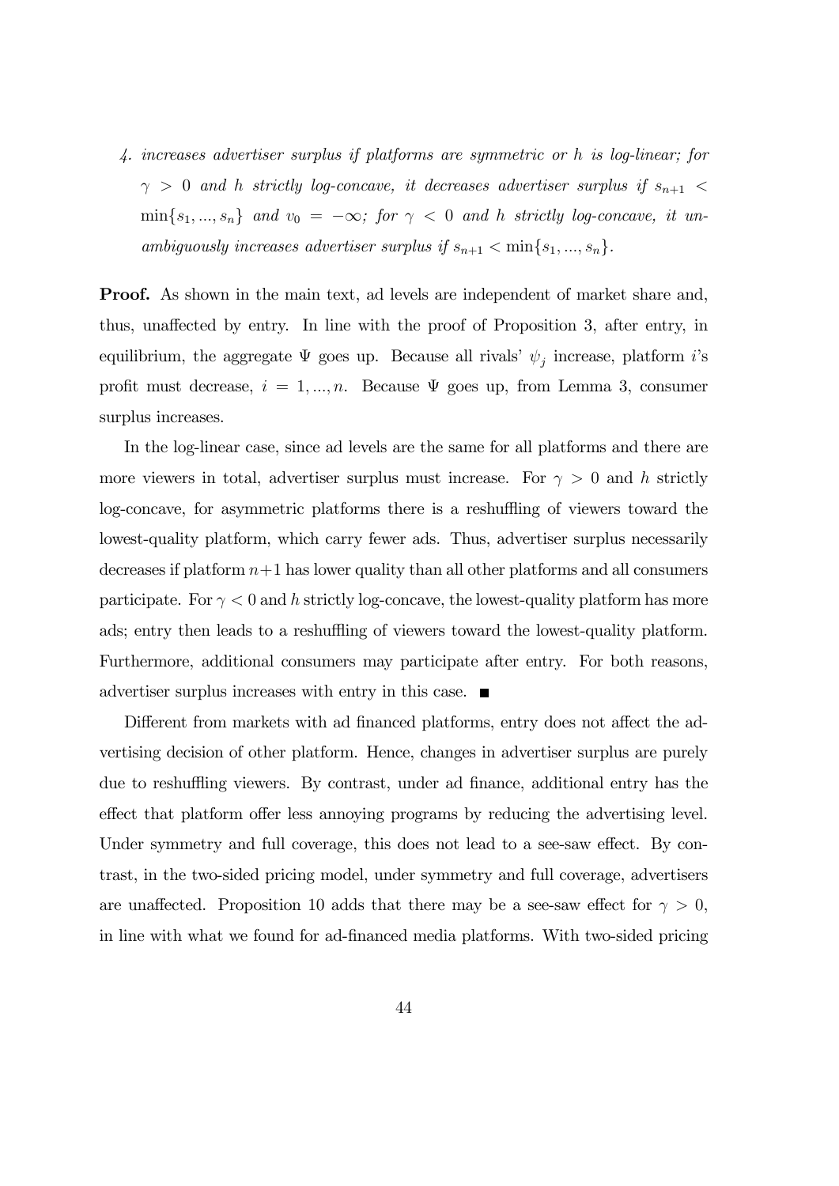4. *increases advertiser surplus if platforms are symmetric or $h$ is log-linear; for $\gamma > 0$ and $h$ strictly log-concave, it decreases advertiser surplus if $s_{n+1} < \min\{s_1, ..., s_n\}$ and $v_0 = -\infty$; for $\gamma < 0$ and $h$ strictly log-concave, it unambiguously increases advertiser surplus if $s_{n+1} < \min\{s_1, ..., s_n\}$.*

**Proof.** As shown in the main text, ad levels are independent of market share and, thus, unaffected by entry. In line with the proof of Proposition 3, after entry, in equilibrium, the aggregate $\Psi$ goes up. Because all rivals' $\psi_j$ increase, platform $i$'s profit must decrease, $i = 1, ..., n$. Because $\Psi$ goes up, from Lemma 3, consumer surplus increases.

In the log-linear case, since ad levels are the same for all platforms and there are more viewers in total, advertiser surplus must increase. For $\gamma > 0$ and $h$ strictly log-concave, for asymmetric platforms there is a reshuffling of viewers toward the lowest-quality platform, which carry fewer ads. Thus, advertiser surplus necessarily decreases if platform $n+1$ has lower quality than all other platforms and all consumers participate. For $\gamma < 0$ and $h$ strictly log-concave, the lowest-quality platform has more ads; entry then leads to a reshuffling of viewers toward the lowest-quality platform. Furthermore, additional consumers may participate after entry. For both reasons, advertiser surplus increases with entry in this case. ■

Different from markets with ad financed platforms, entry does not affect the advertising decision of other platform. Hence, changes in advertiser surplus are purely due to reshuffling viewers. By contrast, under ad finance, additional entry has the effect that platform offer less annoying programs by reducing the advertising level. Under symmetry and full coverage, this does not lead to a see-saw effect. By contrast, in the two-sided pricing model, under symmetry and full coverage, advertisers are unaffected. Proposition 10 adds that there may be a see-saw effect for $\gamma > 0$, in line with what we found for ad-financed media platforms. With two-sided pricing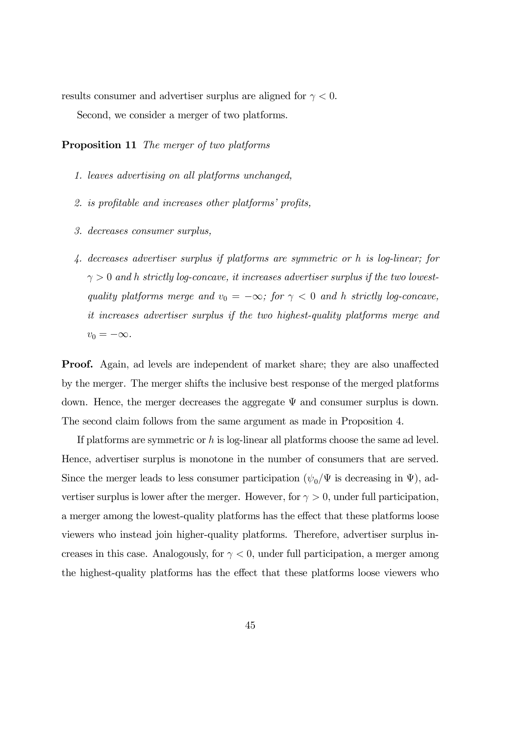results consumer and advertiser surplus are aligned for $\gamma < 0$.

Second, we consider a merger of two platforms.

**Proposition 11** *The merger of two platforms*

1. *leaves advertising on all platforms unchanged,*
2. *is profitable and increases other platforms' profits,*
3. *decreases consumer surplus,*
4. *decreases advertiser surplus if platforms are symmetric or $h$ is log-linear; for $\gamma > 0$ and $h$ strictly log-concave, it increases advertiser surplus if the two lowest-quality platforms merge and $v_0 = -\infty$; for $\gamma < 0$ and $h$ strictly log-concave, it increases advertiser surplus if the two highest-quality platforms merge and $v_0 = -\infty$.*

**Proof.** Again, ad levels are independent of market share; they are also unaffected by the merger. The merger shifts the inclusive best response of the merged platforms down. Hence, the merger decreases the aggregate $\Psi$ and consumer surplus is down. The second claim follows from the same argument as made in Proposition 4.

If platforms are symmetric or $h$ is log-linear all platforms choose the same ad level. Hence, advertiser surplus is monotone in the number of consumers that are served. Since the merger leads to less consumer participation ($\psi_0/\Psi$ is decreasing in $\Psi$), advertiser surplus is lower after the merger. However, for $\gamma > 0$, under full participation, a merger among the lowest-quality platforms has the effect that these platforms loose viewers who instead join higher-quality platforms. Therefore, advertiser surplus increases in this case. Analogously, for $\gamma < 0$, under full participation, a merger among the highest-quality platforms has the effect that these platforms loose viewers who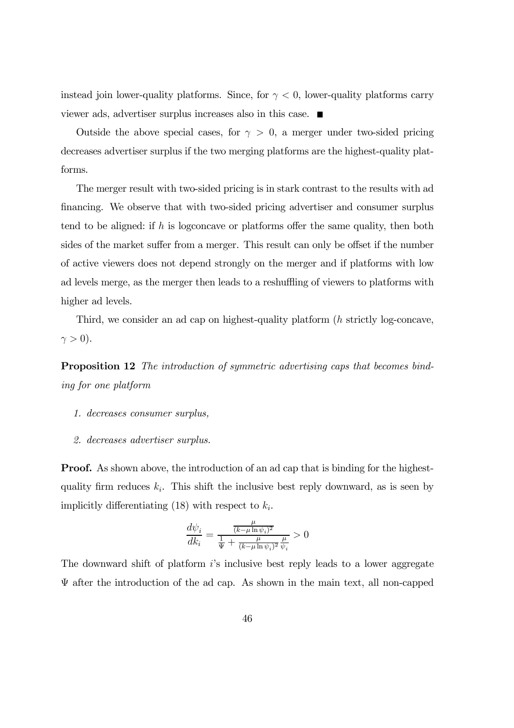instead join lower-quality platforms. Since, for $\gamma < 0$, lower-quality platforms carry viewer ads, advertiser surplus increases also in this case. ■

Outside the above special cases, for $\gamma > 0$, a merger under two-sided pricing decreases advertiser surplus if the two merging platforms are the highest-quality platforms.

The merger result with two-sided pricing is in stark contrast to the results with ad financing. We observe that with two-sided pricing advertiser and consumer surplus tend to be aligned: if $h$ is logconcave or platforms offer the same quality, then both sides of the market suffer from a merger. This result can only be offset if the number of active viewers does not depend strongly on the merger and if platforms with low ad levels merge, as the merger then leads to a reshuffling of viewers to platforms with higher ad levels.

Third, we consider an ad cap on highest-quality platform ($h$ strictly log-concave, $\gamma > 0$).

**Proposition 12** *The introduction of symmetric advertising caps that becomes binding for one platform*

1. *decreases consumer surplus,*
2. *decreases advertiser surplus.*

**Proof.** As shown above, the introduction of an ad cap that is binding for the highest-quality firm reduces $k_i$. This shift the inclusive best reply downward, as is seen by implicitly differentiating (18) with respect to $k_i$.

$$\frac{d\psi_i}{dk_i} = \frac{\frac{\mu}{(k-\mu \ln \psi_i)^2}}{\frac{1}{\Psi} + \frac{\mu}{(k-\mu \ln \psi_i)^2} \frac{\mu}{\psi_i}} > 0$$

The downward shift of platform $i$'s inclusive best reply leads to a lower aggregate $\Psi$ after the introduction of the ad cap. As shown in the main text, all non-capped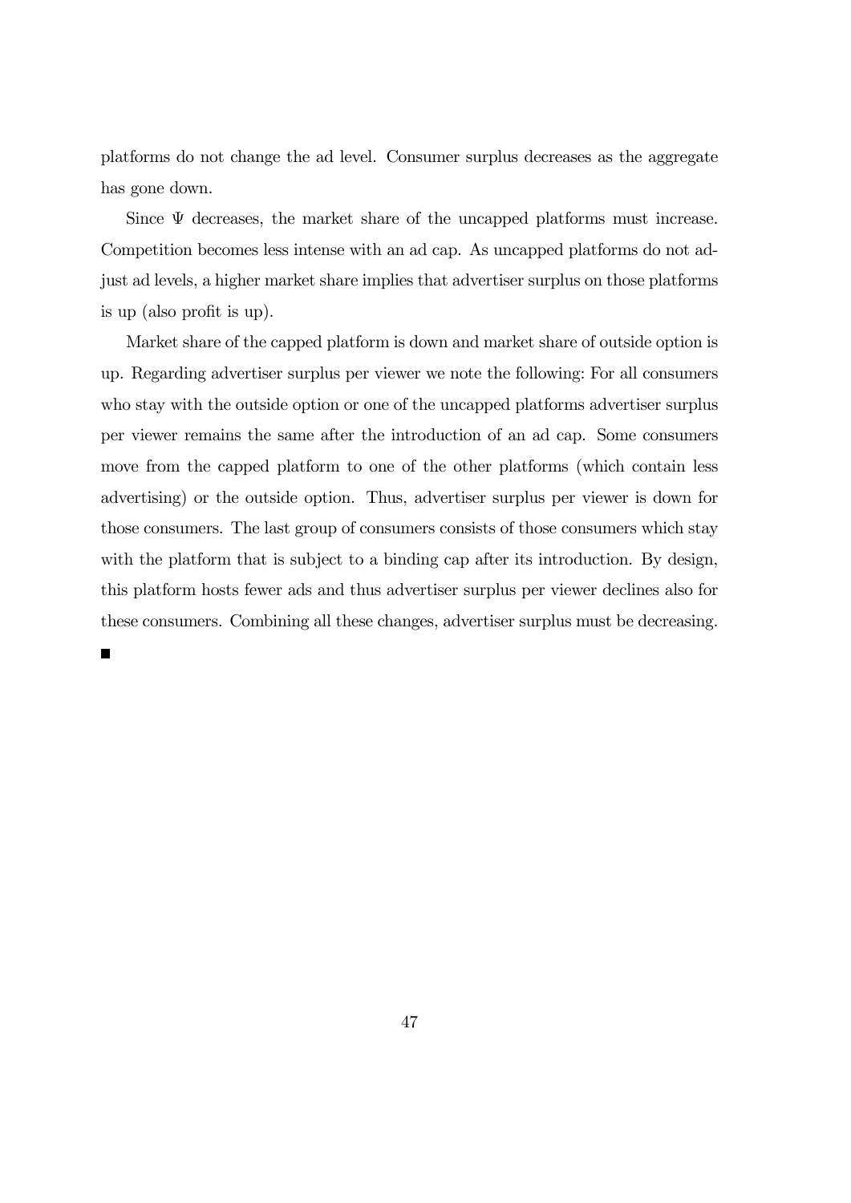platforms do not change the ad level. Consumer surplus decreases as the aggregate has gone down.

Since $\Psi$ decreases, the market share of the uncapped platforms must increase. Competition becomes less intense with an ad cap. As uncapped platforms do not adjust ad levels, a higher market share implies that advertiser surplus on those platforms is up (also profit is up).

Market share of the capped platform is down and market share of outside option is up. Regarding advertiser surplus per viewer we note the following: For all consumers who stay with the outside option or one of the uncapped platforms advertiser surplus per viewer remains the same after the introduction of an ad cap. Some consumers move from the capped platform to one of the other platforms (which contain less advertising) or the outside option. Thus, advertiser surplus per viewer is down for those consumers. The last group of consumers consists of those consumers which stay with the platform that is subject to a binding cap after its introduction. By design, this platform hosts fewer ads and thus advertiser surplus per viewer declines also for these consumers. Combining all these changes, advertiser surplus must be decreasing.

■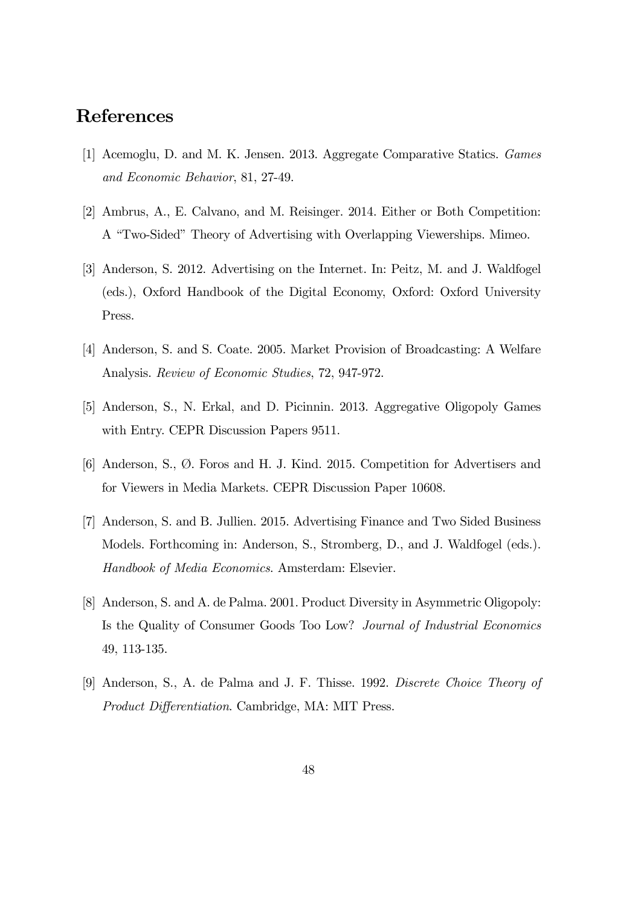## References

[1] Acemoglu, D. and M. K. Jensen. 2013. Aggregate Comparative Statics. *Games and Economic Behavior*, 81, 27-49.

[2] Ambrus, A., E. Calvano, and M. Reisinger. 2014. Either or Both Competition: A "Two-Sided" Theory of Advertising with Overlapping Viewerships. Mimeo.

[3] Anderson, S. 2012. Advertising on the Internet. In: Peitz, M. and J. Waldfogel (eds.), Oxford Handbook of the Digital Economy, Oxford: Oxford University Press.

[4] Anderson, S. and S. Coate. 2005. Market Provision of Broadcasting: A Welfare Analysis. *Review of Economic Studies*, 72, 947-972.

[5] Anderson, S., N. Erkal, and D. Picinnin. 2013. Aggregative Oligopoly Games with Entry. CEPR Discussion Papers 9511.

[6] Anderson, S., Ø. Foros and H. J. Kind. 2015. Competition for Advertisers and for Viewers in Media Markets. CEPR Discussion Paper 10608.

[7] Anderson, S. and B. Jullien. 2015. Advertising Finance and Two Sided Business Models. Forthcoming in: Anderson, S., Stromberg, D., and J. Waldfogel (eds.). *Handbook of Media Economics*. Amsterdam: Elsevier.

[8] Anderson, S. and A. de Palma. 2001. Product Diversity in Asymmetric Oligopoly: Is the Quality of Consumer Goods Too Low? *Journal of Industrial Economics* 49, 113-135.

[9] Anderson, S., A. de Palma and J. F. Thisse. 1992. *Discrete Choice Theory of Product Differentiation*. Cambridge, MA: MIT Press.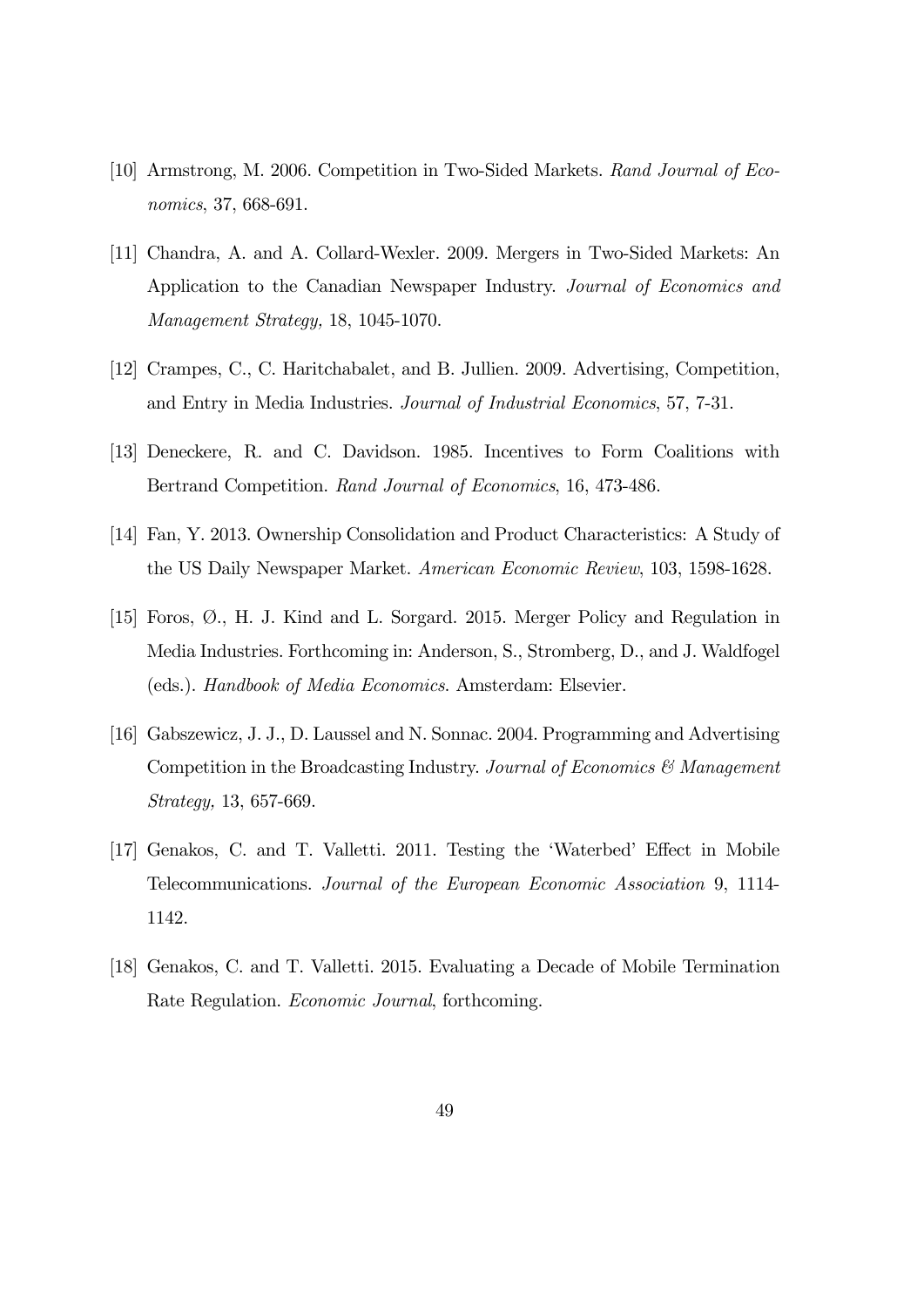[10] Armstrong, M. 2006. Competition in Two-Sided Markets. *Rand Journal of Economics*, 37, 668-691.

[11] Chandra, A. and A. Collard-Wexler. 2009. Mergers in Two-Sided Markets: An Application to the Canadian Newspaper Industry. *Journal of Economics and Management Strategy,* 18, 1045-1070.

[12] Crampes, C., C. Haritchabalet, and B. Jullien. 2009. Advertising, Competition, and Entry in Media Industries. *Journal of Industrial Economics*, 57, 7-31.

[13] Deneckere, R. and C. Davidson. 1985. Incentives to Form Coalitions with Bertrand Competition. *Rand Journal of Economics*, 16, 473-486.

[14] Fan, Y. 2013. Ownership Consolidation and Product Characteristics: A Study of the US Daily Newspaper Market. *American Economic Review*, 103, 1598-1628.

[15] Foros, Ø., H. J. Kind and L. Sorgard. 2015. Merger Policy and Regulation in Media Industries. Forthcoming in: Anderson, S., Stromberg, D., and J. Waldfogel (eds.). *Handbook of Media Economics.* Amsterdam: Elsevier.

[16] Gabszewicz, J. J., D. Laussel and N. Sonnac. 2004. Programming and Advertising Competition in the Broadcasting Industry. *Journal of Economics & Management Strategy,* 13, 657-669.

[17] Genakos, C. and T. Valletti. 2011. Testing the 'Waterbed' Effect in Mobile Telecommunications. *Journal of the European Economic Association* 9, 1114-1142.

[18] Genakos, C. and T. Valletti. 2015. Evaluating a Decade of Mobile Termination Rate Regulation. *Economic Journal*, forthcoming.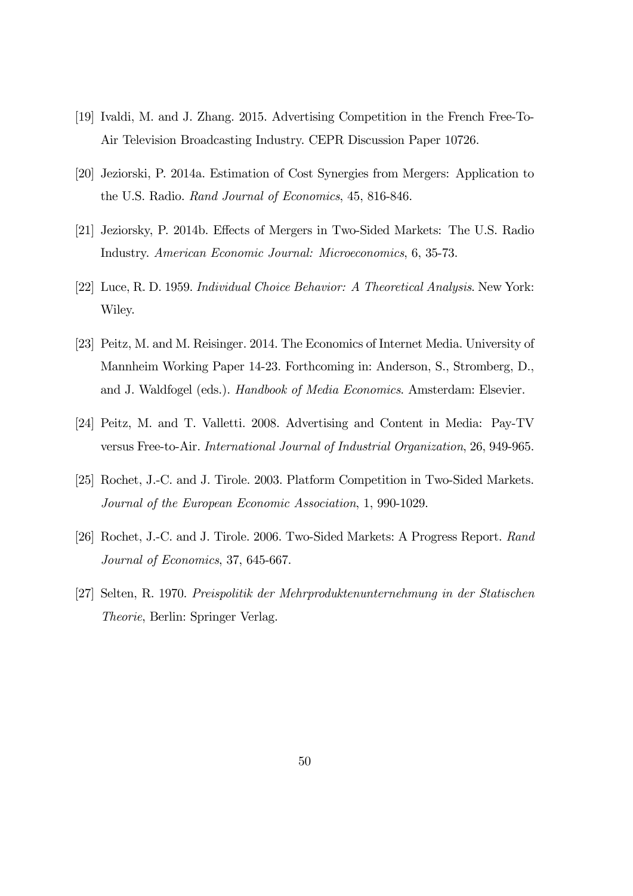[19] Ivaldi, M. and J. Zhang. 2015. Advertising Competition in the French Free-To-Air Television Broadcasting Industry. CEPR Discussion Paper 10726.

[20] Jeziorski, P. 2014a. Estimation of Cost Synergies from Mergers: Application to the U.S. Radio. *Rand Journal of Economics*, 45, 816-846.

[21] Jeziorsky, P. 2014b. Effects of Mergers in Two-Sided Markets: The U.S. Radio Industry. *American Economic Journal: Microeconomics*, 6, 35-73.

[22] Luce, R. D. 1959. *Individual Choice Behavior: A Theoretical Analysis*. New York: Wiley.

[23] Peitz, M. and M. Reisinger. 2014. The Economics of Internet Media. University of Mannheim Working Paper 14-23. Forthcoming in: Anderson, S., Stromberg, D., and J. Waldfogel (eds.). *Handbook of Media Economics*. Amsterdam: Elsevier.

[24] Peitz, M. and T. Valletti. 2008. Advertising and Content in Media: Pay-TV versus Free-to-Air. *International Journal of Industrial Organization*, 26, 949-965.

[25] Rochet, J.-C. and J. Tirole. 2003. Platform Competition in Two-Sided Markets. *Journal of the European Economic Association*, 1, 990-1029.

[26] Rochet, J.-C. and J. Tirole. 2006. Two-Sided Markets: A Progress Report. *Rand Journal of Economics*, 37, 645-667.

[27] Selten, R. 1970. *Preispolitik der Mehrproduktenunternehmung in der Statischen Theorie*, Berlin: Springer Verlag.